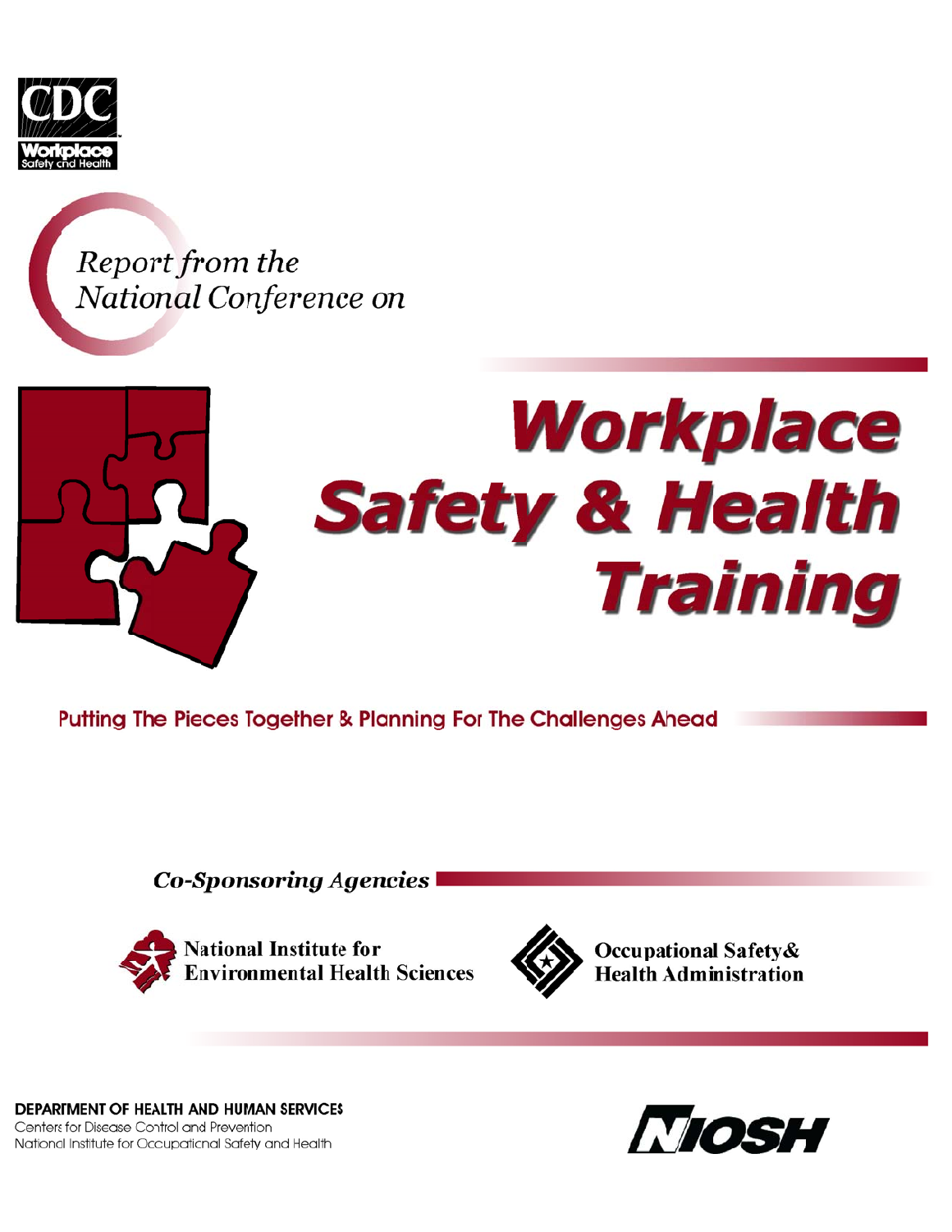CDC

Workplace Safety and Health

*Report from the National Conference on*

# Workplace Safety & Health Training

Putting The Pieces Together & Planning For The Challenges Ahead

***Co-Sponsoring Agencies***

National Institute for Environmental Health Sciences

Occupational Safety & Health Administration

**DEPARTMENT OF HEALTH AND HUMAN SERVICES**
Centers for Disease Control and Prevention
National Institute for Occupational Safety and Health

NIOSH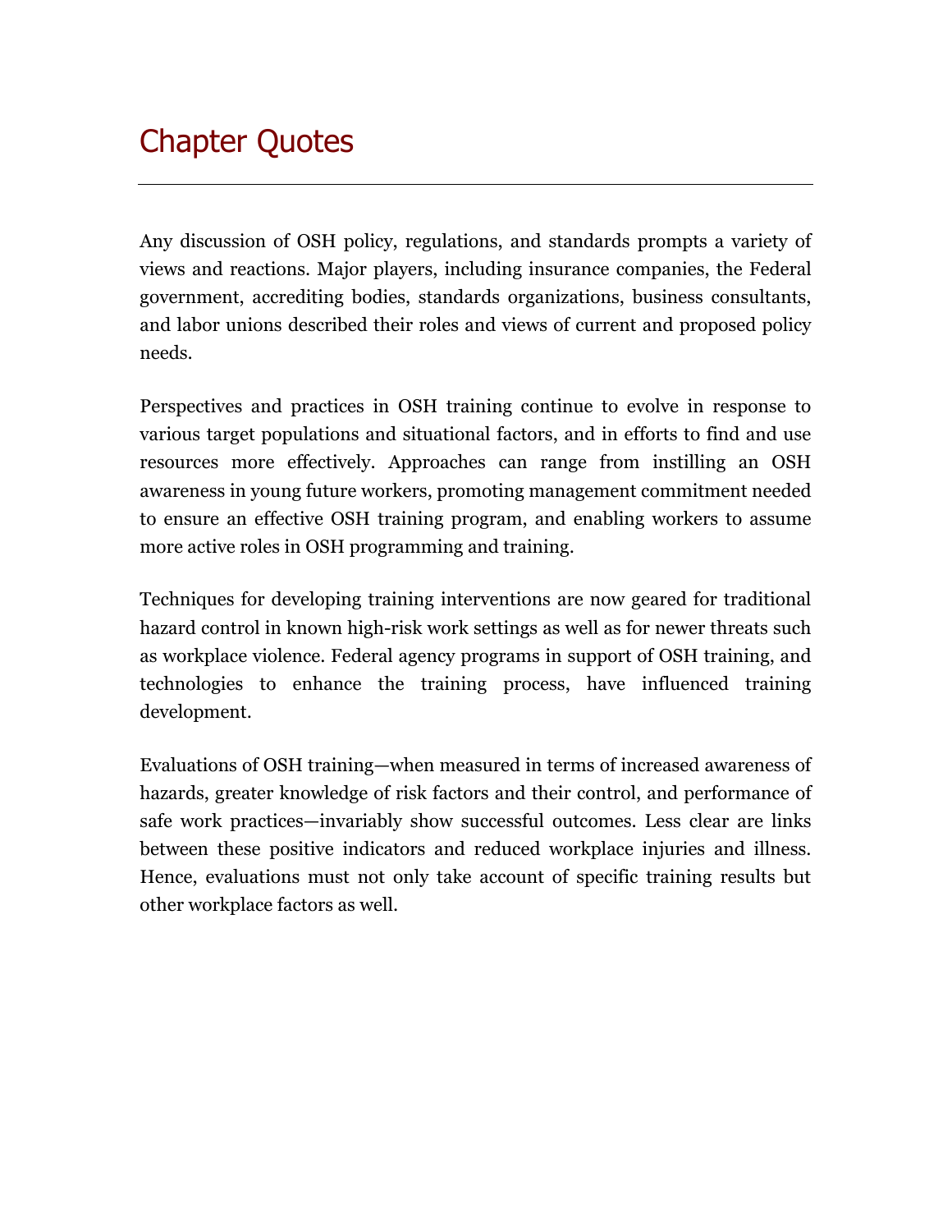# Chapter Quotes

---

Any discussion of OSH policy, regulations, and standards prompts a variety of views and reactions. Major players, including insurance companies, the Federal government, accrediting bodies, standards organizations, business consultants, and labor unions described their roles and views of current and proposed policy needs.

Perspectives and practices in OSH training continue to evolve in response to various target populations and situational factors, and in efforts to find and use resources more effectively. Approaches can range from instilling an OSH awareness in young future workers, promoting management commitment needed to ensure an effective OSH training program, and enabling workers to assume more active roles in OSH programming and training.

Techniques for developing training interventions are now geared for traditional hazard control in known high-risk work settings as well as for newer threats such as workplace violence. Federal agency programs in support of OSH training, and technologies to enhance the training process, have influenced training development.

Evaluations of OSH training—when measured in terms of increased awareness of hazards, greater knowledge of risk factors and their control, and performance of safe work practices—invariably show successful outcomes. Less clear are links between these positive indicators and reduced workplace injuries and illness. Hence, evaluations must not only take account of specific training results but other workplace factors as well.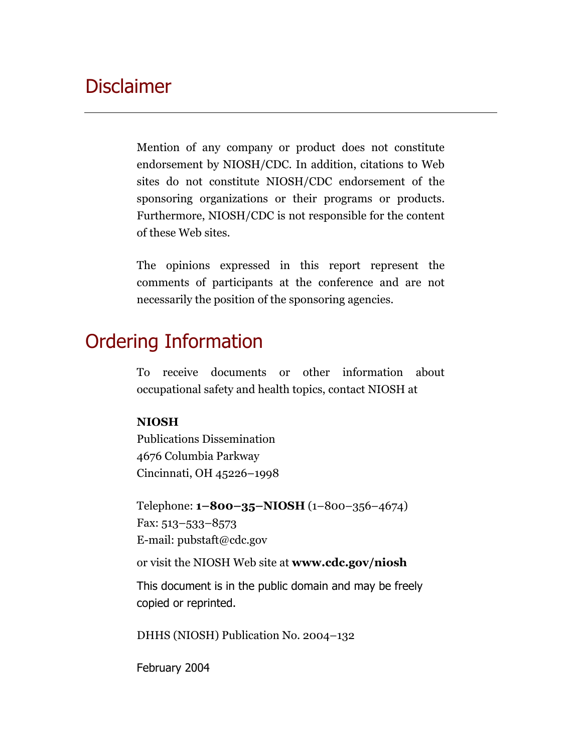# Disclaimer

Mention of any company or product does not constitute endorsement by NIOSH/CDC. In addition, citations to Web sites do not constitute NIOSH/CDC endorsement of the sponsoring organizations or their programs or products. Furthermore, NIOSH/CDC is not responsible for the content of these Web sites.

The opinions expressed in this report represent the comments of participants at the conference and are not necessarily the position of the sponsoring agencies.

# Ordering Information

To receive documents or other information about occupational safety and health topics, contact NIOSH at

**NIOSH**
Publications Dissemination
4676 Columbia Parkway
Cincinnati, OH 45226–1998

Telephone: **1–800–35–NIOSH** (1–800–356–4674)
Fax: 513–533–8573
E-mail: pubstaft@cdc.gov

or visit the NIOSH Web site at **www.cdc.gov/niosh**

This document is in the public domain and may be freely copied or reprinted.

DHHS (NIOSH) Publication No. 2004–132

February 2004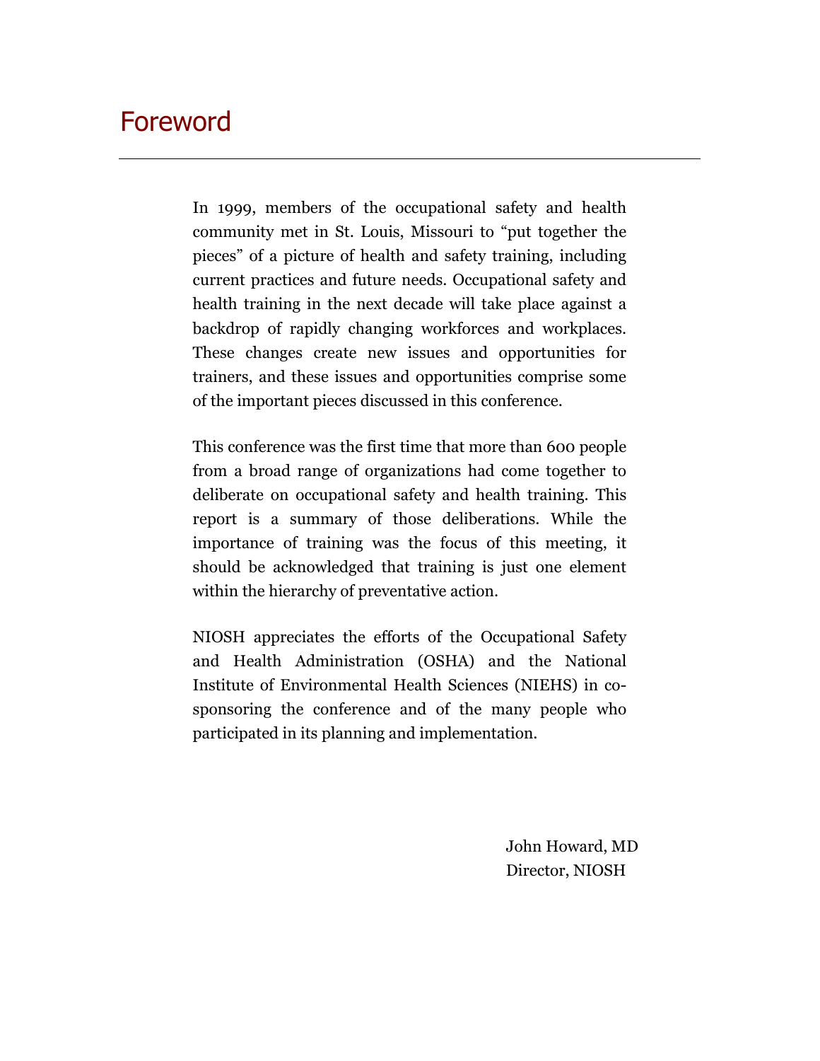# Foreword

In 1999, members of the occupational safety and health community met in St. Louis, Missouri to "put together the pieces" of a picture of health and safety training, including current practices and future needs. Occupational safety and health training in the next decade will take place against a backdrop of rapidly changing workforces and workplaces. These changes create new issues and opportunities for trainers, and these issues and opportunities comprise some of the important pieces discussed in this conference.

This conference was the first time that more than 600 people from a broad range of organizations had come together to deliberate on occupational safety and health training. This report is a summary of those deliberations. While the importance of training was the focus of this meeting, it should be acknowledged that training is just one element within the hierarchy of preventative action.

NIOSH appreciates the efforts of the Occupational Safety and Health Administration (OSHA) and the National Institute of Environmental Health Sciences (NIEHS) in co-sponsoring the conference and of the many people who participated in its planning and implementation.

John Howard, MD
Director, NIOSH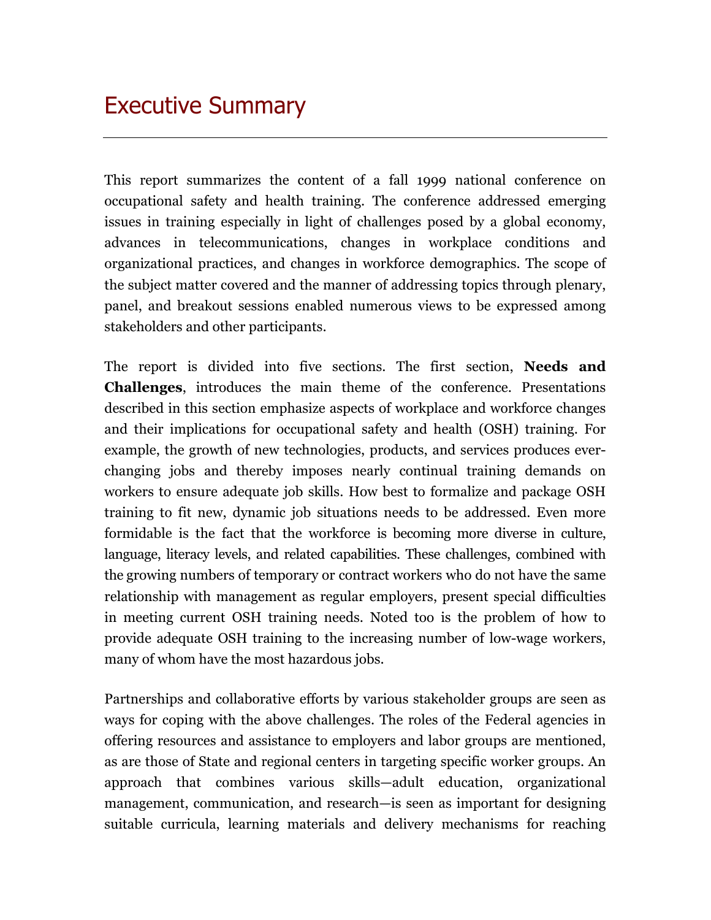# Executive Summary

This report summarizes the content of a fall 1999 national conference on occupational safety and health training. The conference addressed emerging issues in training especially in light of challenges posed by a global economy, advances in telecommunications, changes in workplace conditions and organizational practices, and changes in workforce demographics. The scope of the subject matter covered and the manner of addressing topics through plenary, panel, and breakout sessions enabled numerous views to be expressed among stakeholders and other participants.

The report is divided into five sections. The first section, **Needs and Challenges**, introduces the main theme of the conference. Presentations described in this section emphasize aspects of workplace and workforce changes and their implications for occupational safety and health (OSH) training. For example, the growth of new technologies, products, and services produces ever-changing jobs and thereby imposes nearly continual training demands on workers to ensure adequate job skills. How best to formalize and package OSH training to fit new, dynamic job situations needs to be addressed. Even more formidable is the fact that the workforce is becoming more diverse in culture, language, literacy levels, and related capabilities. These challenges, combined with the growing numbers of temporary or contract workers who do not have the same relationship with management as regular employers, present special difficulties in meeting current OSH training needs. Noted too is the problem of how to provide adequate OSH training to the increasing number of low-wage workers, many of whom have the most hazardous jobs.

Partnerships and collaborative efforts by various stakeholder groups are seen as ways for coping with the above challenges. The roles of the Federal agencies in offering resources and assistance to employers and labor groups are mentioned, as are those of State and regional centers in targeting specific worker groups. An approach that combines various skills—adult education, organizational management, communication, and research—is seen as important for designing suitable curricula, learning materials and delivery mechanisms for reaching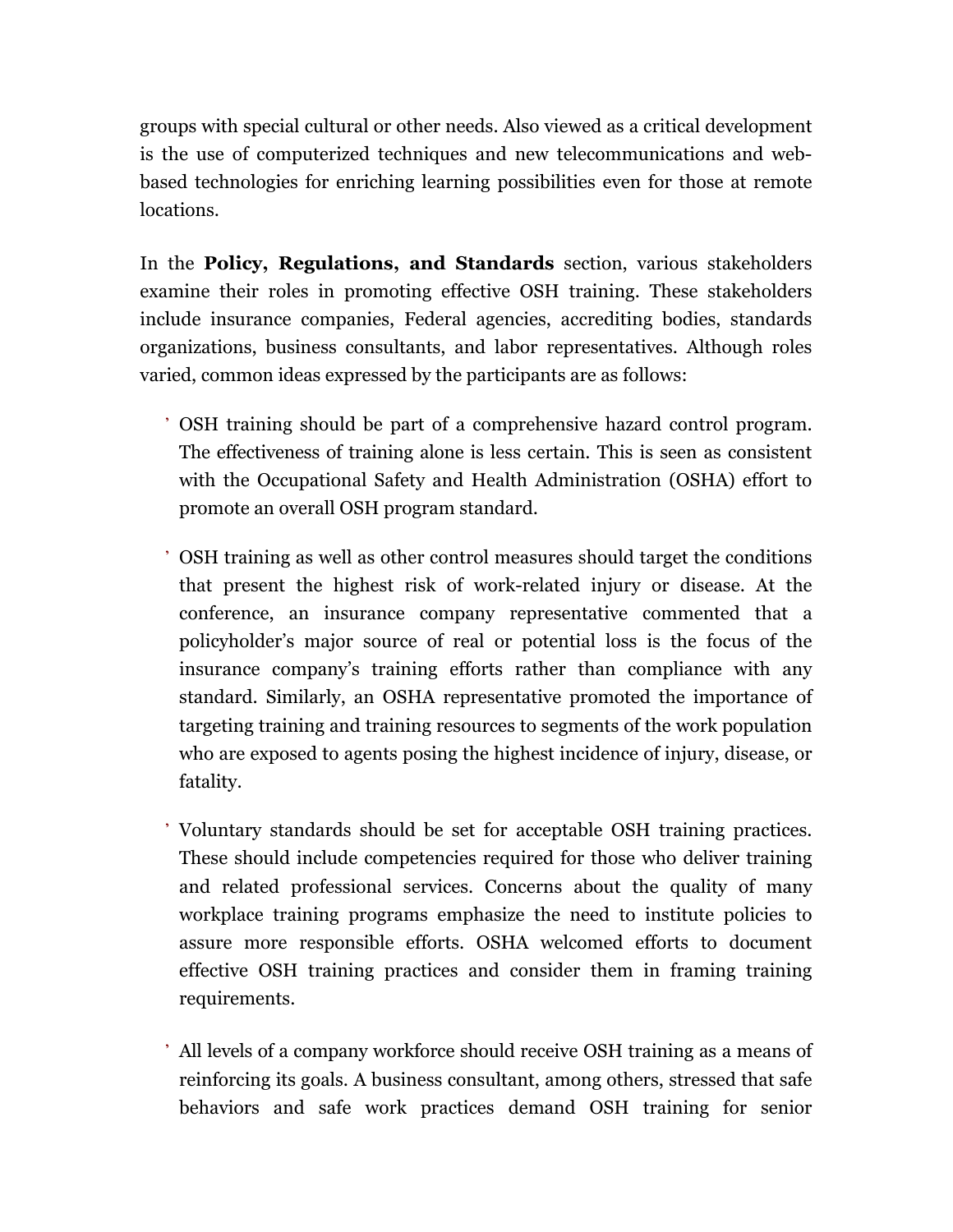groups with special cultural or other needs. Also viewed as a critical development is the use of computerized techniques and new telecommunications and web-based technologies for enriching learning possibilities even for those at remote locations.

In the **Policy, Regulations, and Standards** section, various stakeholders examine their roles in promoting effective OSH training. These stakeholders include insurance companies, Federal agencies, accrediting bodies, standards organizations, business consultants, and labor representatives. Although roles varied, common ideas expressed by the participants are as follows:

- OSH training should be part of a comprehensive hazard control program. The effectiveness of training alone is less certain. This is seen as consistent with the Occupational Safety and Health Administration (OSHA) effort to promote an overall OSH program standard.

- OSH training as well as other control measures should target the conditions that present the highest risk of work-related injury or disease. At the conference, an insurance company representative commented that a policyholder's major source of real or potential loss is the focus of the insurance company's training efforts rather than compliance with any standard. Similarly, an OSHA representative promoted the importance of targeting training and training resources to segments of the work population who are exposed to agents posing the highest incidence of injury, disease, or fatality.

- Voluntary standards should be set for acceptable OSH training practices. These should include competencies required for those who deliver training and related professional services. Concerns about the quality of many workplace training programs emphasize the need to institute policies to assure more responsible efforts. OSHA welcomed efforts to document effective OSH training practices and consider them in framing training requirements.

- All levels of a company workforce should receive OSH training as a means of reinforcing its goals. A business consultant, among others, stressed that safe behaviors and safe work practices demand OSH training for senior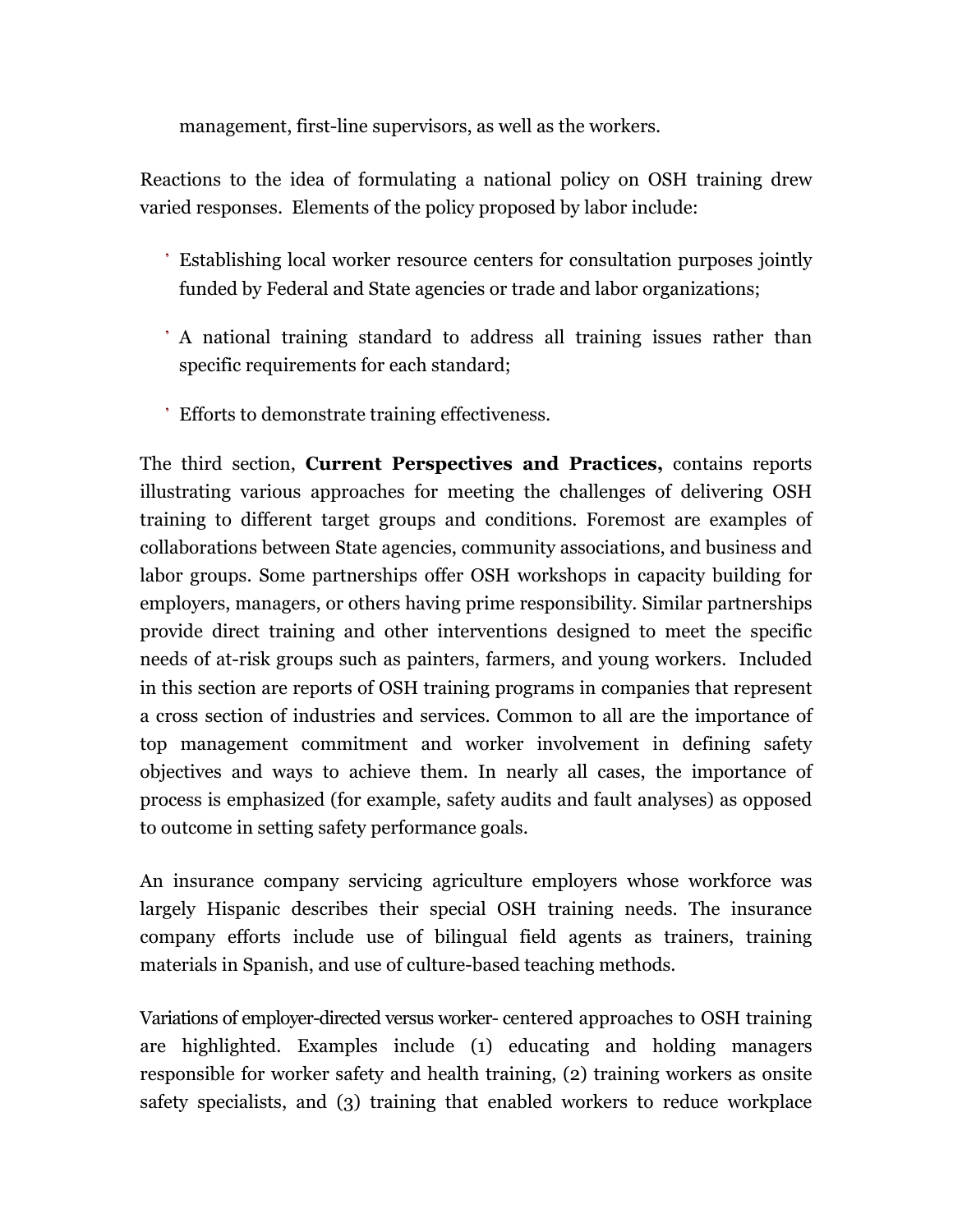management, first-line supervisors, as well as the workers.

Reactions to the idea of formulating a national policy on OSH training drew varied responses. Elements of the policy proposed by labor include:

- Establishing local worker resource centers for consultation purposes jointly funded by Federal and State agencies or trade and labor organizations;
- A national training standard to address all training issues rather than specific requirements for each standard;
- Efforts to demonstrate training effectiveness.

The third section, **Current Perspectives and Practices,** contains reports illustrating various approaches for meeting the challenges of delivering OSH training to different target groups and conditions. Foremost are examples of collaborations between State agencies, community associations, and business and labor groups. Some partnerships offer OSH workshops in capacity building for employers, managers, or others having prime responsibility. Similar partnerships provide direct training and other interventions designed to meet the specific needs of at-risk groups such as painters, farmers, and young workers. Included in this section are reports of OSH training programs in companies that represent a cross section of industries and services. Common to all are the importance of top management commitment and worker involvement in defining safety objectives and ways to achieve them. In nearly all cases, the importance of process is emphasized (for example, safety audits and fault analyses) as opposed to outcome in setting safety performance goals.

An insurance company servicing agriculture employers whose workforce was largely Hispanic describes their special OSH training needs. The insurance company efforts include use of bilingual field agents as trainers, training materials in Spanish, and use of culture-based teaching methods.

Variations of employer-directed versus worker- centered approaches to OSH training are highlighted. Examples include (1) educating and holding managers responsible for worker safety and health training, (2) training workers as onsite safety specialists, and (3) training that enabled workers to reduce workplace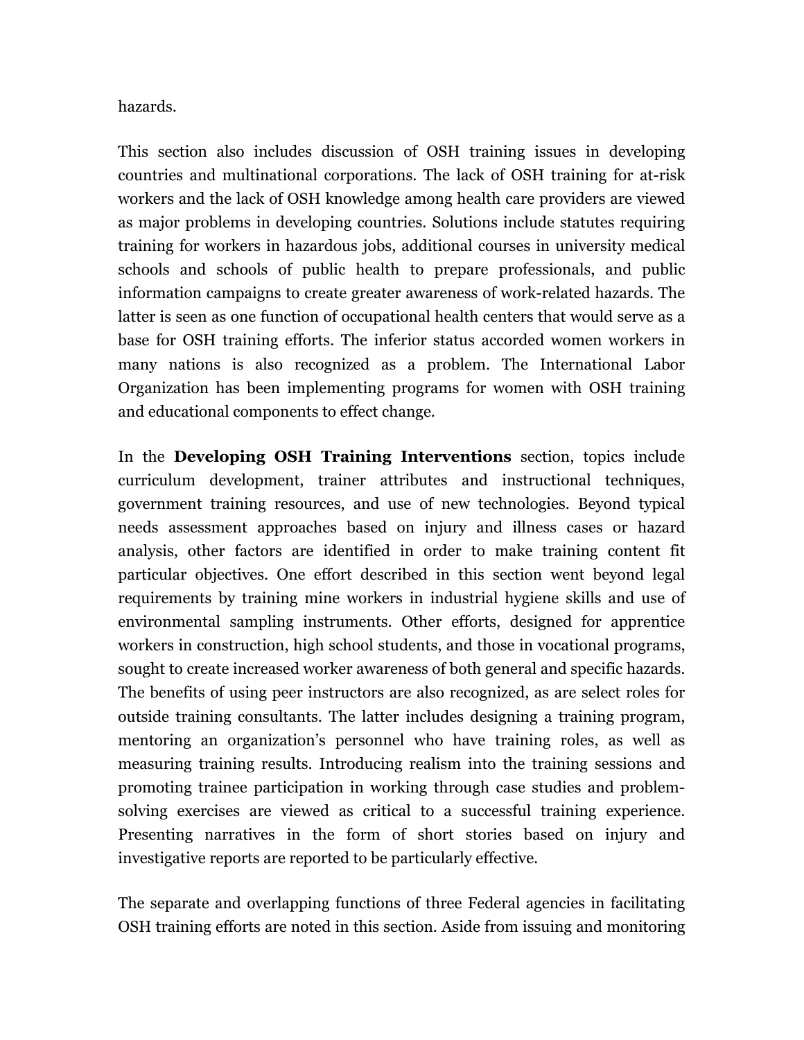hazards.

This section also includes discussion of OSH training issues in developing countries and multinational corporations. The lack of OSH training for at-risk workers and the lack of OSH knowledge among health care providers are viewed as major problems in developing countries. Solutions include statutes requiring training for workers in hazardous jobs, additional courses in university medical schools and schools of public health to prepare professionals, and public information campaigns to create greater awareness of work-related hazards. The latter is seen as one function of occupational health centers that would serve as a base for OSH training efforts. The inferior status accorded women workers in many nations is also recognized as a problem. The International Labor Organization has been implementing programs for women with OSH training and educational components to effect change.

In the **Developing OSH Training Interventions** section, topics include curriculum development, trainer attributes and instructional techniques, government training resources, and use of new technologies. Beyond typical needs assessment approaches based on injury and illness cases or hazard analysis, other factors are identified in order to make training content fit particular objectives. One effort described in this section went beyond legal requirements by training mine workers in industrial hygiene skills and use of environmental sampling instruments. Other efforts, designed for apprentice workers in construction, high school students, and those in vocational programs, sought to create increased worker awareness of both general and specific hazards. The benefits of using peer instructors are also recognized, as are select roles for outside training consultants. The latter includes designing a training program, mentoring an organization's personnel who have training roles, as well as measuring training results. Introducing realism into the training sessions and promoting trainee participation in working through case studies and problem-solving exercises are viewed as critical to a successful training experience. Presenting narratives in the form of short stories based on injury and investigative reports are reported to be particularly effective.

The separate and overlapping functions of three Federal agencies in facilitating OSH training efforts are noted in this section. Aside from issuing and monitoring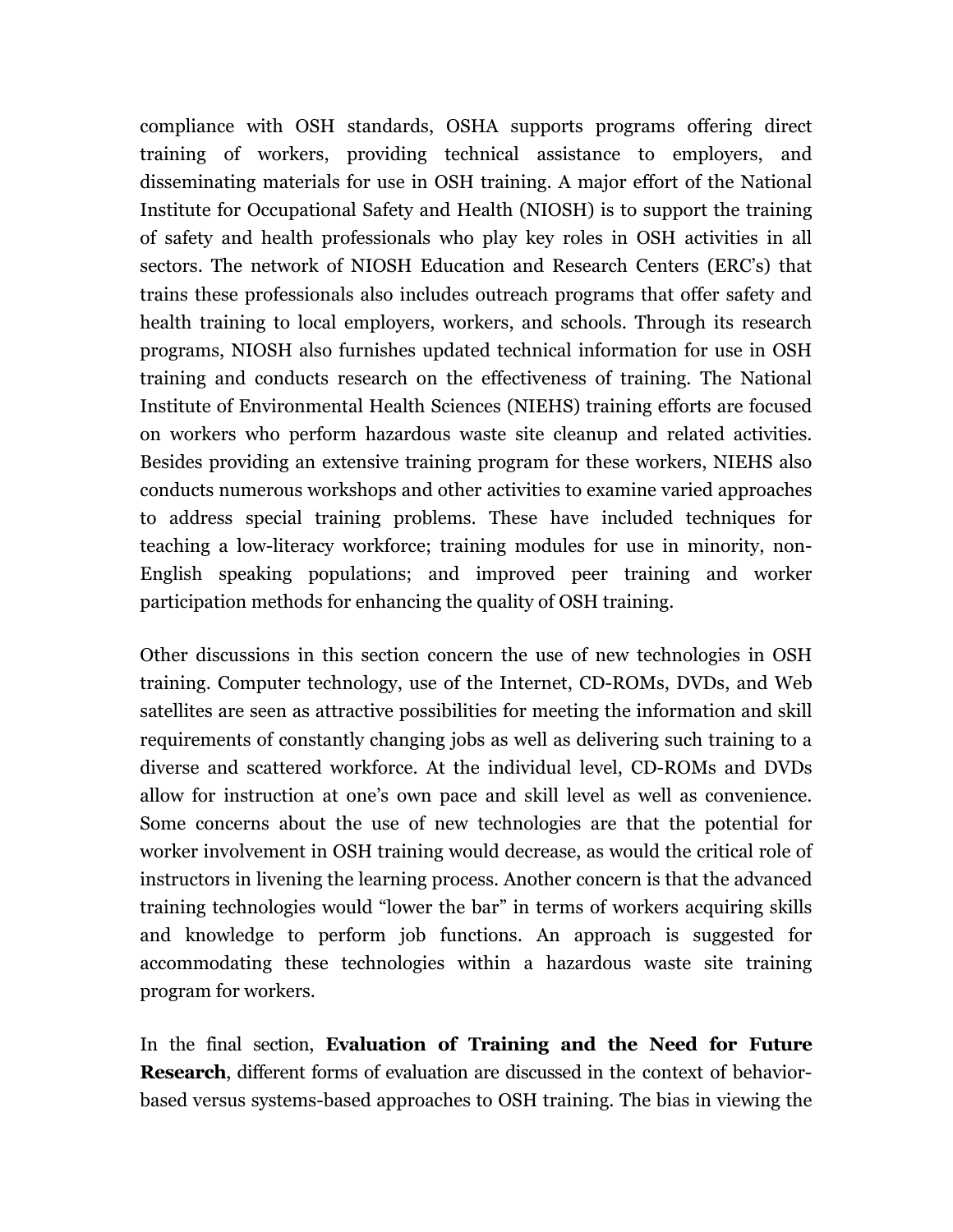compliance with OSH standards, OSHA supports programs offering direct training of workers, providing technical assistance to employers, and disseminating materials for use in OSH training. A major effort of the National Institute for Occupational Safety and Health (NIOSH) is to support the training of safety and health professionals who play key roles in OSH activities in all sectors. The network of NIOSH Education and Research Centers (ERC's) that trains these professionals also includes outreach programs that offer safety and health training to local employers, workers, and schools. Through its research programs, NIOSH also furnishes updated technical information for use in OSH training and conducts research on the effectiveness of training. The National Institute of Environmental Health Sciences (NIEHS) training efforts are focused on workers who perform hazardous waste site cleanup and related activities. Besides providing an extensive training program for these workers, NIEHS also conducts numerous workshops and other activities to examine varied approaches to address special training problems. These have included techniques for teaching a low-literacy workforce; training modules for use in minority, non-English speaking populations; and improved peer training and worker participation methods for enhancing the quality of OSH training.

Other discussions in this section concern the use of new technologies in OSH training. Computer technology, use of the Internet, CD-ROMs, DVDs, and Web satellites are seen as attractive possibilities for meeting the information and skill requirements of constantly changing jobs as well as delivering such training to a diverse and scattered workforce. At the individual level, CD-ROMs and DVDs allow for instruction at one's own pace and skill level as well as convenience. Some concerns about the use of new technologies are that the potential for worker involvement in OSH training would decrease, as would the critical role of instructors in livening the learning process. Another concern is that the advanced training technologies would "lower the bar" in terms of workers acquiring skills and knowledge to perform job functions. An approach is suggested for accommodating these technologies within a hazardous waste site training program for workers.

In the final section, **Evaluation of Training and the Need for Future Research**, different forms of evaluation are discussed in the context of behavior-based versus systems-based approaches to OSH training. The bias in viewing the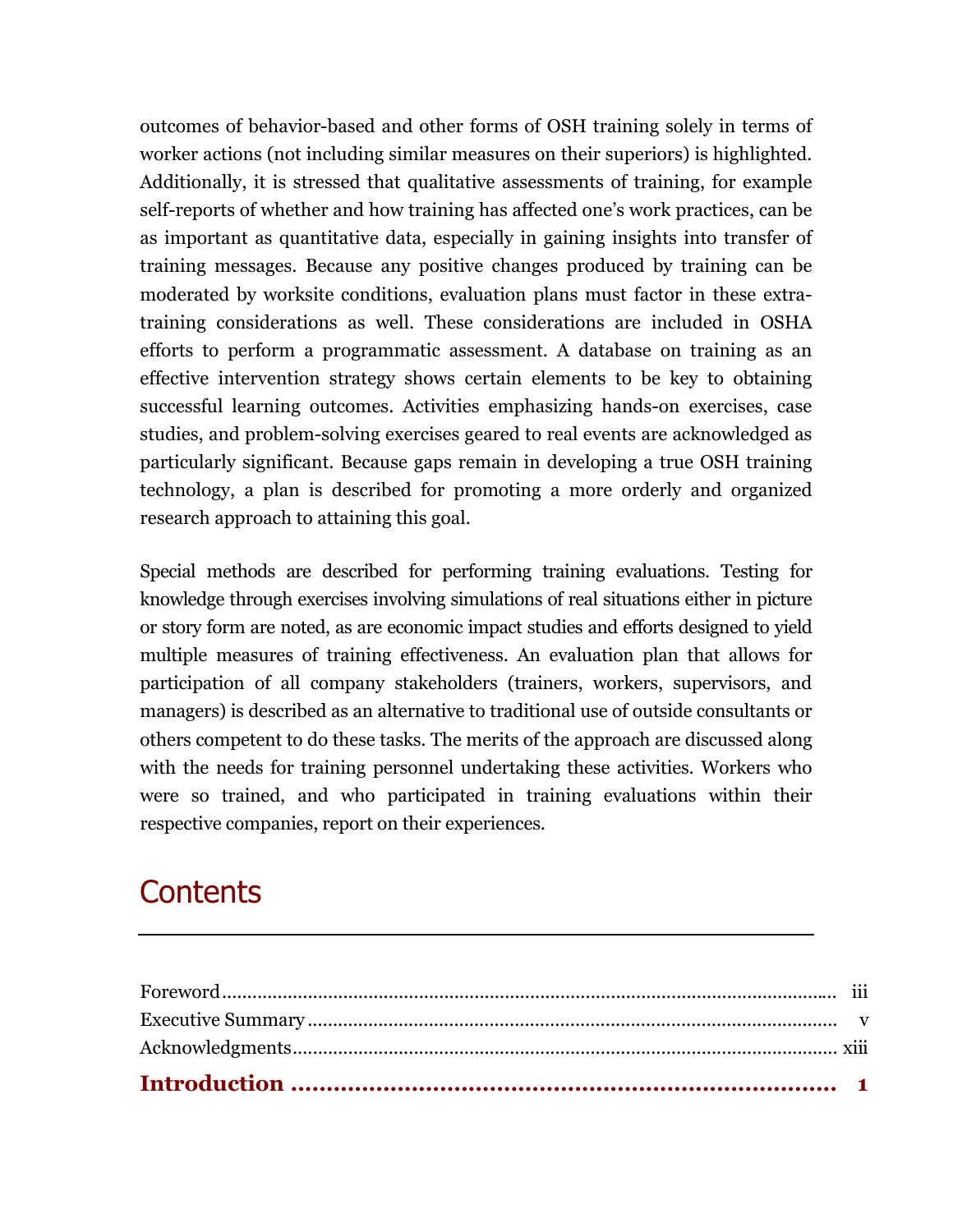outcomes of behavior-based and other forms of OSH training solely in terms of worker actions (not including similar measures on their superiors) is highlighted. Additionally, it is stressed that qualitative assessments of training, for example self-reports of whether and how training has affected one's work practices, can be as important as quantitative data, especially in gaining insights into transfer of training messages. Because any positive changes produced by training can be moderated by worksite conditions, evaluation plans must factor in these extra-training considerations as well. These considerations are included in OSHA efforts to perform a programmatic assessment. A database on training as an effective intervention strategy shows certain elements to be key to obtaining successful learning outcomes. Activities emphasizing hands-on exercises, case studies, and problem-solving exercises geared to real events are acknowledged as particularly significant. Because gaps remain in developing a true OSH training technology, a plan is described for promoting a more orderly and organized research approach to attaining this goal.

Special methods are described for performing training evaluations. Testing for knowledge through exercises involving simulations of real situations either in picture or story form are noted, as are economic impact studies and efforts designed to yield multiple measures of training effectiveness. An evaluation plan that allows for participation of all company stakeholders (trainers, workers, supervisors, and managers) is described as an alternative to traditional use of outside consultants or others competent to do these tasks. The merits of the approach are discussed along with the needs for training personnel undertaking these activities. Workers who were so trained, and who participated in training evaluations within their respective companies, report on their experiences.

# Contents

Foreword ........................................ iii
Executive Summary ........................................ v
Acknowledgments ........................................ xiii
**Introduction ........................................ 1**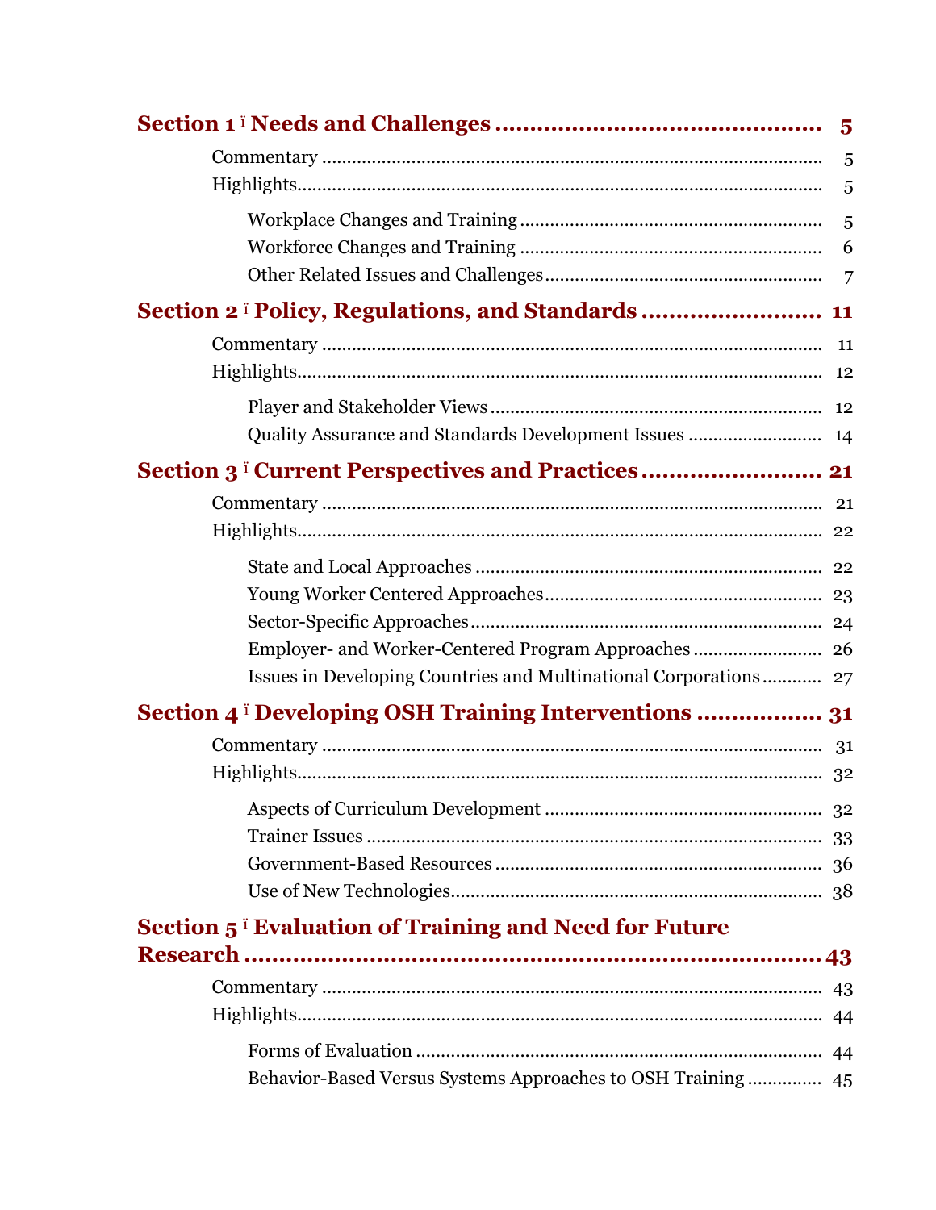**Section 1 ï Needs and Challenges .............................................. 5**

Commentary .................................................................................................. 5

Highlights....................................................................................................... 5

Workplace Changes and Training ............................................................ 5

Workforce Changes and Training ........................................................... 6

Other Related Issues and Challenges....................................................... 7

**Section 2 ï Policy, Regulations, and Standards .......................... 11**

Commentary .................................................................................................. 11

Highlights....................................................................................................... 12

Player and Stakeholder Views .................................................................. 12

Quality Assurance and Standards Development Issues .......................... 14

**Section 3 ï Current Perspectives and Practices .......................... 21**

Commentary .................................................................................................. 21

Highlights....................................................................................................... 22

State and Local Approaches ..................................................................... 22

Young Worker Centered Approaches....................................................... 23

Sector-Specific Approaches....................................................................... 24

Employer- and Worker-Centered Program Approaches ......................... 26

Issues in Developing Countries and Multinational Corporations ........... 27

**Section 4 ï Developing OSH Training Interventions ................. 31**

Commentary .................................................................................................. 31

Highlights....................................................................................................... 32

Aspects of Curriculum Development ....................................................... 32

Trainer Issues ........................................................................................... 33

Government-Based Resources ................................................................. 36

Use of New Technologies.......................................................................... 38

**Section 5 ï Evaluation of Training and Need for Future Research ......................................................................... 43**

Commentary .................................................................................................. 43

Highlights....................................................................................................... 44

Forms of Evaluation ................................................................................. 44

Behavior-Based Versus Systems Approaches to OSH Training .............. 45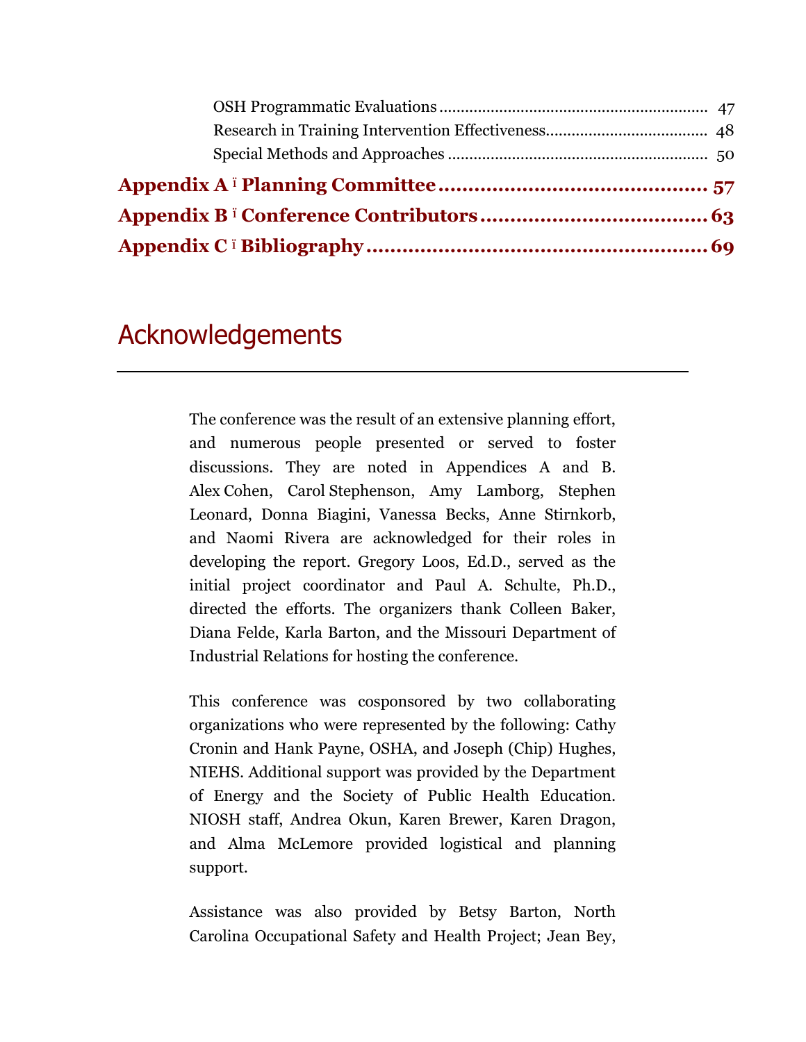OSH Programmatic Evaluations ........................................................ 47
Research in Training Intervention Effectiveness.................................... 48
Special Methods and Approaches ........................................................ 50

**Appendix A ‑ Planning Committee ........................................ 57**

**Appendix B ‑ Conference Contributors ................................. 63**

**Appendix C ‑ Bibliography ...................................................... 69**

# Acknowledgements

The conference was the result of an extensive planning effort, and numerous people presented or served to foster discussions. They are noted in Appendices A and B. Alex Cohen, Carol Stephenson, Amy Lamborg, Stephen Leonard, Donna Biagini, Vanessa Becks, Anne Stirnkorb, and Naomi Rivera are acknowledged for their roles in developing the report. Gregory Loos, Ed.D., served as the initial project coordinator and Paul A. Schulte, Ph.D., directed the efforts. The organizers thank Colleen Baker, Diana Felde, Karla Barton, and the Missouri Department of Industrial Relations for hosting the conference.

This conference was cosponsored by two collaborating organizations who were represented by the following: Cathy Cronin and Hank Payne, OSHA, and Joseph (Chip) Hughes, NIEHS. Additional support was provided by the Department of Energy and the Society of Public Health Education. NIOSH staff, Andrea Okun, Karen Brewer, Karen Dragon, and Alma McLemore provided logistical and planning support.

Assistance was also provided by Betsy Barton, North Carolina Occupational Safety and Health Project; Jean Bey,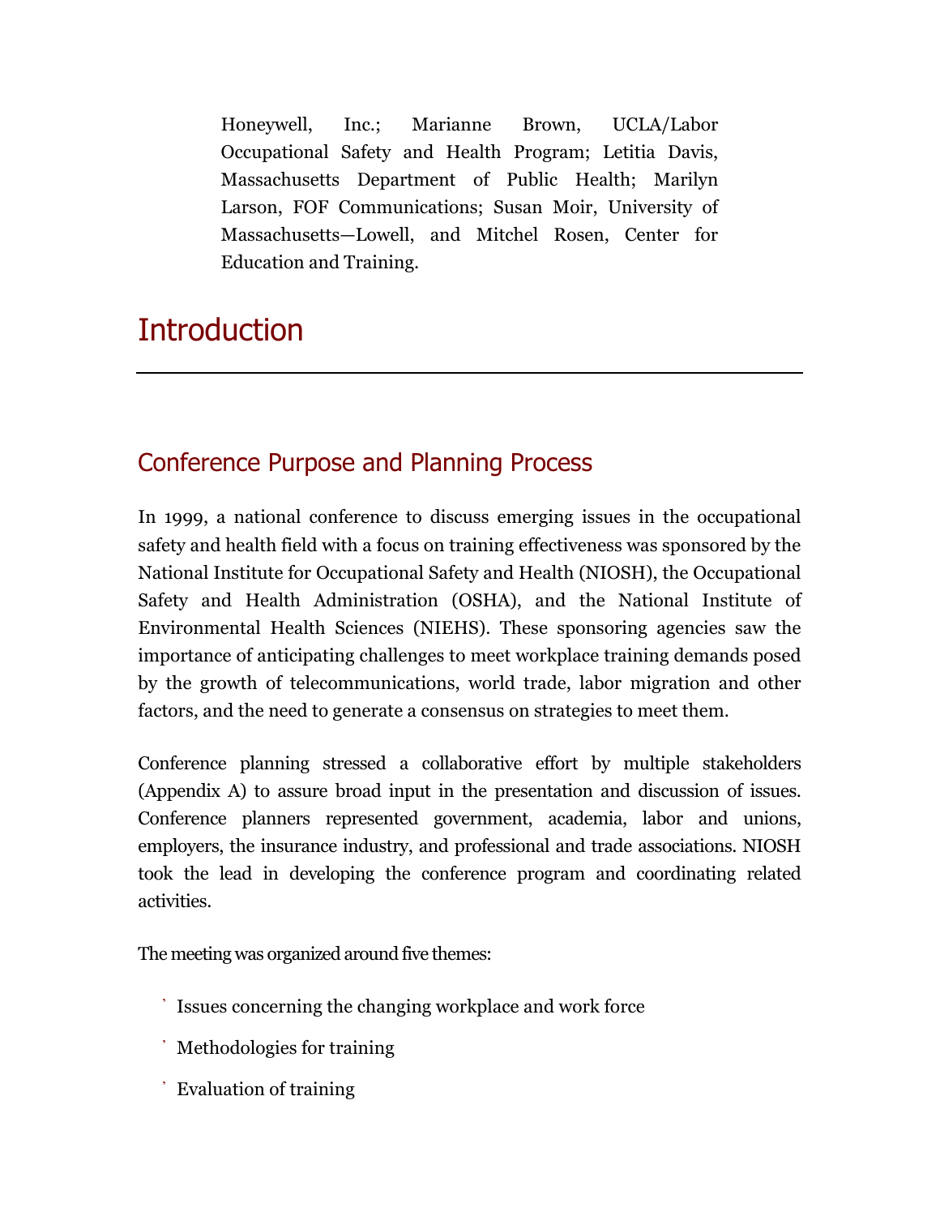Honeywell, Inc.; Marianne Brown, UCLA/Labor Occupational Safety and Health Program; Letitia Davis, Massachusetts Department of Public Health; Marilyn Larson, FOF Communications; Susan Moir, University of Massachusetts—Lowell, and Mitchel Rosen, Center for Education and Training.

# Introduction

## Conference Purpose and Planning Process

In 1999, a national conference to discuss emerging issues in the occupational safety and health field with a focus on training effectiveness was sponsored by the National Institute for Occupational Safety and Health (NIOSH), the Occupational Safety and Health Administration (OSHA), and the National Institute of Environmental Health Sciences (NIEHS). These sponsoring agencies saw the importance of anticipating challenges to meet workplace training demands posed by the growth of telecommunications, world trade, labor migration and other factors, and the need to generate a consensus on strategies to meet them.

Conference planning stressed a collaborative effort by multiple stakeholders (Appendix A) to assure broad input in the presentation and discussion of issues. Conference planners represented government, academia, labor and unions, employers, the insurance industry, and professional and trade associations. NIOSH took the lead in developing the conference program and coordinating related activities.

The meeting was organized around five themes:

- Issues concerning the changing workplace and work force
- Methodologies for training
- Evaluation of training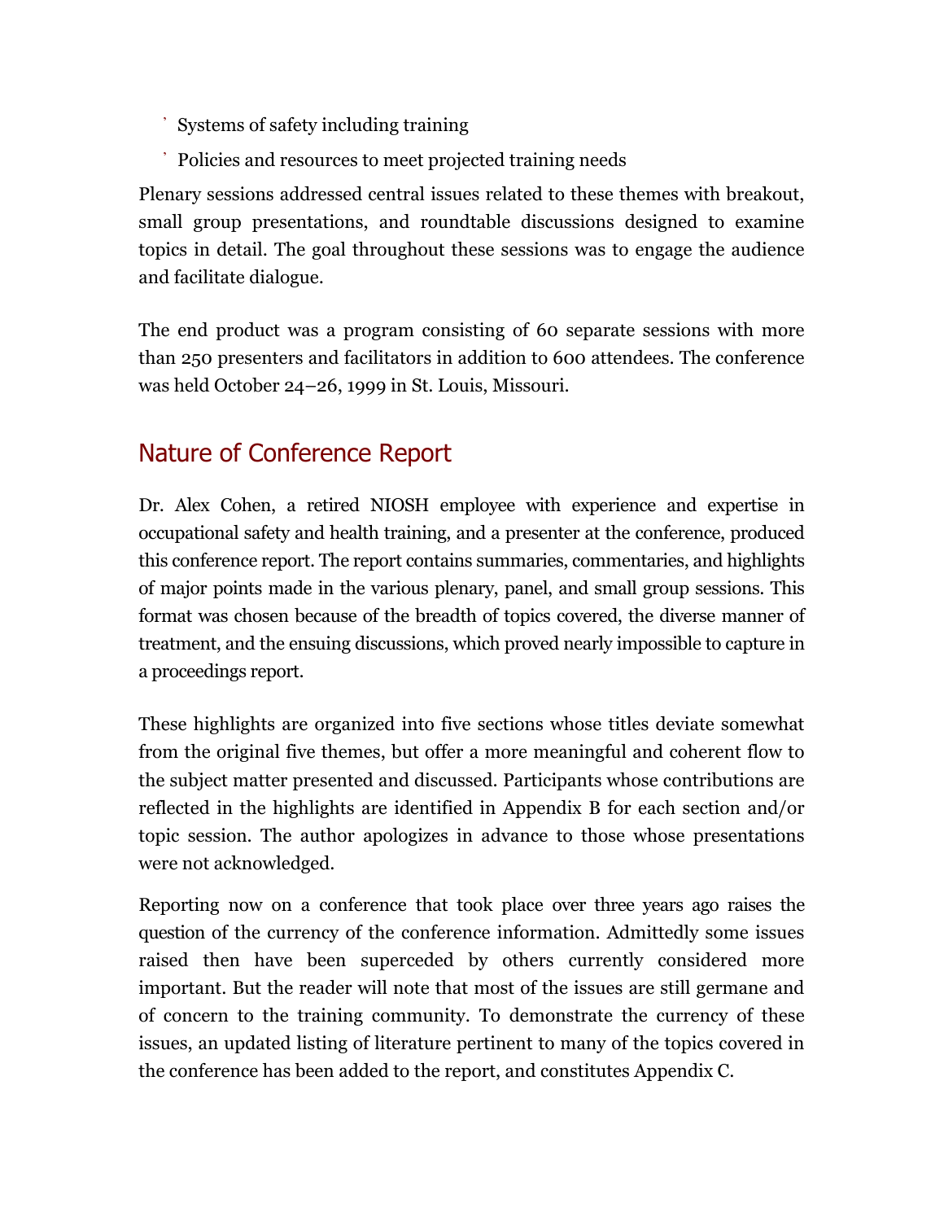- Systems of safety including training
- Policies and resources to meet projected training needs

Plenary sessions addressed central issues related to these themes with breakout, small group presentations, and roundtable discussions designed to examine topics in detail. The goal throughout these sessions was to engage the audience and facilitate dialogue.

The end product was a program consisting of 60 separate sessions with more than 250 presenters and facilitators in addition to 600 attendees. The conference was held October 24–26, 1999 in St. Louis, Missouri.

## Nature of Conference Report

Dr. Alex Cohen, a retired NIOSH employee with experience and expertise in occupational safety and health training, and a presenter at the conference, produced this conference report. The report contains summaries, commentaries, and highlights of major points made in the various plenary, panel, and small group sessions. This format was chosen because of the breadth of topics covered, the diverse manner of treatment, and the ensuing discussions, which proved nearly impossible to capture in a proceedings report.

These highlights are organized into five sections whose titles deviate somewhat from the original five themes, but offer a more meaningful and coherent flow to the subject matter presented and discussed. Participants whose contributions are reflected in the highlights are identified in Appendix B for each section and/or topic session. The author apologizes in advance to those whose presentations were not acknowledged.

Reporting now on a conference that took place over three years ago raises the question of the currency of the conference information. Admittedly some issues raised then have been superceded by others currently considered more important. But the reader will note that most of the issues are still germane and of concern to the training community. To demonstrate the currency of these issues, an updated listing of literature pertinent to many of the topics covered in the conference has been added to the report, and constitutes Appendix C.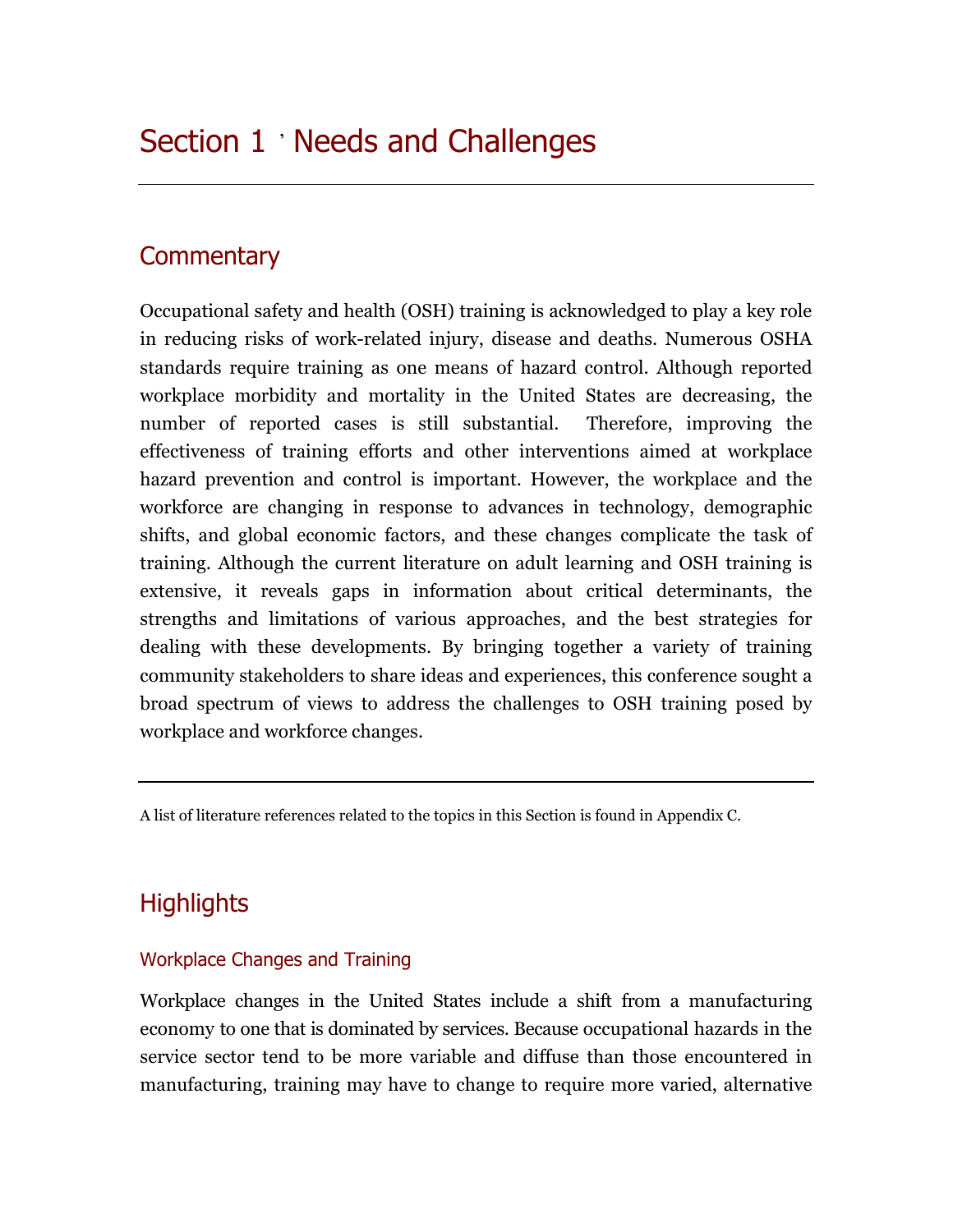# Section 1 ' Needs and Challenges

## Commentary

Occupational safety and health (OSH) training is acknowledged to play a key role in reducing risks of work-related injury, disease and deaths. Numerous OSHA standards require training as one means of hazard control. Although reported workplace morbidity and mortality in the United States are decreasing, the number of reported cases is still substantial. Therefore, improving the effectiveness of training efforts and other interventions aimed at workplace hazard prevention and control is important. However, the workplace and the workforce are changing in response to advances in technology, demographic shifts, and global economic factors, and these changes complicate the task of training. Although the current literature on adult learning and OSH training is extensive, it reveals gaps in information about critical determinants, the strengths and limitations of various approaches, and the best strategies for dealing with these developments. By bringing together a variety of training community stakeholders to share ideas and experiences, this conference sought a broad spectrum of views to address the challenges to OSH training posed by workplace and workforce changes.

---

A list of literature references related to the topics in this Section is found in Appendix C.

## Highlights

### Workplace Changes and Training

Workplace changes in the United States include a shift from a manufacturing economy to one that is dominated by services. Because occupational hazards in the service sector tend to be more variable and diffuse than those encountered in manufacturing, training may have to change to require more varied, alternative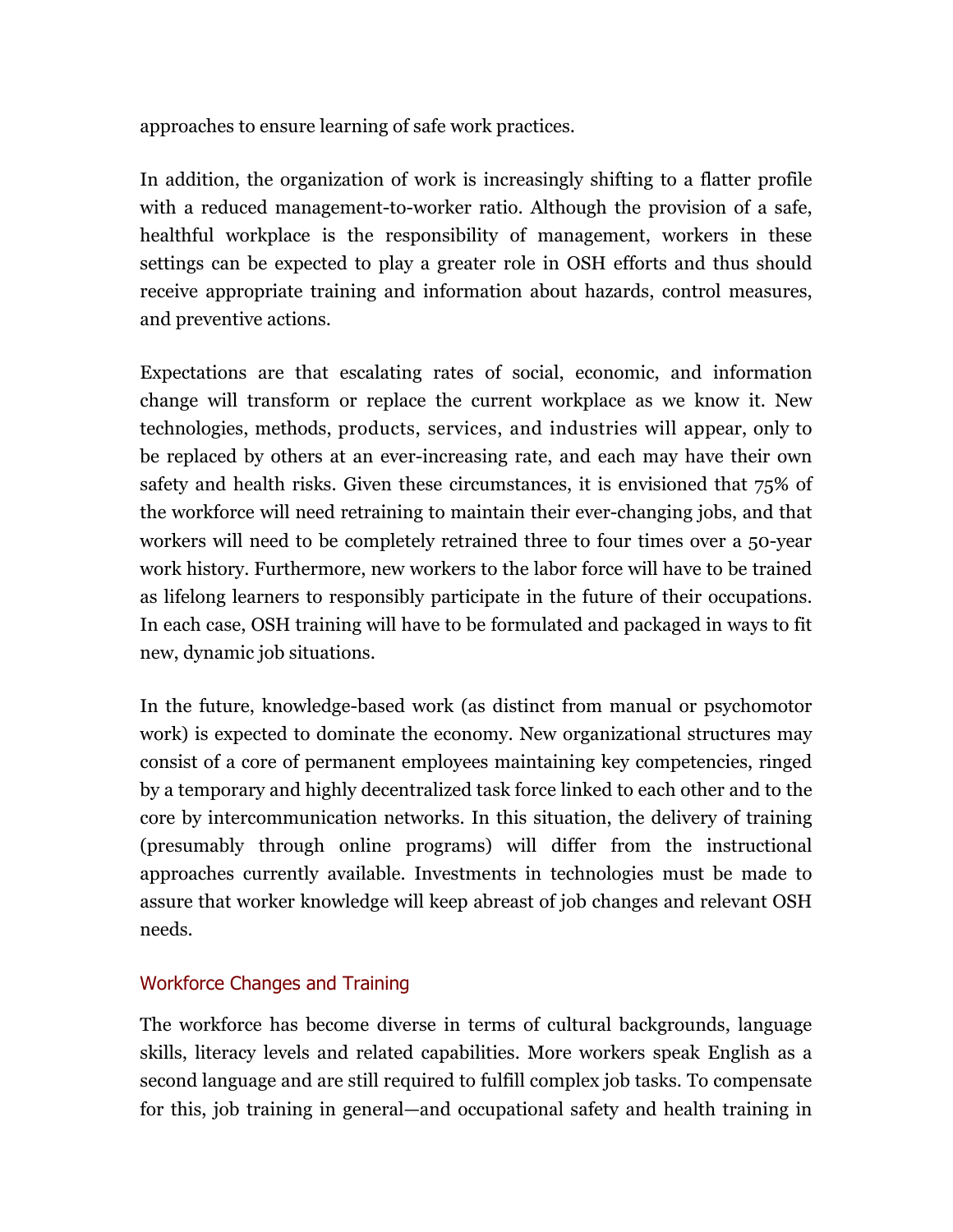approaches to ensure learning of safe work practices.

In addition, the organization of work is increasingly shifting to a flatter profile with a reduced management-to-worker ratio. Although the provision of a safe, healthful workplace is the responsibility of management, workers in these settings can be expected to play a greater role in OSH efforts and thus should receive appropriate training and information about hazards, control measures, and preventive actions.

Expectations are that escalating rates of social, economic, and information change will transform or replace the current workplace as we know it. New technologies, methods, products, services, and industries will appear, only to be replaced by others at an ever-increasing rate, and each may have their own safety and health risks. Given these circumstances, it is envisioned that 75% of the workforce will need retraining to maintain their ever-changing jobs, and that workers will need to be completely retrained three to four times over a 50-year work history. Furthermore, new workers to the labor force will have to be trained as lifelong learners to responsibly participate in the future of their occupations. In each case, OSH training will have to be formulated and packaged in ways to fit new, dynamic job situations.

In the future, knowledge-based work (as distinct from manual or psychomotor work) is expected to dominate the economy. New organizational structures may consist of a core of permanent employees maintaining key competencies, ringed by a temporary and highly decentralized task force linked to each other and to the core by intercommunication networks. In this situation, the delivery of training (presumably through online programs) will differ from the instructional approaches currently available. Investments in technologies must be made to assure that worker knowledge will keep abreast of job changes and relevant OSH needs.

## Workforce Changes and Training

The workforce has become diverse in terms of cultural backgrounds, language skills, literacy levels and related capabilities. More workers speak English as a second language and are still required to fulfill complex job tasks. To compensate for this, job training in general—and occupational safety and health training in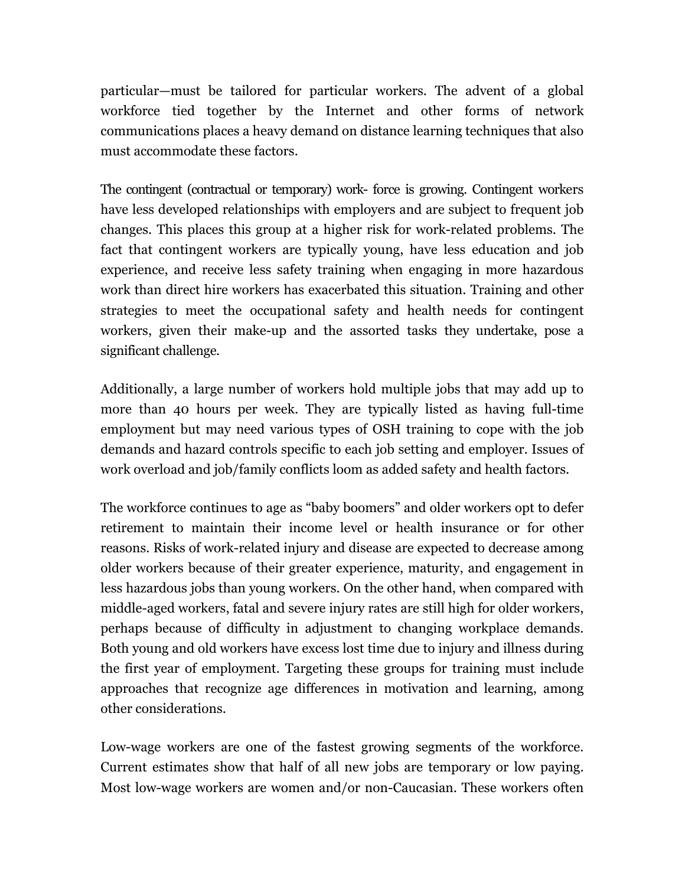particular—must be tailored for particular workers. The advent of a global workforce tied together by the Internet and other forms of network communications places a heavy demand on distance learning techniques that also must accommodate these factors.

The contingent (contractual or temporary) work- force is growing. Contingent workers have less developed relationships with employers and are subject to frequent job changes. This places this group at a higher risk for work-related problems. The fact that contingent workers are typically young, have less education and job experience, and receive less safety training when engaging in more hazardous work than direct hire workers has exacerbated this situation. Training and other strategies to meet the occupational safety and health needs for contingent workers, given their make-up and the assorted tasks they undertake, pose a significant challenge.

Additionally, a large number of workers hold multiple jobs that may add up to more than 40 hours per week. They are typically listed as having full-time employment but may need various types of OSH training to cope with the job demands and hazard controls specific to each job setting and employer. Issues of work overload and job/family conflicts loom as added safety and health factors.

The workforce continues to age as "baby boomers" and older workers opt to defer retirement to maintain their income level or health insurance or for other reasons. Risks of work-related injury and disease are expected to decrease among older workers because of their greater experience, maturity, and engagement in less hazardous jobs than young workers. On the other hand, when compared with middle-aged workers, fatal and severe injury rates are still high for older workers, perhaps because of difficulty in adjustment to changing workplace demands. Both young and old workers have excess lost time due to injury and illness during the first year of employment. Targeting these groups for training must include approaches that recognize age differences in motivation and learning, among other considerations.

Low-wage workers are one of the fastest growing segments of the workforce. Current estimates show that half of all new jobs are temporary or low paying. Most low-wage workers are women and/or non-Caucasian. These workers often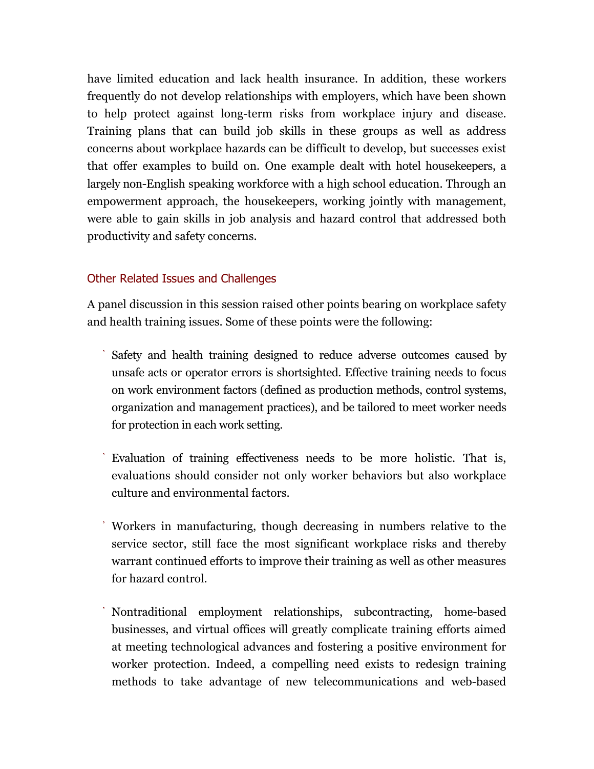have limited education and lack health insurance. In addition, these workers frequently do not develop relationships with employers, which have been shown to help protect against long-term risks from workplace injury and disease. Training plans that can build job skills in these groups as well as address concerns about workplace hazards can be difficult to develop, but successes exist that offer examples to build on. One example dealt with hotel housekeepers, a largely non-English speaking workforce with a high school education. Through an empowerment approach, the housekeepers, working jointly with management, were able to gain skills in job analysis and hazard control that addressed both productivity and safety concerns.

### Other Related Issues and Challenges

A panel discussion in this session raised other points bearing on workplace safety and health training issues. Some of these points were the following:

- Safety and health training designed to reduce adverse outcomes caused by unsafe acts or operator errors is shortsighted. Effective training needs to focus on work environment factors (defined as production methods, control systems, organization and management practices), and be tailored to meet worker needs for protection in each work setting.

- Evaluation of training effectiveness needs to be more holistic. That is, evaluations should consider not only worker behaviors but also workplace culture and environmental factors.

- Workers in manufacturing, though decreasing in numbers relative to the service sector, still face the most significant workplace risks and thereby warrant continued efforts to improve their training as well as other measures for hazard control.

- Nontraditional employment relationships, subcontracting, home-based businesses, and virtual offices will greatly complicate training efforts aimed at meeting technological advances and fostering a positive environment for worker protection. Indeed, a compelling need exists to redesign training methods to take advantage of new telecommunications and web-based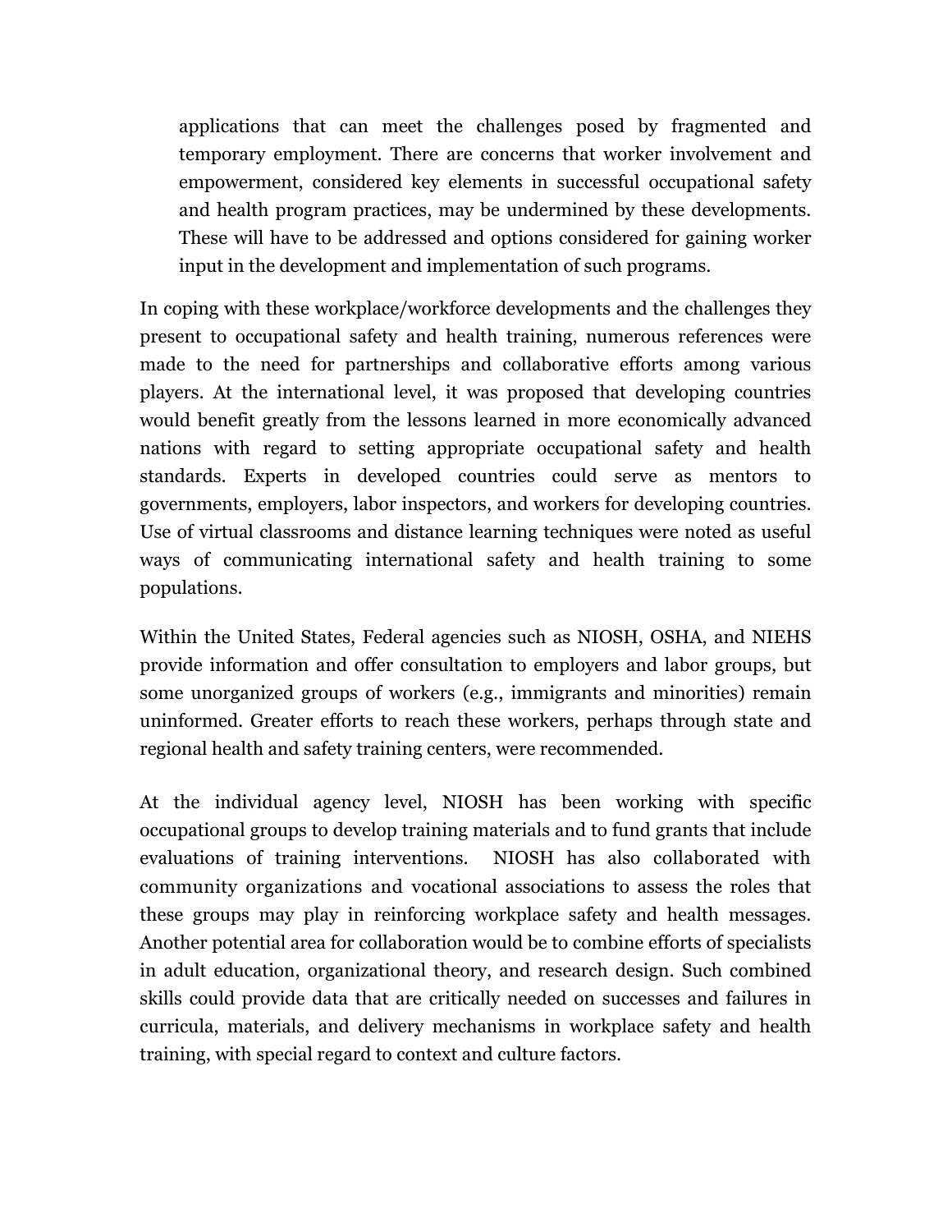> applications that can meet the challenges posed by fragmented and temporary employment. There are concerns that worker involvement and empowerment, considered key elements in successful occupational safety and health program practices, may be undermined by these developments. These will have to be addressed and options considered for gaining worker input in the development and implementation of such programs.

In coping with these workplace/workforce developments and the challenges they present to occupational safety and health training, numerous references were made to the need for partnerships and collaborative efforts among various players. At the international level, it was proposed that developing countries would benefit greatly from the lessons learned in more economically advanced nations with regard to setting appropriate occupational safety and health standards. Experts in developed countries could serve as mentors to governments, employers, labor inspectors, and workers for developing countries. Use of virtual classrooms and distance learning techniques were noted as useful ways of communicating international safety and health training to some populations.

Within the United States, Federal agencies such as NIOSH, OSHA, and NIEHS provide information and offer consultation to employers and labor groups, but some unorganized groups of workers (e.g., immigrants and minorities) remain uninformed. Greater efforts to reach these workers, perhaps through state and regional health and safety training centers, were recommended.

At the individual agency level, NIOSH has been working with specific occupational groups to develop training materials and to fund grants that include evaluations of training interventions. NIOSH has also collaborated with community organizations and vocational associations to assess the roles that these groups may play in reinforcing workplace safety and health messages. Another potential area for collaboration would be to combine efforts of specialists in adult education, organizational theory, and research design. Such combined skills could provide data that are critically needed on successes and failures in curricula, materials, and delivery mechanisms in workplace safety and health training, with special regard to context and culture factors.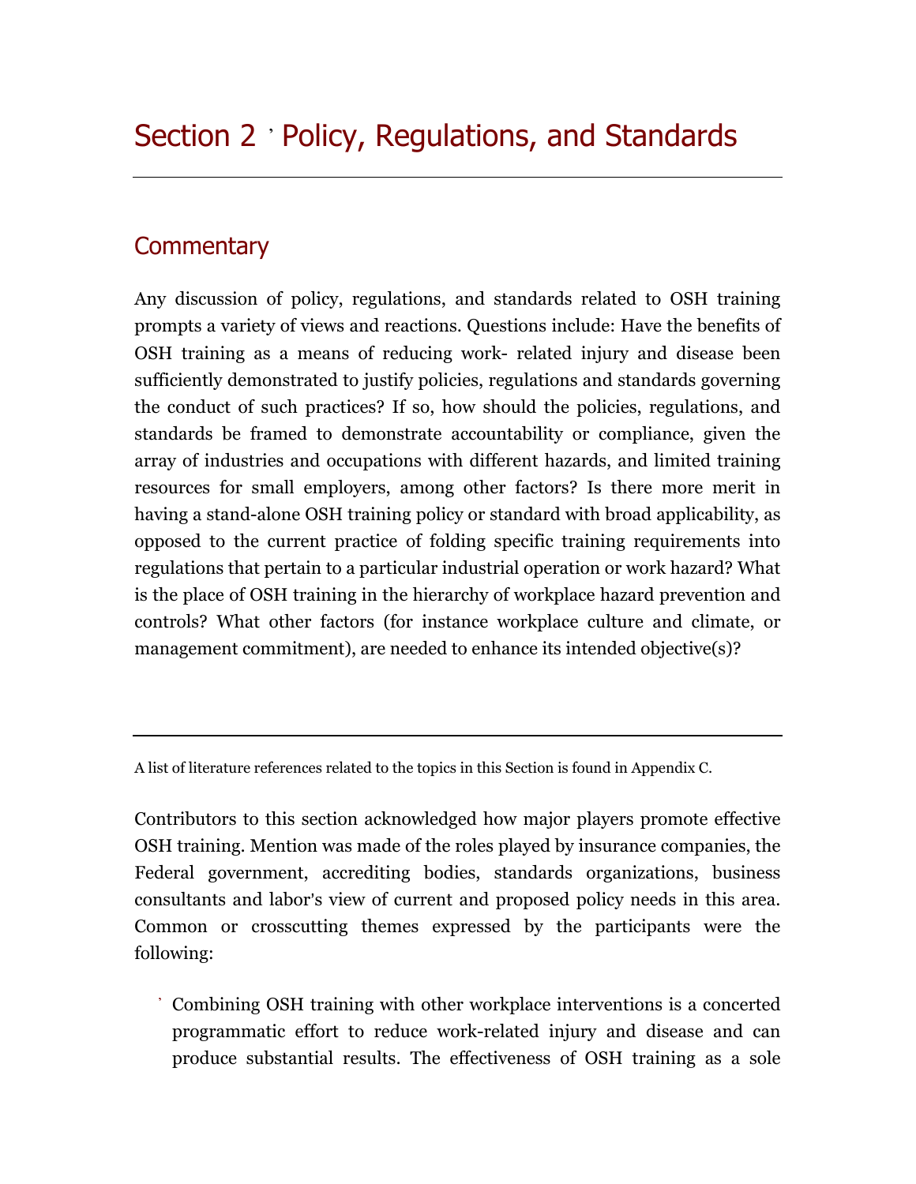# Section 2 ‧ Policy, Regulations, and Standards

## Commentary

Any discussion of policy, regulations, and standards related to OSH training prompts a variety of views and reactions. Questions include: Have the benefits of OSH training as a means of reducing work- related injury and disease been sufficiently demonstrated to justify policies, regulations and standards governing the conduct of such practices? If so, how should the policies, regulations, and standards be framed to demonstrate accountability or compliance, given the array of industries and occupations with different hazards, and limited training resources for small employers, among other factors? Is there more merit in having a stand-alone OSH training policy or standard with broad applicability, as opposed to the current practice of folding specific training requirements into regulations that pertain to a particular industrial operation or work hazard? What is the place of OSH training in the hierarchy of workplace hazard prevention and controls? What other factors (for instance workplace culture and climate, or management commitment), are needed to enhance its intended objective(s)?

---

A list of literature references related to the topics in this Section is found in Appendix C.

Contributors to this section acknowledged how major players promote effective OSH training. Mention was made of the roles played by insurance companies, the Federal government, accrediting bodies, standards organizations, business consultants and labor's view of current and proposed policy needs in this area. Common or crosscutting themes expressed by the participants were the following:

- Combining OSH training with other workplace interventions is a concerted programmatic effort to reduce work-related injury and disease and can produce substantial results. The effectiveness of OSH training as a sole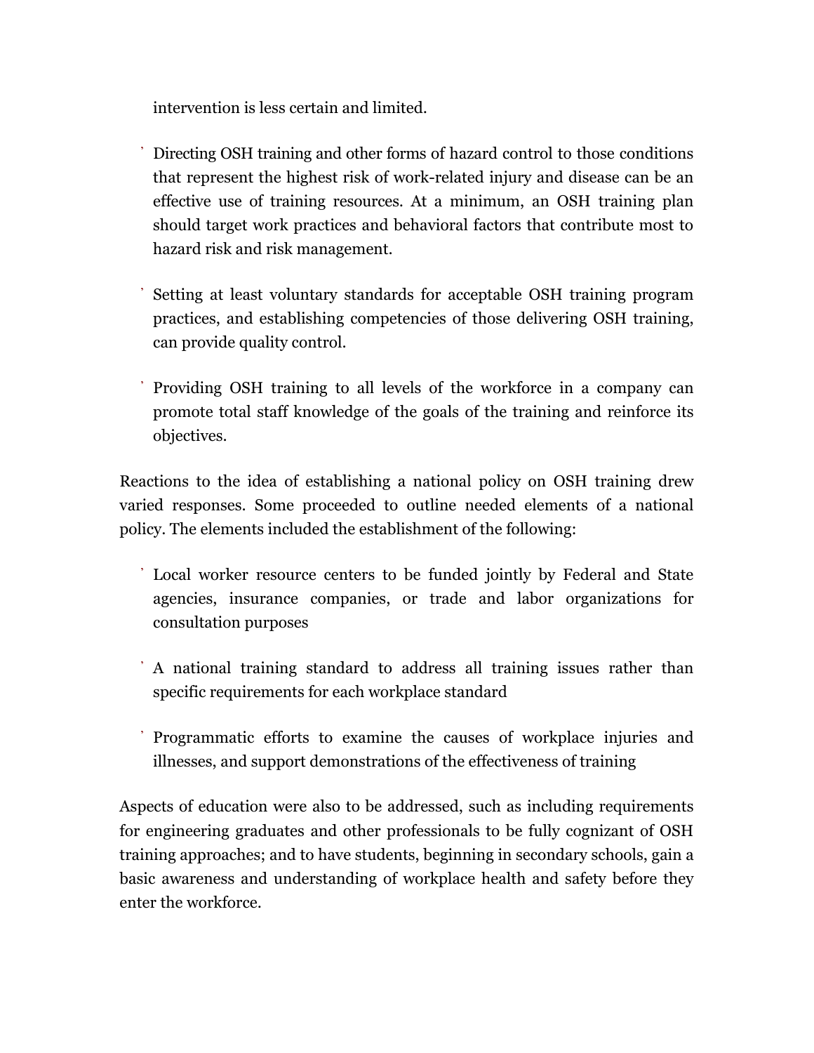intervention is less certain and limited.

- Directing OSH training and other forms of hazard control to those conditions that represent the highest risk of work-related injury and disease can be an effective use of training resources. At a minimum, an OSH training plan should target work practices and behavioral factors that contribute most to hazard risk and risk management.

- Setting at least voluntary standards for acceptable OSH training program practices, and establishing competencies of those delivering OSH training, can provide quality control.

- Providing OSH training to all levels of the workforce in a company can promote total staff knowledge of the goals of the training and reinforce its objectives.

Reactions to the idea of establishing a national policy on OSH training drew varied responses. Some proceeded to outline needed elements of a national policy. The elements included the establishment of the following:

- Local worker resource centers to be funded jointly by Federal and State agencies, insurance companies, or trade and labor organizations for consultation purposes

- A national training standard to address all training issues rather than specific requirements for each workplace standard

- Programmatic efforts to examine the causes of workplace injuries and illnesses, and support demonstrations of the effectiveness of training

Aspects of education were also to be addressed, such as including requirements for engineering graduates and other professionals to be fully cognizant of OSH training approaches; and to have students, beginning in secondary schools, gain a basic awareness and understanding of workplace health and safety before they enter the workforce.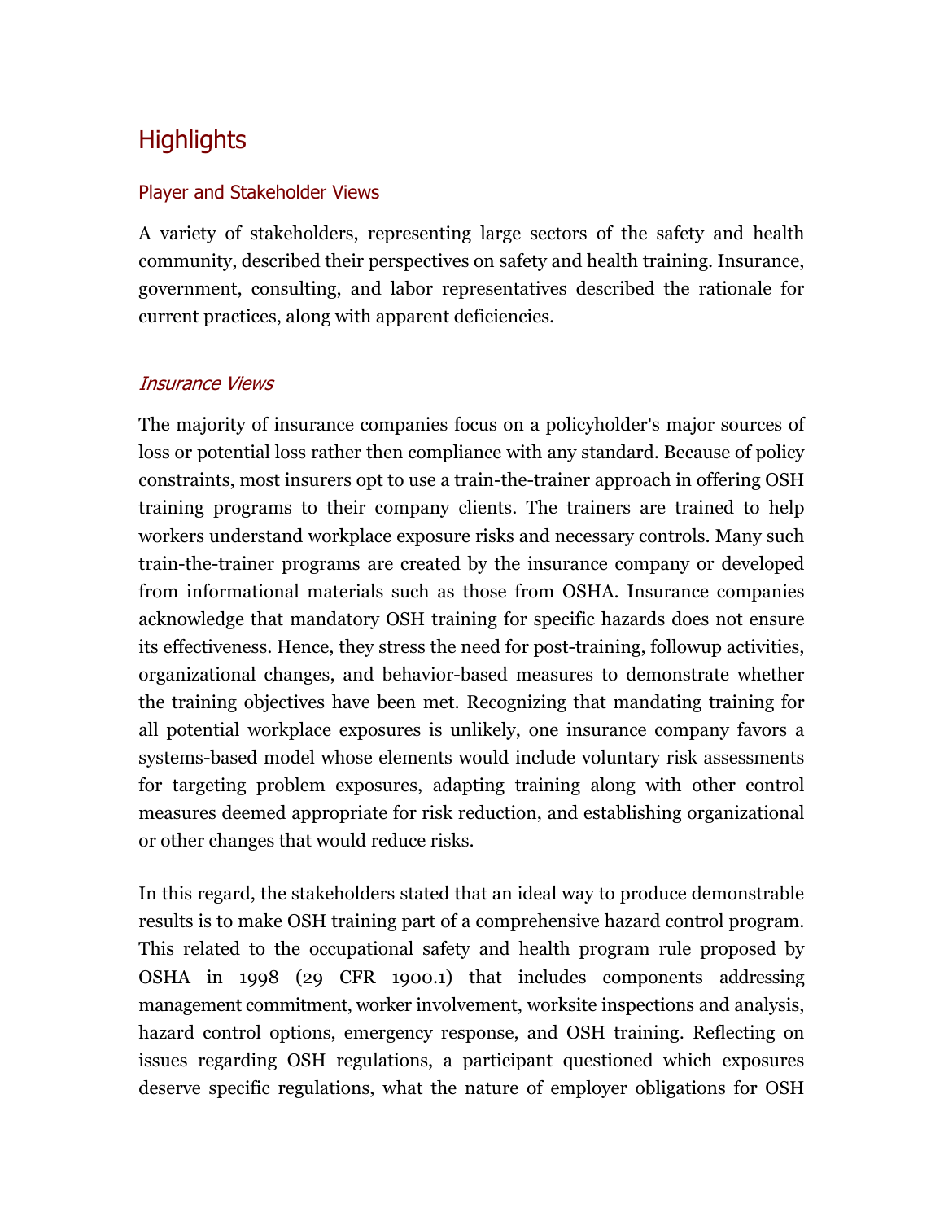## Highlights

### Player and Stakeholder Views

A variety of stakeholders, representing large sectors of the safety and health community, described their perspectives on safety and health training. Insurance, government, consulting, and labor representatives described the rationale for current practices, along with apparent deficiencies.

#### *Insurance Views*

The majority of insurance companies focus on a policyholder's major sources of loss or potential loss rather then compliance with any standard. Because of policy constraints, most insurers opt to use a train-the-trainer approach in offering OSH training programs to their company clients. The trainers are trained to help workers understand workplace exposure risks and necessary controls. Many such train-the-trainer programs are created by the insurance company or developed from informational materials such as those from OSHA. Insurance companies acknowledge that mandatory OSH training for specific hazards does not ensure its effectiveness. Hence, they stress the need for post-training, followup activities, organizational changes, and behavior-based measures to demonstrate whether the training objectives have been met. Recognizing that mandating training for all potential workplace exposures is unlikely, one insurance company favors a systems-based model whose elements would include voluntary risk assessments for targeting problem exposures, adapting training along with other control measures deemed appropriate for risk reduction, and establishing organizational or other changes that would reduce risks.

In this regard, the stakeholders stated that an ideal way to produce demonstrable results is to make OSH training part of a comprehensive hazard control program. This related to the occupational safety and health program rule proposed by OSHA in 1998 (29 CFR 1900.1) that includes components addressing management commitment, worker involvement, worksite inspections and analysis, hazard control options, emergency response, and OSH training. Reflecting on issues regarding OSH regulations, a participant questioned which exposures deserve specific regulations, what the nature of employer obligations for OSH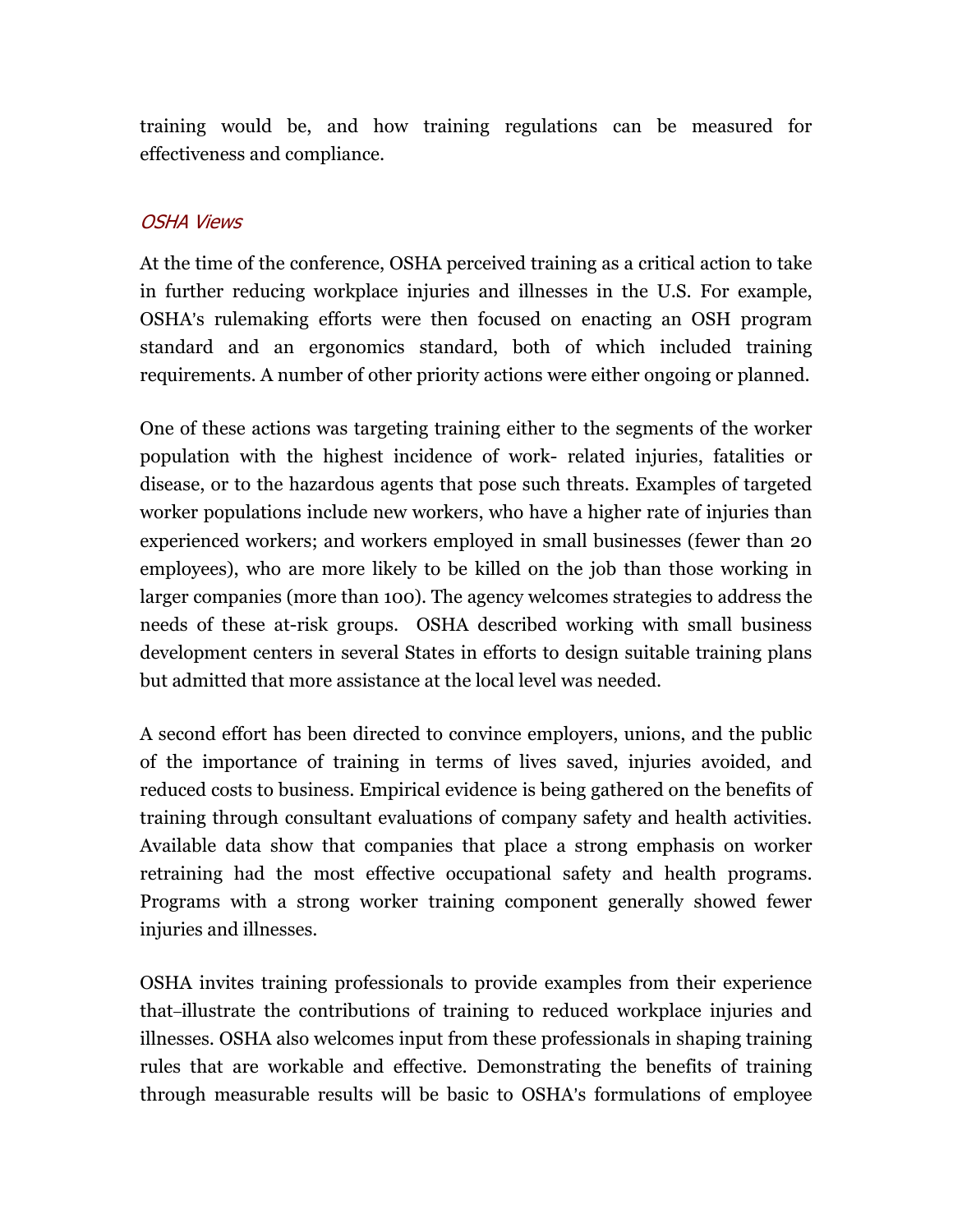training would be, and how training regulations can be measured for effectiveness and compliance.

### *OSHA Views*

At the time of the conference, OSHA perceived training as a critical action to take in further reducing workplace injuries and illnesses in the U.S. For example, OSHA's rulemaking efforts were then focused on enacting an OSH program standard and an ergonomics standard, both of which included training requirements. A number of other priority actions were either ongoing or planned.

One of these actions was targeting training either to the segments of the worker population with the highest incidence of work- related injuries, fatalities or disease, or to the hazardous agents that pose such threats. Examples of targeted worker populations include new workers, who have a higher rate of injuries than experienced workers; and workers employed in small businesses (fewer than 20 employees), who are more likely to be killed on the job than those working in larger companies (more than 100). The agency welcomes strategies to address the needs of these at-risk groups. OSHA described working with small business development centers in several States in efforts to design suitable training plans but admitted that more assistance at the local level was needed.

A second effort has been directed to convince employers, unions, and the public of the importance of training in terms of lives saved, injuries avoided, and reduced costs to business. Empirical evidence is being gathered on the benefits of training through consultant evaluations of company safety and health activities. Available data show that companies that place a strong emphasis on worker retraining had the most effective occupational safety and health programs. Programs with a strong worker training component generally showed fewer injuries and illnesses.

OSHA invites training professionals to provide examples from their experience that–illustrate the contributions of training to reduced workplace injuries and illnesses. OSHA also welcomes input from these professionals in shaping training rules that are workable and effective. Demonstrating the benefits of training through measurable results will be basic to OSHA's formulations of employee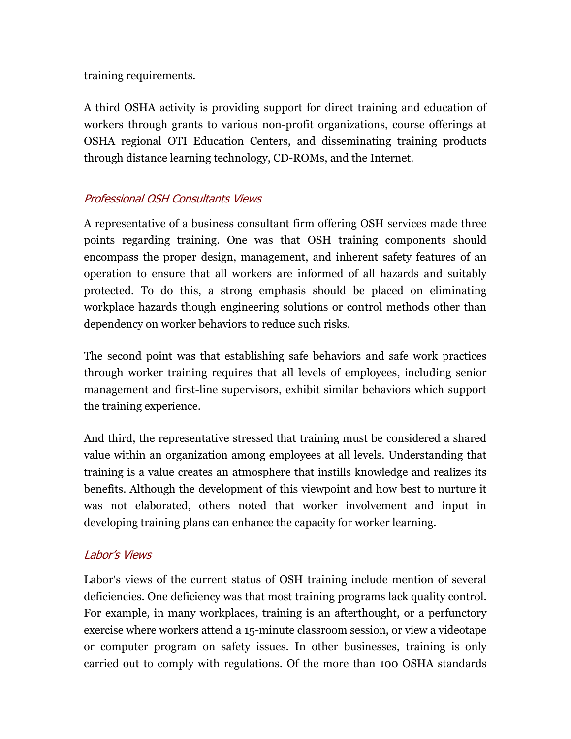training requirements.

A third OSHA activity is providing support for direct training and education of workers through grants to various non-profit organizations, course offerings at OSHA regional OTI Education Centers, and disseminating training products through distance learning technology, CD-ROMs, and the Internet.

### *Professional OSH Consultants Views*

A representative of a business consultant firm offering OSH services made three points regarding training. One was that OSH training components should encompass the proper design, management, and inherent safety features of an operation to ensure that all workers are informed of all hazards and suitably protected. To do this, a strong emphasis should be placed on eliminating workplace hazards though engineering solutions or control methods other than dependency on worker behaviors to reduce such risks.

The second point was that establishing safe behaviors and safe work practices through worker training requires that all levels of employees, including senior management and first-line supervisors, exhibit similar behaviors which support the training experience.

And third, the representative stressed that training must be considered a shared value within an organization among employees at all levels. Understanding that training is a value creates an atmosphere that instills knowledge and realizes its benefits. Although the development of this viewpoint and how best to nurture it was not elaborated, others noted that worker involvement and input in developing training plans can enhance the capacity for worker learning.

### *Labor's Views*

Labor's views of the current status of OSH training include mention of several deficiencies. One deficiency was that most training programs lack quality control. For example, in many workplaces, training is an afterthought, or a perfunctory exercise where workers attend a 15-minute classroom session, or view a videotape or computer program on safety issues. In other businesses, training is only carried out to comply with regulations. Of the more than 100 OSHA standards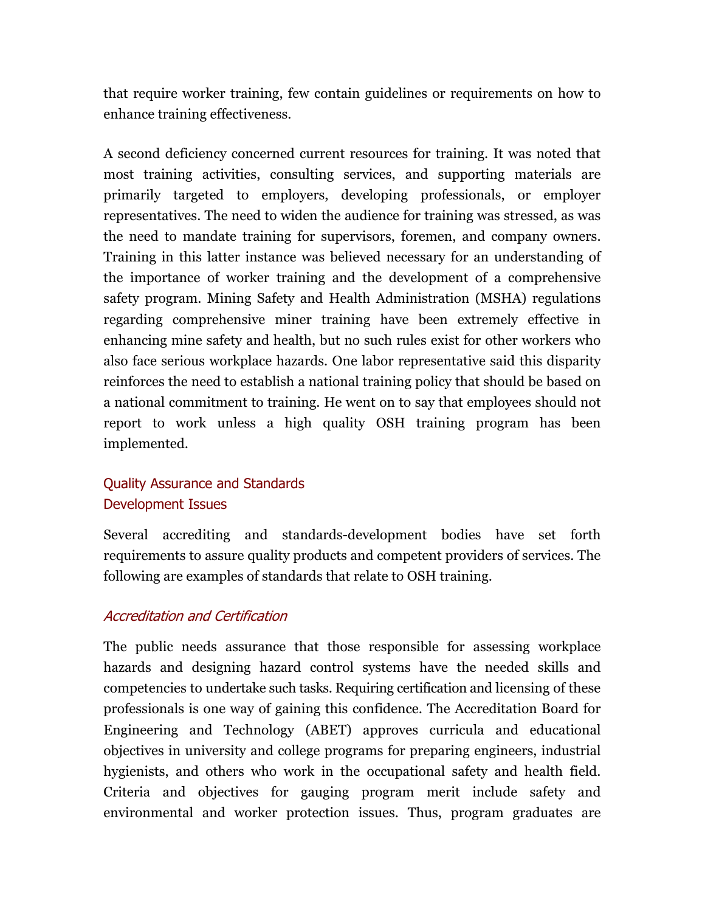that require worker training, few contain guidelines or requirements on how to enhance training effectiveness.

A second deficiency concerned current resources for training. It was noted that most training activities, consulting services, and supporting materials are primarily targeted to employers, developing professionals, or employer representatives. The need to widen the audience for training was stressed, as was the need to mandate training for supervisors, foremen, and company owners. Training in this latter instance was believed necessary for an understanding of the importance of worker training and the development of a comprehensive safety program. Mining Safety and Health Administration (MSHA) regulations regarding comprehensive miner training have been extremely effective in enhancing mine safety and health, but no such rules exist for other workers who also face serious workplace hazards. One labor representative said this disparity reinforces the need to establish a national training policy that should be based on a national commitment to training. He went on to say that employees should not report to work unless a high quality OSH training program has been implemented.

## Quality Assurance and Standards Development Issues

Several accrediting and standards-development bodies have set forth requirements to assure quality products and competent providers of services. The following are examples of standards that relate to OSH training.

### *Accreditation and Certification*

The public needs assurance that those responsible for assessing workplace hazards and designing hazard control systems have the needed skills and competencies to undertake such tasks. Requiring certification and licensing of these professionals is one way of gaining this confidence. The Accreditation Board for Engineering and Technology (ABET) approves curricula and educational objectives in university and college programs for preparing engineers, industrial hygienists, and others who work in the occupational safety and health field. Criteria and objectives for gauging program merit include safety and environmental and worker protection issues. Thus, program graduates are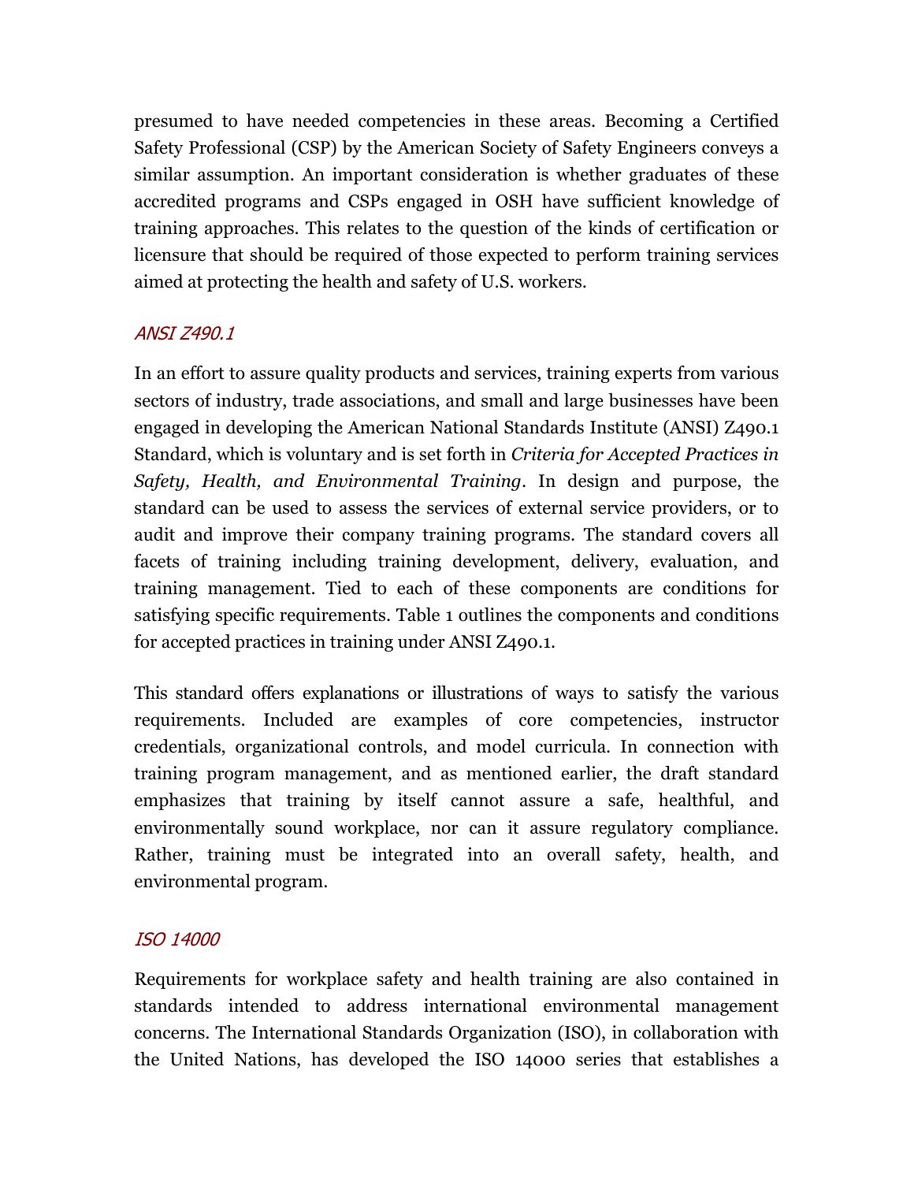presumed to have needed competencies in these areas. Becoming a Certified Safety Professional (CSP) by the American Society of Safety Engineers conveys a similar assumption. An important consideration is whether graduates of these accredited programs and CSPs engaged in OSH have sufficient knowledge of training approaches. This relates to the question of the kinds of certification or licensure that should be required of those expected to perform training services aimed at protecting the health and safety of U.S. workers.

### *ANSI Z490.1*

In an effort to assure quality products and services, training experts from various sectors of industry, trade associations, and small and large businesses have been engaged in developing the American National Standards Institute (ANSI) Z490.1 Standard, which is voluntary and is set forth in *Criteria for Accepted Practices in Safety, Health, and Environmental Training*. In design and purpose, the standard can be used to assess the services of external service providers, or to audit and improve their company training programs. The standard covers all facets of training including training development, delivery, evaluation, and training management. Tied to each of these components are conditions for satisfying specific requirements. Table 1 outlines the components and conditions for accepted practices in training under ANSI Z490.1.

This standard offers explanations or illustrations of ways to satisfy the various requirements. Included are examples of core competencies, instructor credentials, organizational controls, and model curricula. In connection with training program management, and as mentioned earlier, the draft standard emphasizes that training by itself cannot assure a safe, healthful, and environmentally sound workplace, nor can it assure regulatory compliance. Rather, training must be integrated into an overall safety, health, and environmental program.

### *ISO 14000*

Requirements for workplace safety and health training are also contained in standards intended to address international environmental management concerns. The International Standards Organization (ISO), in collaboration with the United Nations, has developed the ISO 14000 series that establishes a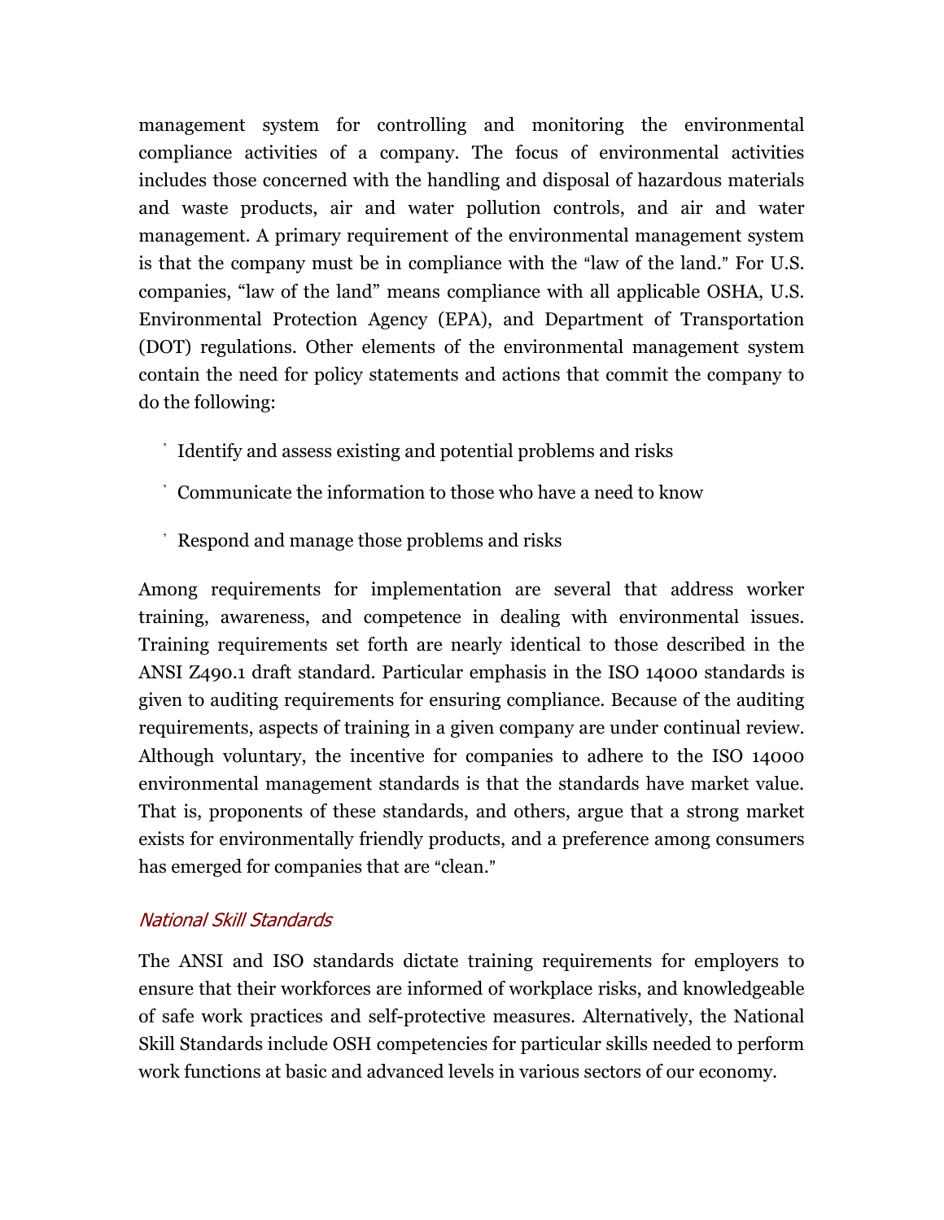management system for controlling and monitoring the environmental compliance activities of a company. The focus of environmental activities includes those concerned with the handling and disposal of hazardous materials and waste products, air and water pollution controls, and air and water management. A primary requirement of the environmental management system is that the company must be in compliance with the "law of the land." For U.S. companies, "law of the land" means compliance with all applicable OSHA, U.S. Environmental Protection Agency (EPA), and Department of Transportation (DOT) regulations. Other elements of the environmental management system contain the need for policy statements and actions that commit the company to do the following:

- Identify and assess existing and potential problems and risks
- Communicate the information to those who have a need to know
- Respond and manage those problems and risks

Among requirements for implementation are several that address worker training, awareness, and competence in dealing with environmental issues. Training requirements set forth are nearly identical to those described in the ANSI Z490.1 draft standard. Particular emphasis in the ISO 14000 standards is given to auditing requirements for ensuring compliance. Because of the auditing requirements, aspects of training in a given company are under continual review. Although voluntary, the incentive for companies to adhere to the ISO 14000 environmental management standards is that the standards have market value. That is, proponents of these standards, and others, argue that a strong market exists for environmentally friendly products, and a preference among consumers has emerged for companies that are "clean."

### *National Skill Standards*

The ANSI and ISO standards dictate training requirements for employers to ensure that their workforces are informed of workplace risks, and knowledgeable of safe work practices and self-protective measures. Alternatively, the National Skill Standards include OSH competencies for particular skills needed to perform work functions at basic and advanced levels in various sectors of our economy.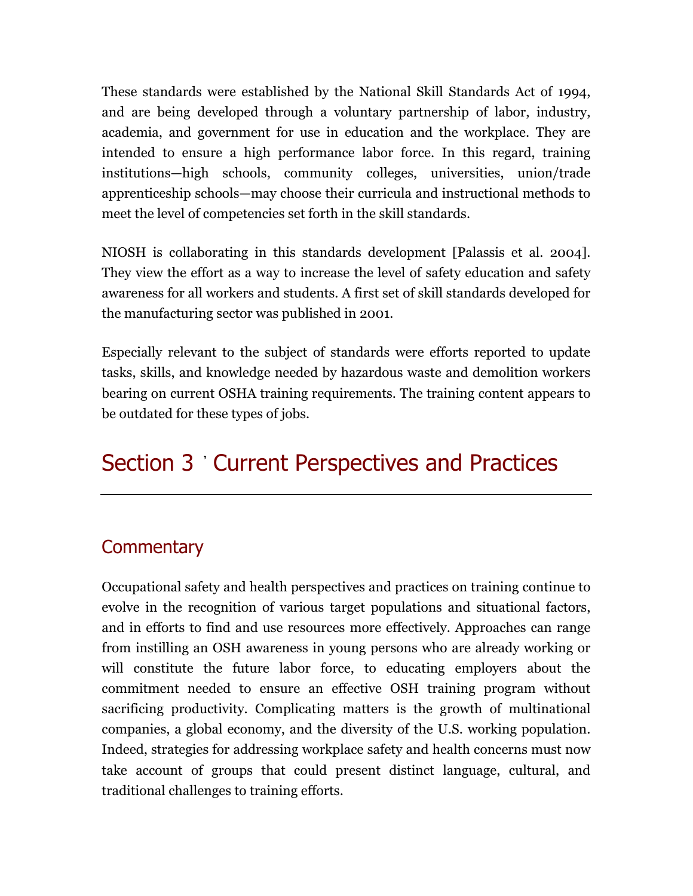These standards were established by the National Skill Standards Act of 1994, and are being developed through a voluntary partnership of labor, industry, academia, and government for use in education and the workplace. They are intended to ensure a high performance labor force. In this regard, training institutions—high schools, community colleges, universities, union/trade apprenticeship schools—may choose their curricula and instructional methods to meet the level of competencies set forth in the skill standards.

NIOSH is collaborating in this standards development [Palassis et al. 2004]. They view the effort as a way to increase the level of safety education and safety awareness for all workers and students. A first set of skill standards developed for the manufacturing sector was published in 2001.

Especially relevant to the subject of standards were efforts reported to update tasks, skills, and knowledge needed by hazardous waste and demolition workers bearing on current OSHA training requirements. The training content appears to be outdated for these types of jobs.

# Section 3 ’ Current Perspectives and Practices

## Commentary

Occupational safety and health perspectives and practices on training continue to evolve in the recognition of various target populations and situational factors, and in efforts to find and use resources more effectively. Approaches can range from instilling an OSH awareness in young persons who are already working or will constitute the future labor force, to educating employers about the commitment needed to ensure an effective OSH training program without sacrificing productivity. Complicating matters is the growth of multinational companies, a global economy, and the diversity of the U.S. working population. Indeed, strategies for addressing workplace safety and health concerns must now take account of groups that could present distinct language, cultural, and traditional challenges to training efforts.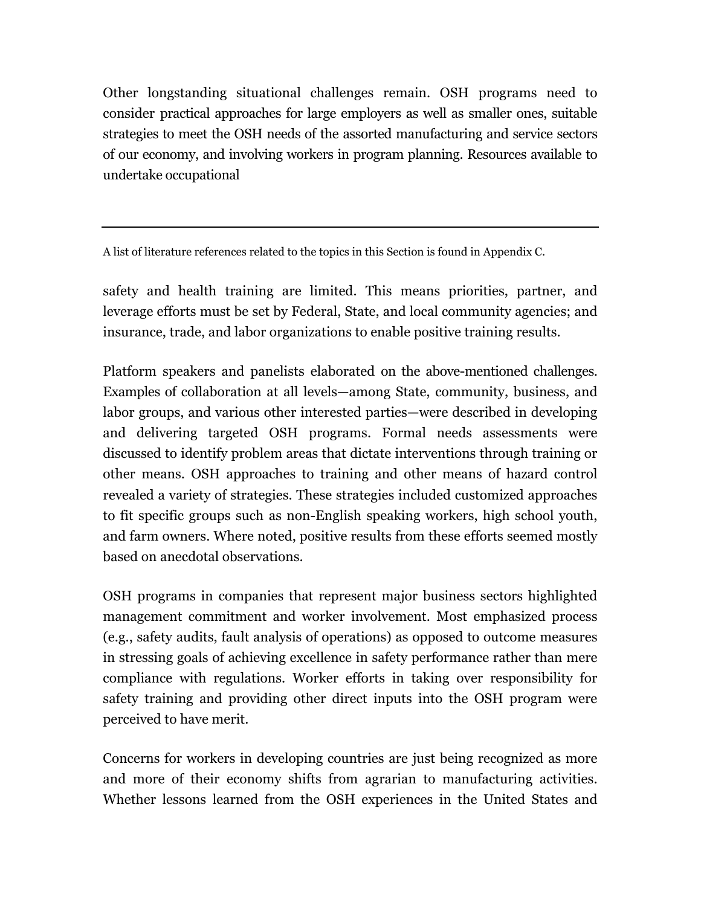Other longstanding situational challenges remain. OSH programs need to consider practical approaches for large employers as well as smaller ones, suitable strategies to meet the OSH needs of the assorted manufacturing and service sectors of our economy, and involving workers in program planning. Resources available to undertake occupational safety and health training are limited. This means priorities, partner, and leverage efforts must be set by Federal, State, and local community agencies; and insurance, trade, and labor organizations to enable positive training results.

Platform speakers and panelists elaborated on the above-mentioned challenges. Examples of collaboration at all levels—among State, community, business, and labor groups, and various other interested parties—were described in developing and delivering targeted OSH programs. Formal needs assessments were discussed to identify problem areas that dictate interventions through training or other means. OSH approaches to training and other means of hazard control revealed a variety of strategies. These strategies included customized approaches to fit specific groups such as non-English speaking workers, high school youth, and farm owners. Where noted, positive results from these efforts seemed mostly based on anecdotal observations.

OSH programs in companies that represent major business sectors highlighted management commitment and worker involvement. Most emphasized process (e.g., safety audits, fault analysis of operations) as opposed to outcome measures in stressing goals of achieving excellence in safety performance rather than mere compliance with regulations. Worker efforts in taking over responsibility for safety training and providing other direct inputs into the OSH program were perceived to have merit.

Concerns for workers in developing countries are just being recognized as more and more of their economy shifts from agrarian to manufacturing activities. Whether lessons learned from the OSH experiences in the United States and

---

A list of literature references related to the topics in this Section is found in Appendix C.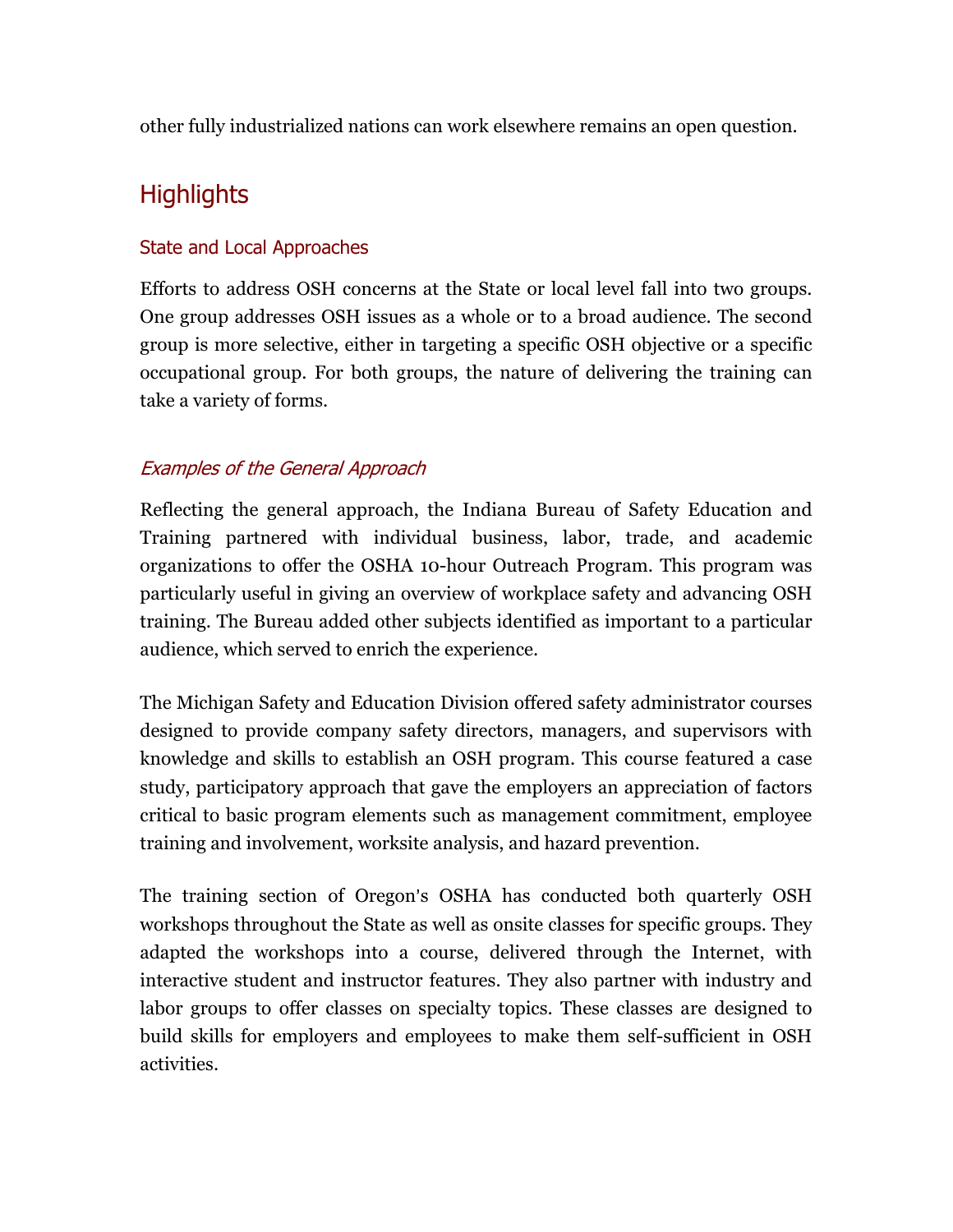other fully industrialized nations can work elsewhere remains an open question.

## Highlights

### State and Local Approaches

Efforts to address OSH concerns at the State or local level fall into two groups. One group addresses OSH issues as a whole or to a broad audience. The second group is more selective, either in targeting a specific OSH objective or a specific occupational group. For both groups, the nature of delivering the training can take a variety of forms.

#### *Examples of the General Approach*

Reflecting the general approach, the Indiana Bureau of Safety Education and Training partnered with individual business, labor, trade, and academic organizations to offer the OSHA 10-hour Outreach Program. This program was particularly useful in giving an overview of workplace safety and advancing OSH training. The Bureau added other subjects identified as important to a particular audience, which served to enrich the experience.

The Michigan Safety and Education Division offered safety administrator courses designed to provide company safety directors, managers, and supervisors with knowledge and skills to establish an OSH program. This course featured a case study, participatory approach that gave the employers an appreciation of factors critical to basic program elements such as management commitment, employee training and involvement, worksite analysis, and hazard prevention.

The training section of Oregon's OSHA has conducted both quarterly OSH workshops throughout the State as well as onsite classes for specific groups. They adapted the workshops into a course, delivered through the Internet, with interactive student and instructor features. They also partner with industry and labor groups to offer classes on specialty topics. These classes are designed to build skills for employers and employees to make them self-sufficient in OSH activities.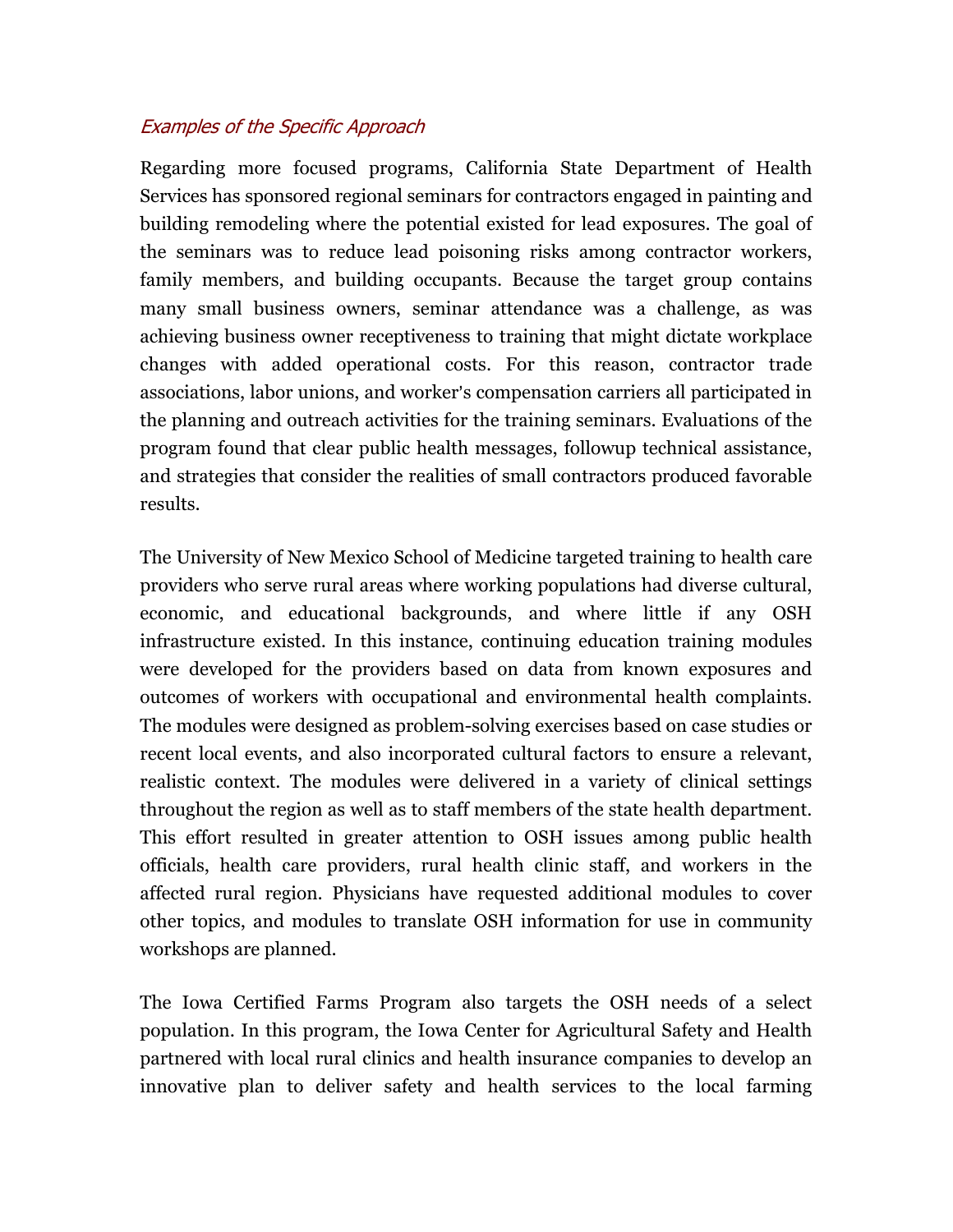### *Examples of the Specific Approach*

Regarding more focused programs, California State Department of Health Services has sponsored regional seminars for contractors engaged in painting and building remodeling where the potential existed for lead exposures. The goal of the seminars was to reduce lead poisoning risks among contractor workers, family members, and building occupants. Because the target group contains many small business owners, seminar attendance was a challenge, as was achieving business owner receptiveness to training that might dictate workplace changes with added operational costs. For this reason, contractor trade associations, labor unions, and worker's compensation carriers all participated in the planning and outreach activities for the training seminars. Evaluations of the program found that clear public health messages, followup technical assistance, and strategies that consider the realities of small contractors produced favorable results.

The University of New Mexico School of Medicine targeted training to health care providers who serve rural areas where working populations had diverse cultural, economic, and educational backgrounds, and where little if any OSH infrastructure existed. In this instance, continuing education training modules were developed for the providers based on data from known exposures and outcomes of workers with occupational and environmental health complaints. The modules were designed as problem-solving exercises based on case studies or recent local events, and also incorporated cultural factors to ensure a relevant, realistic context. The modules were delivered in a variety of clinical settings throughout the region as well as to staff members of the state health department. This effort resulted in greater attention to OSH issues among public health officials, health care providers, rural health clinic staff, and workers in the affected rural region. Physicians have requested additional modules to cover other topics, and modules to translate OSH information for use in community workshops are planned.

The Iowa Certified Farms Program also targets the OSH needs of a select population. In this program, the Iowa Center for Agricultural Safety and Health partnered with local rural clinics and health insurance companies to develop an innovative plan to deliver safety and health services to the local farming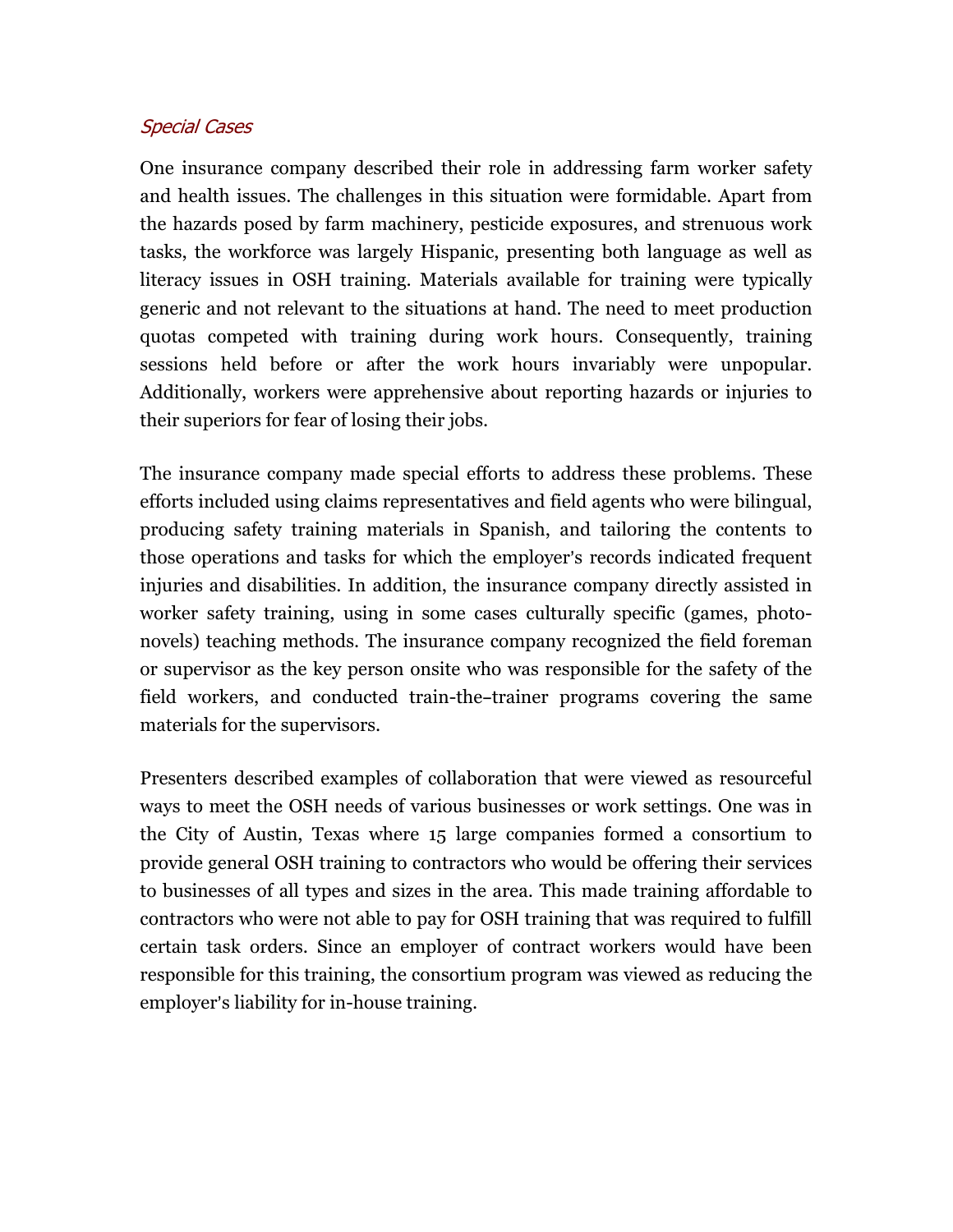### *Special Cases*

One insurance company described their role in addressing farm worker safety and health issues. The challenges in this situation were formidable. Apart from the hazards posed by farm machinery, pesticide exposures, and strenuous work tasks, the workforce was largely Hispanic, presenting both language as well as literacy issues in OSH training. Materials available for training were typically generic and not relevant to the situations at hand. The need to meet production quotas competed with training during work hours. Consequently, training sessions held before or after the work hours invariably were unpopular. Additionally, workers were apprehensive about reporting hazards or injuries to their superiors for fear of losing their jobs.

The insurance company made special efforts to address these problems. These efforts included using claims representatives and field agents who were bilingual, producing safety training materials in Spanish, and tailoring the contents to those operations and tasks for which the employer's records indicated frequent injuries and disabilities. In addition, the insurance company directly assisted in worker safety training, using in some cases culturally specific (games, photo-novels) teaching methods. The insurance company recognized the field foreman or supervisor as the key person onsite who was responsible for the safety of the field workers, and conducted train-the–trainer programs covering the same materials for the supervisors.

Presenters described examples of collaboration that were viewed as resourceful ways to meet the OSH needs of various businesses or work settings. One was in the City of Austin, Texas where 15 large companies formed a consortium to provide general OSH training to contractors who would be offering their services to businesses of all types and sizes in the area. This made training affordable to contractors who were not able to pay for OSH training that was required to fulfill certain task orders. Since an employer of contract workers would have been responsible for this training, the consortium program was viewed as reducing the employer's liability for in-house training.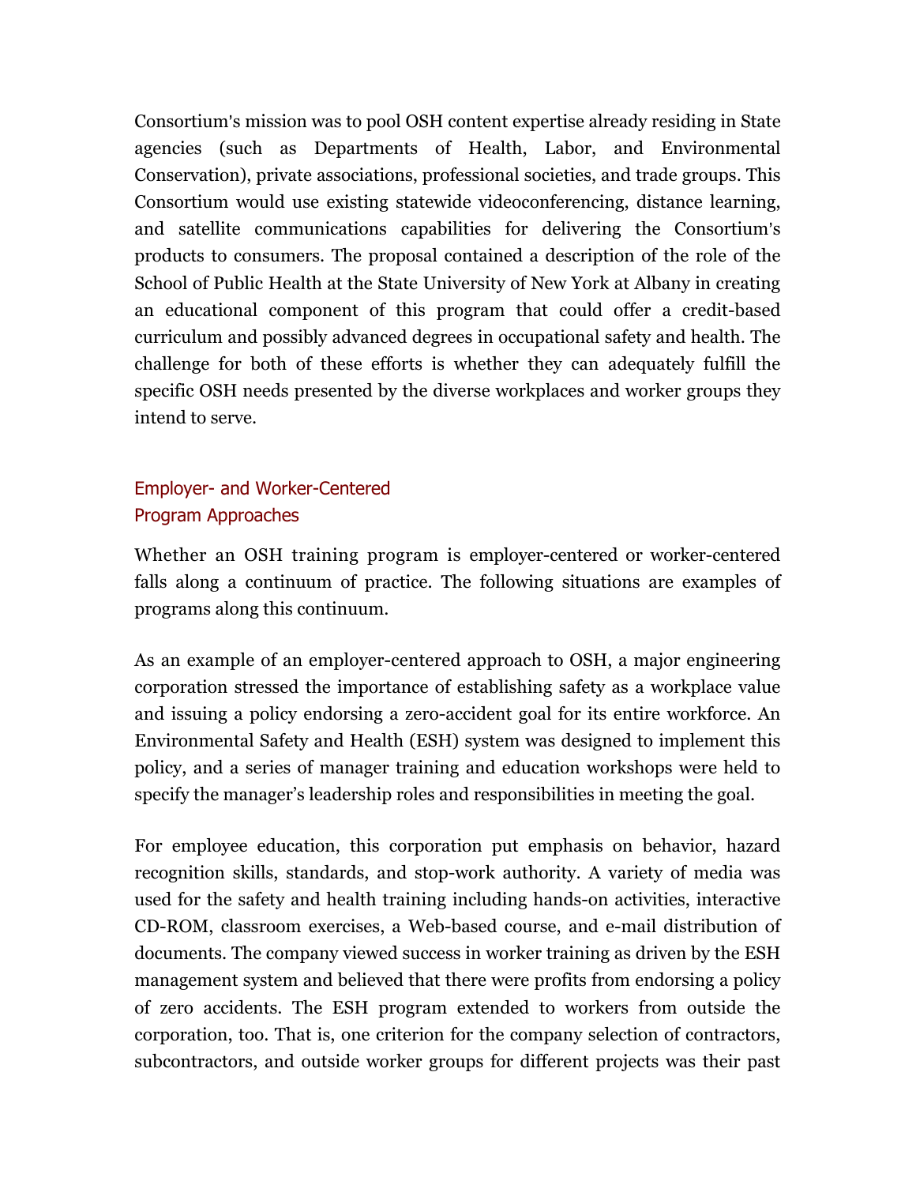Consortium's mission was to pool OSH content expertise already residing in State agencies (such as Departments of Health, Labor, and Environmental Conservation), private associations, professional societies, and trade groups. This Consortium would use existing statewide videoconferencing, distance learning, and satellite communications capabilities for delivering the Consortium's products to consumers. The proposal contained a description of the role of the School of Public Health at the State University of New York at Albany in creating an educational component of this program that could offer a credit-based curriculum and possibly advanced degrees in occupational safety and health. The challenge for both of these efforts is whether they can adequately fulfill the specific OSH needs presented by the diverse workplaces and worker groups they intend to serve.

## Employer- and Worker-Centered Program Approaches

Whether an OSH training program is employer-centered or worker-centered falls along a continuum of practice. The following situations are examples of programs along this continuum.

As an example of an employer-centered approach to OSH, a major engineering corporation stressed the importance of establishing safety as a workplace value and issuing a policy endorsing a zero-accident goal for its entire workforce. An Environmental Safety and Health (ESH) system was designed to implement this policy, and a series of manager training and education workshops were held to specify the manager's leadership roles and responsibilities in meeting the goal.

For employee education, this corporation put emphasis on behavior, hazard recognition skills, standards, and stop-work authority. A variety of media was used for the safety and health training including hands-on activities, interactive CD-ROM, classroom exercises, a Web-based course, and e-mail distribution of documents. The company viewed success in worker training as driven by the ESH management system and believed that there were profits from endorsing a policy of zero accidents. The ESH program extended to workers from outside the corporation, too. That is, one criterion for the company selection of contractors, subcontractors, and outside worker groups for different projects was their past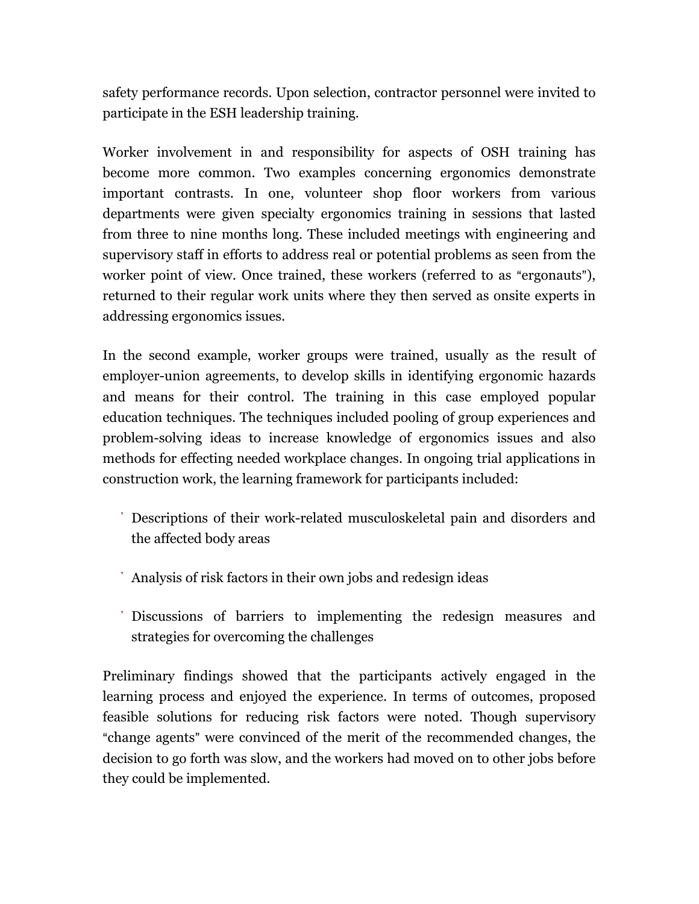safety performance records. Upon selection, contractor personnel were invited to participate in the ESH leadership training.

Worker involvement in and responsibility for aspects of OSH training has become more common. Two examples concerning ergonomics demonstrate important contrasts. In one, volunteer shop floor workers from various departments were given specialty ergonomics training in sessions that lasted from three to nine months long. These included meetings with engineering and supervisory staff in efforts to address real or potential problems as seen from the worker point of view. Once trained, these workers (referred to as "ergonauts"), returned to their regular work units where they then served as onsite experts in addressing ergonomics issues.

In the second example, worker groups were trained, usually as the result of employer-union agreements, to develop skills in identifying ergonomic hazards and means for their control. The training in this case employed popular education techniques. The techniques included pooling of group experiences and problem-solving ideas to increase knowledge of ergonomics issues and also methods for effecting needed workplace changes. In ongoing trial applications in construction work, the learning framework for participants included:

- Descriptions of their work-related musculoskeletal pain and disorders and the affected body areas
- Analysis of risk factors in their own jobs and redesign ideas
- Discussions of barriers to implementing the redesign measures and strategies for overcoming the challenges

Preliminary findings showed that the participants actively engaged in the learning process and enjoyed the experience. In terms of outcomes, proposed feasible solutions for reducing risk factors were noted. Though supervisory "change agents" were convinced of the merit of the recommended changes, the decision to go forth was slow, and the workers had moved on to other jobs before they could be implemented.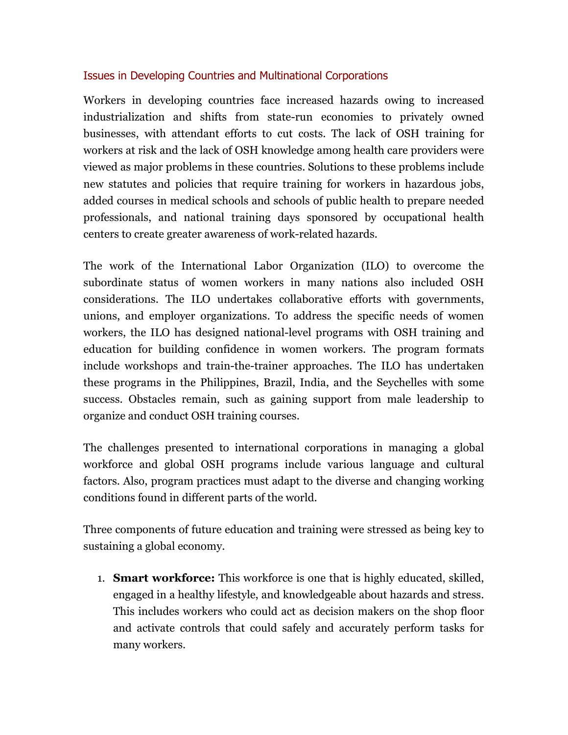### Issues in Developing Countries and Multinational Corporations

Workers in developing countries face increased hazards owing to increased industrialization and shifts from state-run economies to privately owned businesses, with attendant efforts to cut costs. The lack of OSH training for workers at risk and the lack of OSH knowledge among health care providers were viewed as major problems in these countries. Solutions to these problems include new statutes and policies that require training for workers in hazardous jobs, added courses in medical schools and schools of public health to prepare needed professionals, and national training days sponsored by occupational health centers to create greater awareness of work-related hazards.

The work of the International Labor Organization (ILO) to overcome the subordinate status of women workers in many nations also included OSH considerations. The ILO undertakes collaborative efforts with governments, unions, and employer organizations. To address the specific needs of women workers, the ILO has designed national-level programs with OSH training and education for building confidence in women workers. The program formats include workshops and train-the-trainer approaches. The ILO has undertaken these programs in the Philippines, Brazil, India, and the Seychelles with some success. Obstacles remain, such as gaining support from male leadership to organize and conduct OSH training courses.

The challenges presented to international corporations in managing a global workforce and global OSH programs include various language and cultural factors. Also, program practices must adapt to the diverse and changing working conditions found in different parts of the world.

Three components of future education and training were stressed as being key to sustaining a global economy.

1. **Smart workforce:** This workforce is one that is highly educated, skilled, engaged in a healthy lifestyle, and knowledgeable about hazards and stress. This includes workers who could act as decision makers on the shop floor and activate controls that could safely and accurately perform tasks for many workers.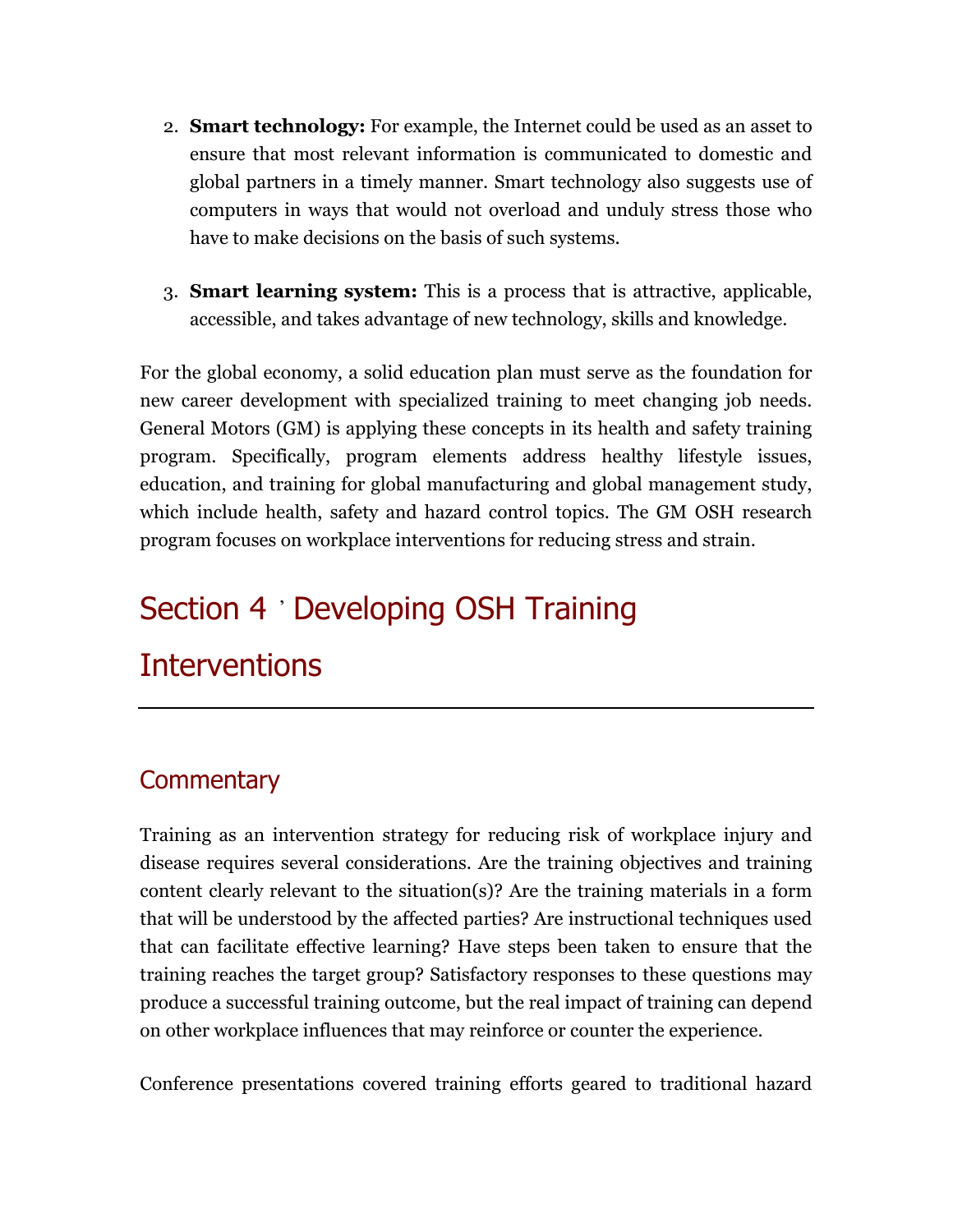2. **Smart technology:** For example, the Internet could be used as an asset to ensure that most relevant information is communicated to domestic and global partners in a timely manner. Smart technology also suggests use of computers in ways that would not overload and unduly stress those who have to make decisions on the basis of such systems.

3. **Smart learning system:** This is a process that is attractive, applicable, accessible, and takes advantage of new technology, skills and knowledge.

For the global economy, a solid education plan must serve as the foundation for new career development with specialized training to meet changing job needs. General Motors (GM) is applying these concepts in its health and safety training program. Specifically, program elements address healthy lifestyle issues, education, and training for global manufacturing and global management study, which include health, safety and hazard control topics. The GM OSH research program focuses on workplace interventions for reducing stress and strain.

# Section 4 ' Developing OSH Training Interventions

## Commentary

Training as an intervention strategy for reducing risk of workplace injury and disease requires several considerations. Are the training objectives and training content clearly relevant to the situation(s)? Are the training materials in a form that will be understood by the affected parties? Are instructional techniques used that can facilitate effective learning? Have steps been taken to ensure that the training reaches the target group? Satisfactory responses to these questions may produce a successful training outcome, but the real impact of training can depend on other workplace influences that may reinforce or counter the experience.

Conference presentations covered training efforts geared to traditional hazard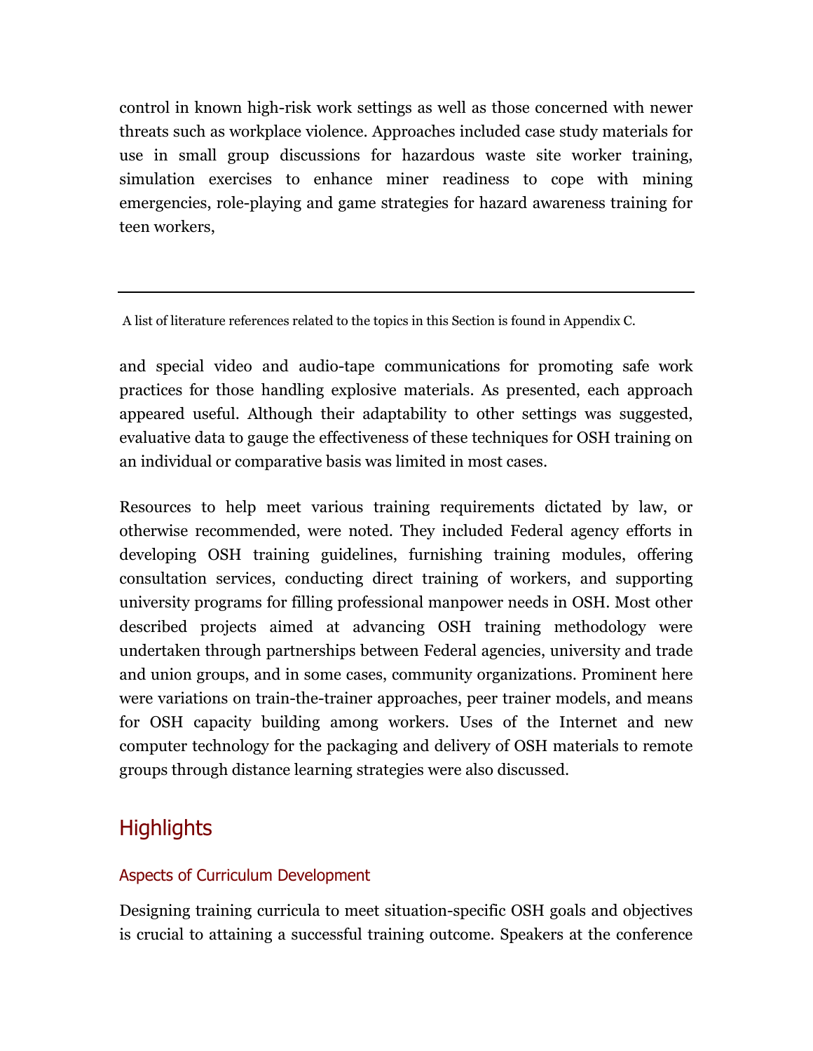control in known high-risk work settings as well as those concerned with newer threats such as workplace violence. Approaches included case study materials for use in small group discussions for hazardous waste site worker training, simulation exercises to enhance miner readiness to cope with mining emergencies, role-playing and game strategies for hazard awareness training for teen workers,

---

A list of literature references related to the topics in this Section is found in Appendix C.

and special video and audio-tape communications for promoting safe work practices for those handling explosive materials. As presented, each approach appeared useful. Although their adaptability to other settings was suggested, evaluative data to gauge the effectiveness of these techniques for OSH training on an individual or comparative basis was limited in most cases.

Resources to help meet various training requirements dictated by law, or otherwise recommended, were noted. They included Federal agency efforts in developing OSH training guidelines, furnishing training modules, offering consultation services, conducting direct training of workers, and supporting university programs for filling professional manpower needs in OSH. Most other described projects aimed at advancing OSH training methodology were undertaken through partnerships between Federal agencies, university and trade and union groups, and in some cases, community organizations. Prominent here were variations on train-the-trainer approaches, peer trainer models, and means for OSH capacity building among workers. Uses of the Internet and new computer technology for the packaging and delivery of OSH materials to remote groups through distance learning strategies were also discussed.

## Highlights

### Aspects of Curriculum Development

Designing training curricula to meet situation-specific OSH goals and objectives is crucial to attaining a successful training outcome. Speakers at the conference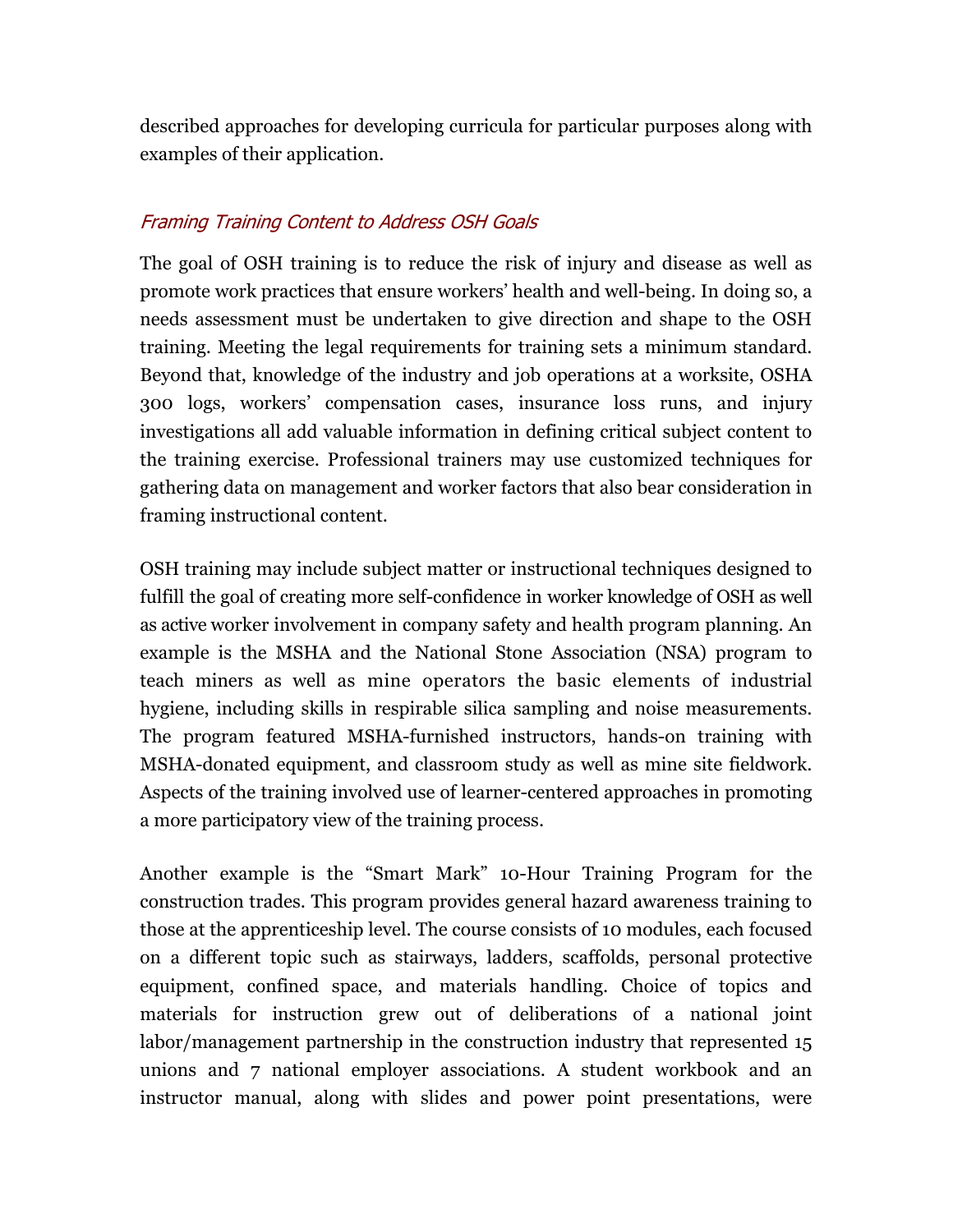described approaches for developing curricula for particular purposes along with examples of their application.

### *Framing Training Content to Address OSH Goals*

The goal of OSH training is to reduce the risk of injury and disease as well as promote work practices that ensure workers' health and well-being. In doing so, a needs assessment must be undertaken to give direction and shape to the OSH training. Meeting the legal requirements for training sets a minimum standard. Beyond that, knowledge of the industry and job operations at a worksite, OSHA 300 logs, workers' compensation cases, insurance loss runs, and injury investigations all add valuable information in defining critical subject content to the training exercise. Professional trainers may use customized techniques for gathering data on management and worker factors that also bear consideration in framing instructional content.

OSH training may include subject matter or instructional techniques designed to fulfill the goal of creating more self-confidence in worker knowledge of OSH as well as active worker involvement in company safety and health program planning. An example is the MSHA and the National Stone Association (NSA) program to teach miners as well as mine operators the basic elements of industrial hygiene, including skills in respirable silica sampling and noise measurements. The program featured MSHA-furnished instructors, hands-on training with MSHA-donated equipment, and classroom study as well as mine site fieldwork. Aspects of the training involved use of learner-centered approaches in promoting a more participatory view of the training process.

Another example is the "Smart Mark" 10-Hour Training Program for the construction trades. This program provides general hazard awareness training to those at the apprenticeship level. The course consists of 10 modules, each focused on a different topic such as stairways, ladders, scaffolds, personal protective equipment, confined space, and materials handling. Choice of topics and materials for instruction grew out of deliberations of a national joint labor/management partnership in the construction industry that represented 15 unions and 7 national employer associations. A student workbook and an instructor manual, along with slides and power point presentations, were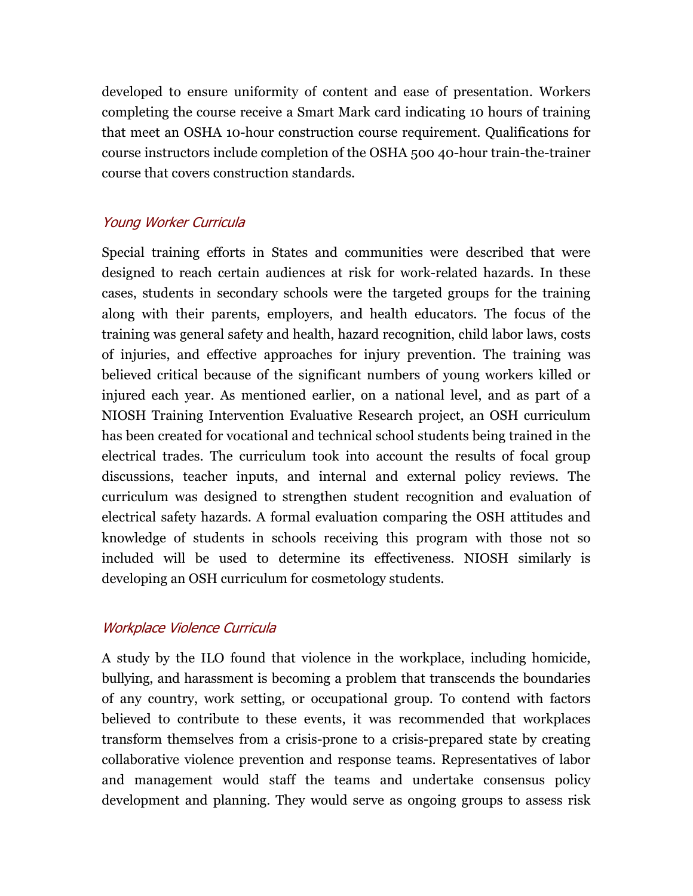developed to ensure uniformity of content and ease of presentation. Workers completing the course receive a Smart Mark card indicating 10 hours of training that meet an OSHA 10-hour construction course requirement. Qualifications for course instructors include completion of the OSHA 500 40-hour train-the-trainer course that covers construction standards.

### *Young Worker Curricula*

Special training efforts in States and communities were described that were designed to reach certain audiences at risk for work-related hazards. In these cases, students in secondary schools were the targeted groups for the training along with their parents, employers, and health educators. The focus of the training was general safety and health, hazard recognition, child labor laws, costs of injuries, and effective approaches for injury prevention. The training was believed critical because of the significant numbers of young workers killed or injured each year. As mentioned earlier, on a national level, and as part of a NIOSH Training Intervention Evaluative Research project, an OSH curriculum has been created for vocational and technical school students being trained in the electrical trades. The curriculum took into account the results of focal group discussions, teacher inputs, and internal and external policy reviews. The curriculum was designed to strengthen student recognition and evaluation of electrical safety hazards. A formal evaluation comparing the OSH attitudes and knowledge of students in schools receiving this program with those not so included will be used to determine its effectiveness. NIOSH similarly is developing an OSH curriculum for cosmetology students.

### *Workplace Violence Curricula*

A study by the ILO found that violence in the workplace, including homicide, bullying, and harassment is becoming a problem that transcends the boundaries of any country, work setting, or occupational group. To contend with factors believed to contribute to these events, it was recommended that workplaces transform themselves from a crisis-prone to a crisis-prepared state by creating collaborative violence prevention and response teams. Representatives of labor and management would staff the teams and undertake consensus policy development and planning. They would serve as ongoing groups to assess risk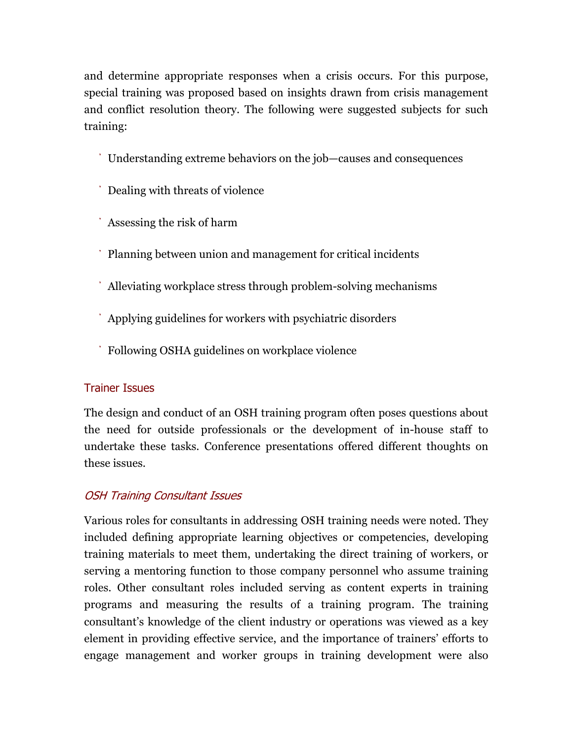and determine appropriate responses when a crisis occurs. For this purpose, special training was proposed based on insights drawn from crisis management and conflict resolution theory. The following were suggested subjects for such training:

- Understanding extreme behaviors on the job—causes and consequences
- Dealing with threats of violence
- Assessing the risk of harm
- Planning between union and management for critical incidents
- Alleviating workplace stress through problem-solving mechanisms
- Applying guidelines for workers with psychiatric disorders
- Following OSHA guidelines on workplace violence

## Trainer Issues

The design and conduct of an OSH training program often poses questions about the need for outside professionals or the development of in-house staff to undertake these tasks. Conference presentations offered different thoughts on these issues.

### *OSH Training Consultant Issues*

Various roles for consultants in addressing OSH training needs were noted. They included defining appropriate learning objectives or competencies, developing training materials to meet them, undertaking the direct training of workers, or serving a mentoring function to those company personnel who assume training roles. Other consultant roles included serving as content experts in training programs and measuring the results of a training program. The training consultant's knowledge of the client industry or operations was viewed as a key element in providing effective service, and the importance of trainers' efforts to engage management and worker groups in training development were also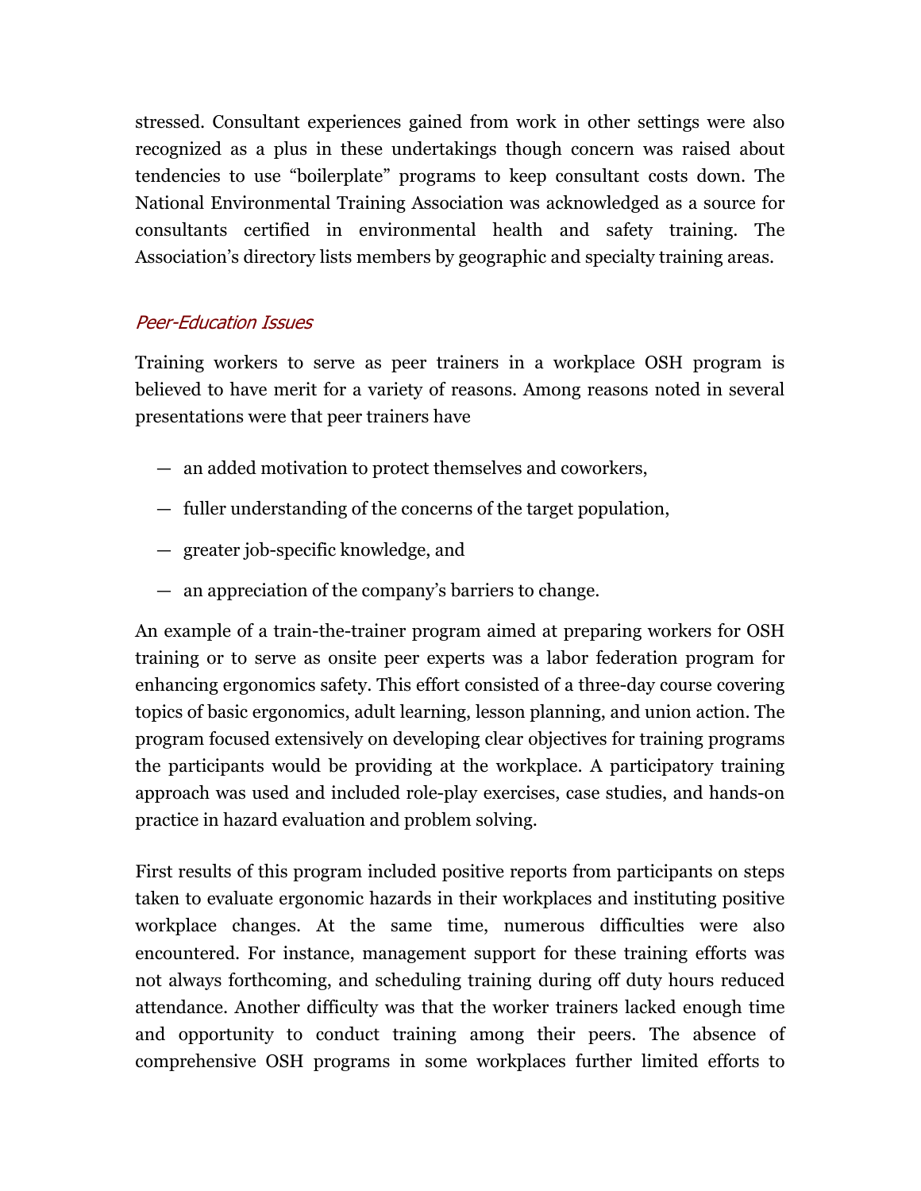stressed. Consultant experiences gained from work in other settings were also recognized as a plus in these undertakings though concern was raised about tendencies to use "boilerplate" programs to keep consultant costs down. The National Environmental Training Association was acknowledged as a source for consultants certified in environmental health and safety training. The Association's directory lists members by geographic and specialty training areas.

### *Peer-Education Issues*

Training workers to serve as peer trainers in a workplace OSH program is believed to have merit for a variety of reasons. Among reasons noted in several presentations were that peer trainers have

- an added motivation to protect themselves and coworkers,
- fuller understanding of the concerns of the target population,
- greater job-specific knowledge, and
- an appreciation of the company's barriers to change.

An example of a train-the-trainer program aimed at preparing workers for OSH training or to serve as onsite peer experts was a labor federation program for enhancing ergonomics safety. This effort consisted of a three-day course covering topics of basic ergonomics, adult learning, lesson planning, and union action. The program focused extensively on developing clear objectives for training programs the participants would be providing at the workplace. A participatory training approach was used and included role-play exercises, case studies, and hands-on practice in hazard evaluation and problem solving.

First results of this program included positive reports from participants on steps taken to evaluate ergonomic hazards in their workplaces and instituting positive workplace changes. At the same time, numerous difficulties were also encountered. For instance, management support for these training efforts was not always forthcoming, and scheduling training during off duty hours reduced attendance. Another difficulty was that the worker trainers lacked enough time and opportunity to conduct training among their peers. The absence of comprehensive OSH programs in some workplaces further limited efforts to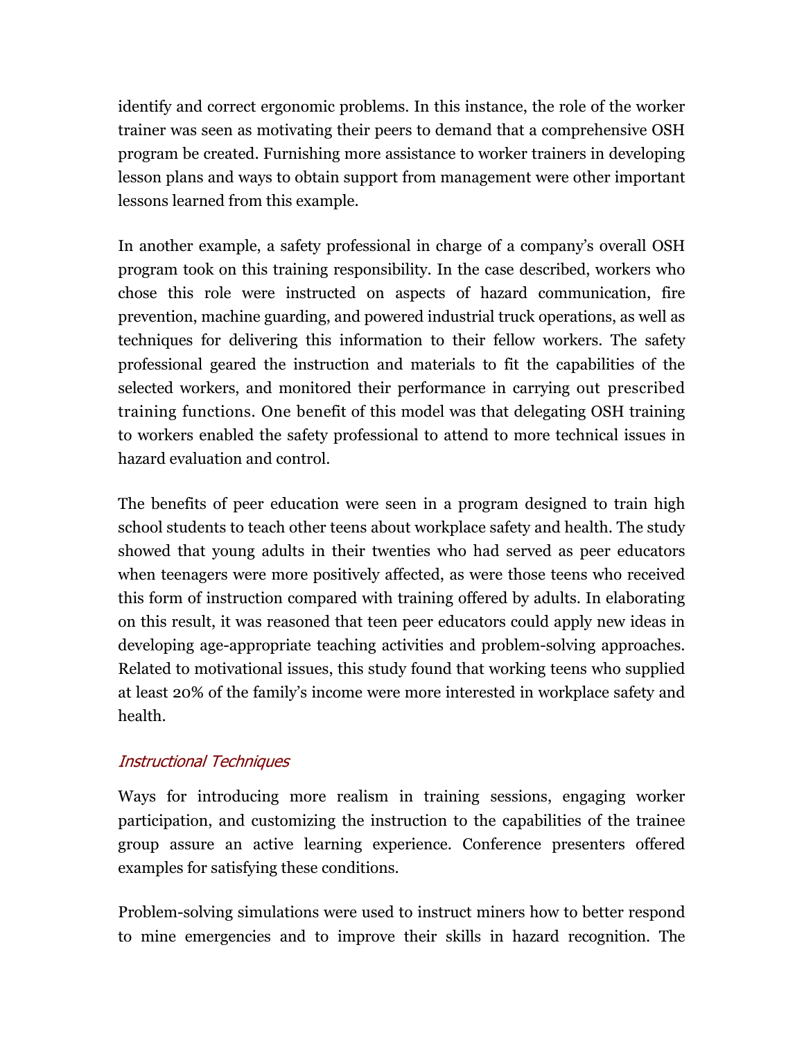identify and correct ergonomic problems. In this instance, the role of the worker trainer was seen as motivating their peers to demand that a comprehensive OSH program be created. Furnishing more assistance to worker trainers in developing lesson plans and ways to obtain support from management were other important lessons learned from this example.

In another example, a safety professional in charge of a company's overall OSH program took on this training responsibility. In the case described, workers who chose this role were instructed on aspects of hazard communication, fire prevention, machine guarding, and powered industrial truck operations, as well as techniques for delivering this information to their fellow workers. The safety professional geared the instruction and materials to fit the capabilities of the selected workers, and monitored their performance in carrying out prescribed training functions. One benefit of this model was that delegating OSH training to workers enabled the safety professional to attend to more technical issues in hazard evaluation and control.

The benefits of peer education were seen in a program designed to train high school students to teach other teens about workplace safety and health. The study showed that young adults in their twenties who had served as peer educators when teenagers were more positively affected, as were those teens who received this form of instruction compared with training offered by adults. In elaborating on this result, it was reasoned that teen peer educators could apply new ideas in developing age-appropriate teaching activities and problem-solving approaches. Related to motivational issues, this study found that working teens who supplied at least 20% of the family's income were more interested in workplace safety and health.

### *Instructional Techniques*

Ways for introducing more realism in training sessions, engaging worker participation, and customizing the instruction to the capabilities of the trainee group assure an active learning experience. Conference presenters offered examples for satisfying these conditions.

Problem-solving simulations were used to instruct miners how to better respond to mine emergencies and to improve their skills in hazard recognition. The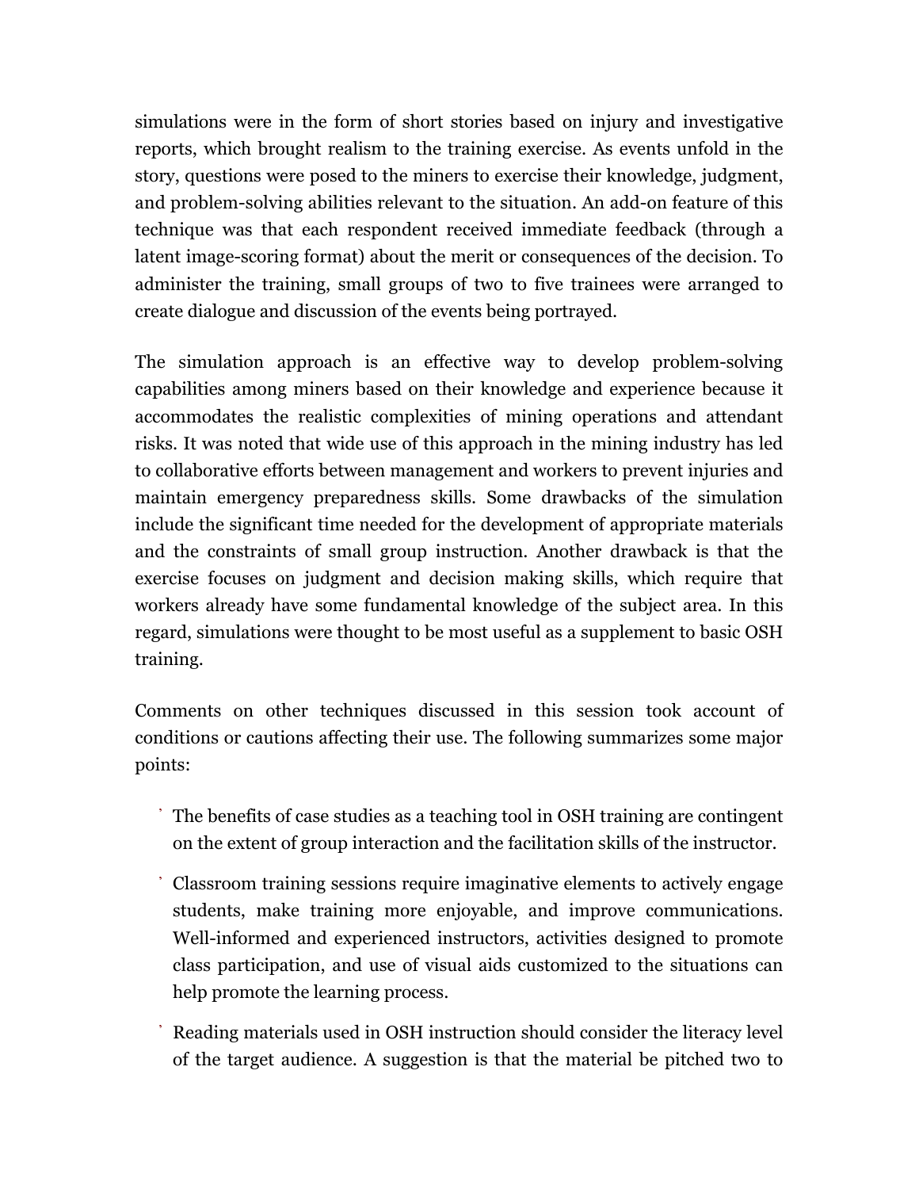simulations were in the form of short stories based on injury and investigative reports, which brought realism to the training exercise. As events unfold in the story, questions were posed to the miners to exercise their knowledge, judgment, and problem-solving abilities relevant to the situation. An add-on feature of this technique was that each respondent received immediate feedback (through a latent image-scoring format) about the merit or consequences of the decision. To administer the training, small groups of two to five trainees were arranged to create dialogue and discussion of the events being portrayed.

The simulation approach is an effective way to develop problem-solving capabilities among miners based on their knowledge and experience because it accommodates the realistic complexities of mining operations and attendant risks. It was noted that wide use of this approach in the mining industry has led to collaborative efforts between management and workers to prevent injuries and maintain emergency preparedness skills. Some drawbacks of the simulation include the significant time needed for the development of appropriate materials and the constraints of small group instruction. Another drawback is that the exercise focuses on judgment and decision making skills, which require that workers already have some fundamental knowledge of the subject area. In this regard, simulations were thought to be most useful as a supplement to basic OSH training.

Comments on other techniques discussed in this session took account of conditions or cautions affecting their use. The following summarizes some major points:

- The benefits of case studies as a teaching tool in OSH training are contingent on the extent of group interaction and the facilitation skills of the instructor.
- Classroom training sessions require imaginative elements to actively engage students, make training more enjoyable, and improve communications. Well-informed and experienced instructors, activities designed to promote class participation, and use of visual aids customized to the situations can help promote the learning process.
- Reading materials used in OSH instruction should consider the literacy level of the target audience. A suggestion is that the material be pitched two to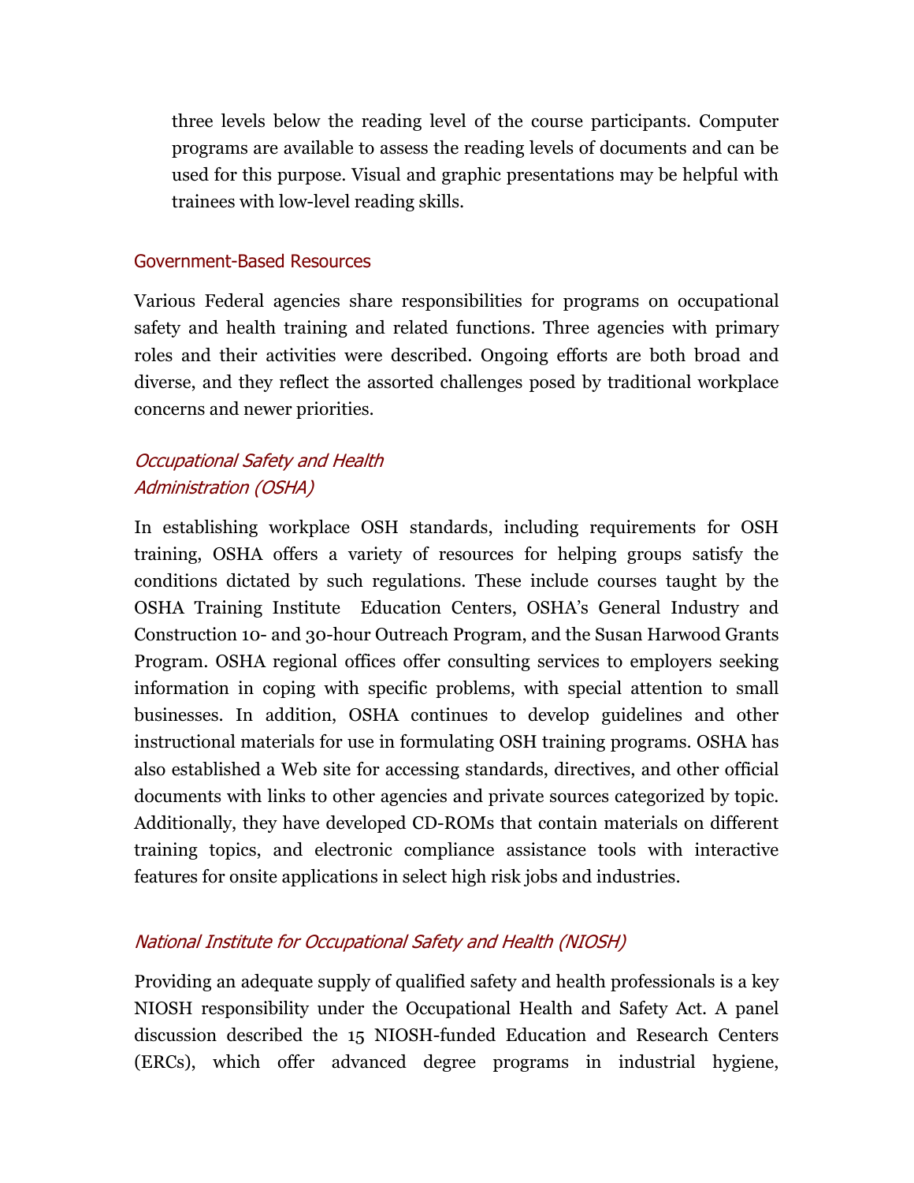three levels below the reading level of the course participants. Computer programs are available to assess the reading levels of documents and can be used for this purpose. Visual and graphic presentations may be helpful with trainees with low-level reading skills.

## Government-Based Resources

Various Federal agencies share responsibilities for programs on occupational safety and health training and related functions. Three agencies with primary roles and their activities were described. Ongoing efforts are both broad and diverse, and they reflect the assorted challenges posed by traditional workplace concerns and newer priorities.

### *Occupational Safety and Health Administration (OSHA)*

In establishing workplace OSH standards, including requirements for OSH training, OSHA offers a variety of resources for helping groups satisfy the conditions dictated by such regulations. These include courses taught by the OSHA Training Institute Education Centers, OSHA's General Industry and Construction 10- and 30-hour Outreach Program, and the Susan Harwood Grants Program. OSHA regional offices offer consulting services to employers seeking information in coping with specific problems, with special attention to small businesses. In addition, OSHA continues to develop guidelines and other instructional materials for use in formulating OSH training programs. OSHA has also established a Web site for accessing standards, directives, and other official documents with links to other agencies and private sources categorized by topic. Additionally, they have developed CD-ROMs that contain materials on different training topics, and electronic compliance assistance tools with interactive features for onsite applications in select high risk jobs and industries.

### *National Institute for Occupational Safety and Health (NIOSH)*

Providing an adequate supply of qualified safety and health professionals is a key NIOSH responsibility under the Occupational Health and Safety Act. A panel discussion described the 15 NIOSH-funded Education and Research Centers (ERCs), which offer advanced degree programs in industrial hygiene,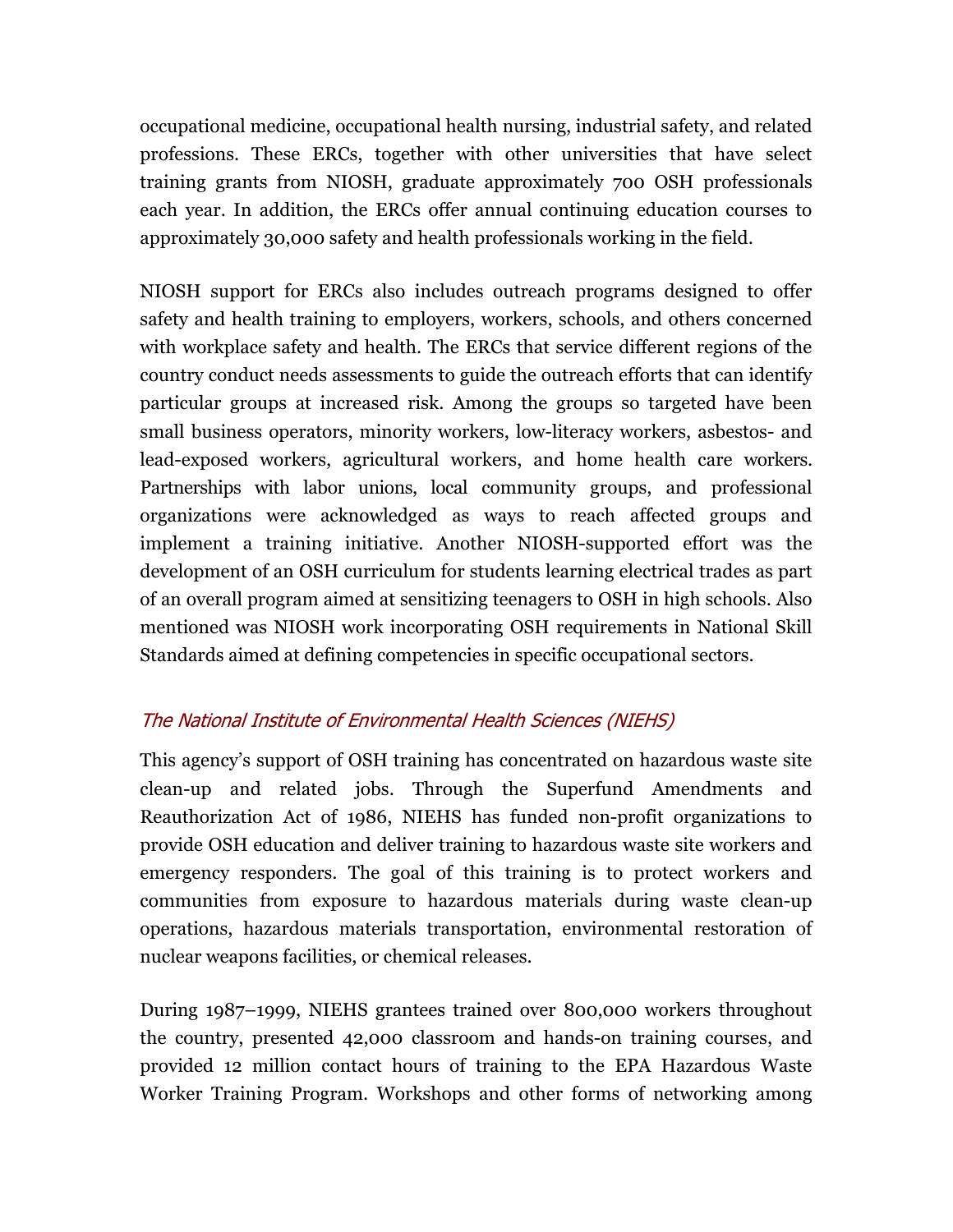occupational medicine, occupational health nursing, industrial safety, and related professions. These ERCs, together with other universities that have select training grants from NIOSH, graduate approximately 700 OSH professionals each year. In addition, the ERCs offer annual continuing education courses to approximately 30,000 safety and health professionals working in the field.

NIOSH support for ERCs also includes outreach programs designed to offer safety and health training to employers, workers, schools, and others concerned with workplace safety and health. The ERCs that service different regions of the country conduct needs assessments to guide the outreach efforts that can identify particular groups at increased risk. Among the groups so targeted have been small business operators, minority workers, low-literacy workers, asbestos- and lead-exposed workers, agricultural workers, and home health care workers. Partnerships with labor unions, local community groups, and professional organizations were acknowledged as ways to reach affected groups and implement a training initiative. Another NIOSH-supported effort was the development of an OSH curriculum for students learning electrical trades as part of an overall program aimed at sensitizing teenagers to OSH in high schools. Also mentioned was NIOSH work incorporating OSH requirements in National Skill Standards aimed at defining competencies in specific occupational sectors.

### *The National Institute of Environmental Health Sciences (NIEHS)*

This agency's support of OSH training has concentrated on hazardous waste site clean-up and related jobs. Through the Superfund Amendments and Reauthorization Act of 1986, NIEHS has funded non-profit organizations to provide OSH education and deliver training to hazardous waste site workers and emergency responders. The goal of this training is to protect workers and communities from exposure to hazardous materials during waste clean-up operations, hazardous materials transportation, environmental restoration of nuclear weapons facilities, or chemical releases.

During 1987–1999, NIEHS grantees trained over 800,000 workers throughout the country, presented 42,000 classroom and hands-on training courses, and provided 12 million contact hours of training to the EPA Hazardous Waste Worker Training Program. Workshops and other forms of networking among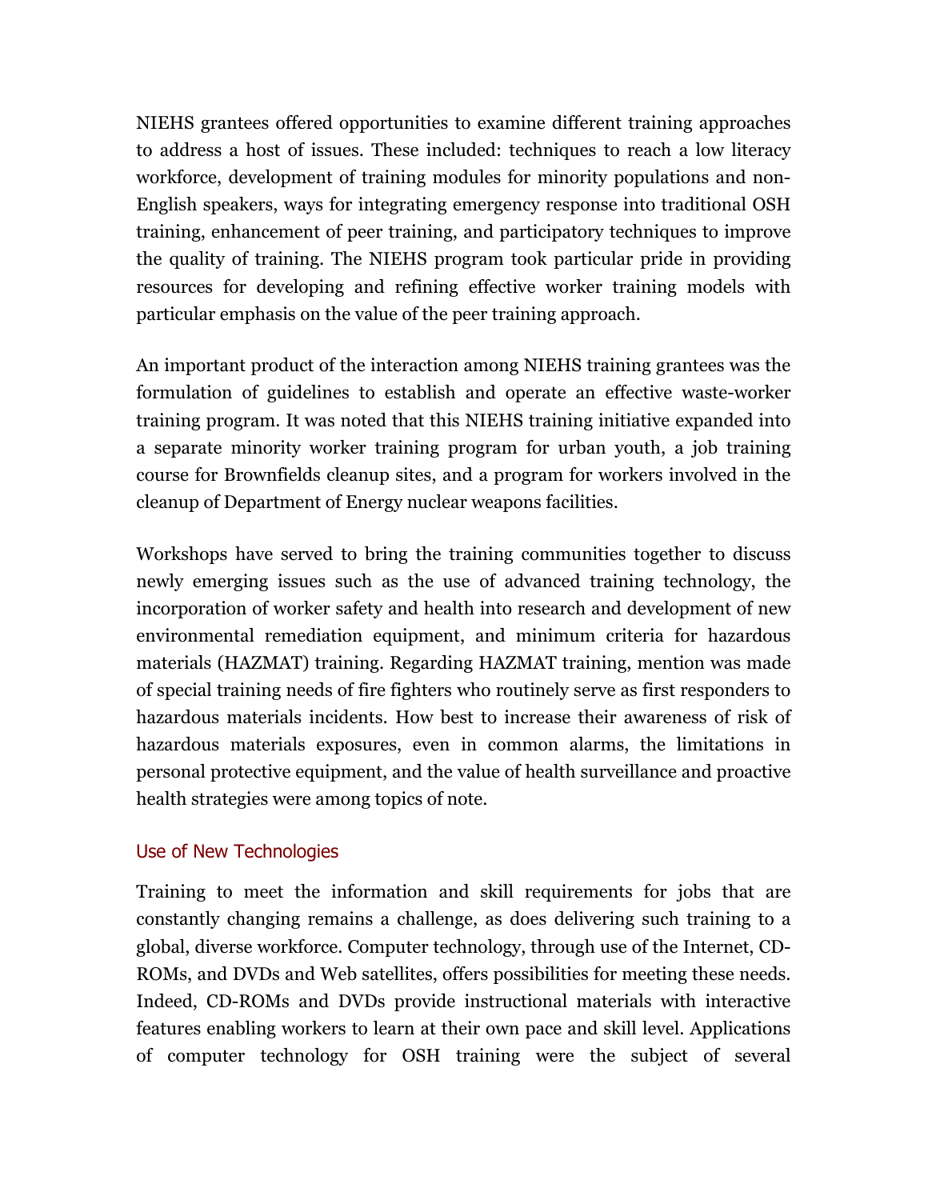NIEHS grantees offered opportunities to examine different training approaches to address a host of issues. These included: techniques to reach a low literacy workforce, development of training modules for minority populations and non-English speakers, ways for integrating emergency response into traditional OSH training, enhancement of peer training, and participatory techniques to improve the quality of training. The NIEHS program took particular pride in providing resources for developing and refining effective worker training models with particular emphasis on the value of the peer training approach.

An important product of the interaction among NIEHS training grantees was the formulation of guidelines to establish and operate an effective waste-worker training program. It was noted that this NIEHS training initiative expanded into a separate minority worker training program for urban youth, a job training course for Brownfields cleanup sites, and a program for workers involved in the cleanup of Department of Energy nuclear weapons facilities.

Workshops have served to bring the training communities together to discuss newly emerging issues such as the use of advanced training technology, the incorporation of worker safety and health into research and development of new environmental remediation equipment, and minimum criteria for hazardous materials (HAZMAT) training. Regarding HAZMAT training, mention was made of special training needs of fire fighters who routinely serve as first responders to hazardous materials incidents. How best to increase their awareness of risk of hazardous materials exposures, even in common alarms, the limitations in personal protective equipment, and the value of health surveillance and proactive health strategies were among topics of note.

### Use of New Technologies

Training to meet the information and skill requirements for jobs that are constantly changing remains a challenge, as does delivering such training to a global, diverse workforce. Computer technology, through use of the Internet, CD-ROMs, and DVDs and Web satellites, offers possibilities for meeting these needs. Indeed, CD-ROMs and DVDs provide instructional materials with interactive features enabling workers to learn at their own pace and skill level. Applications of computer technology for OSH training were the subject of several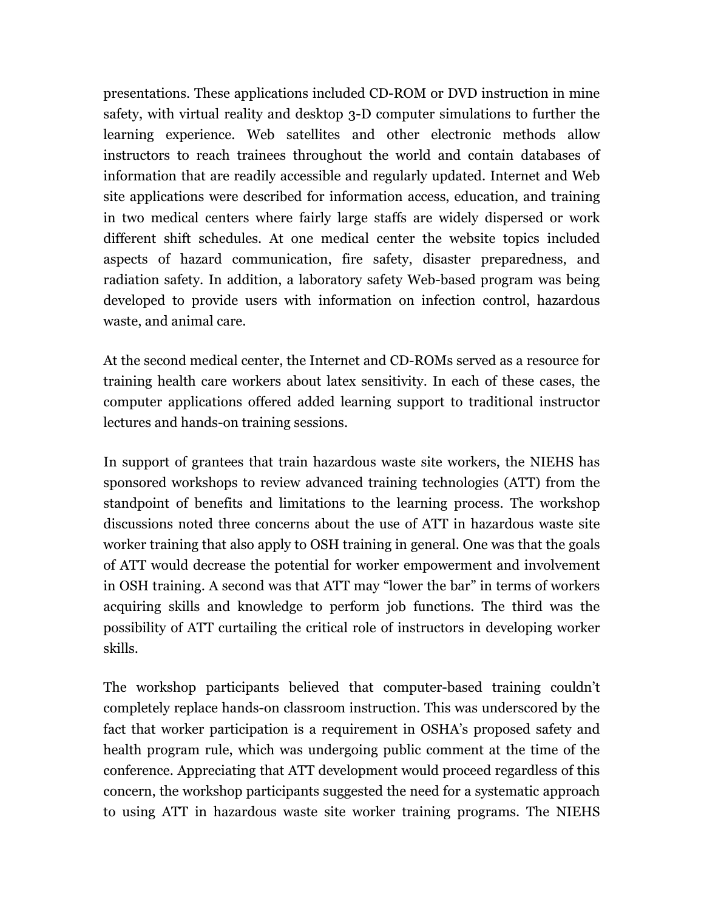presentations. These applications included CD-ROM or DVD instruction in mine safety, with virtual reality and desktop 3-D computer simulations to further the learning experience. Web satellites and other electronic methods allow instructors to reach trainees throughout the world and contain databases of information that are readily accessible and regularly updated. Internet and Web site applications were described for information access, education, and training in two medical centers where fairly large staffs are widely dispersed or work different shift schedules. At one medical center the website topics included aspects of hazard communication, fire safety, disaster preparedness, and radiation safety. In addition, a laboratory safety Web-based program was being developed to provide users with information on infection control, hazardous waste, and animal care.

At the second medical center, the Internet and CD-ROMs served as a resource for training health care workers about latex sensitivity. In each of these cases, the computer applications offered added learning support to traditional instructor lectures and hands-on training sessions.

In support of grantees that train hazardous waste site workers, the NIEHS has sponsored workshops to review advanced training technologies (ATT) from the standpoint of benefits and limitations to the learning process. The workshop discussions noted three concerns about the use of ATT in hazardous waste site worker training that also apply to OSH training in general. One was that the goals of ATT would decrease the potential for worker empowerment and involvement in OSH training. A second was that ATT may "lower the bar" in terms of workers acquiring skills and knowledge to perform job functions. The third was the possibility of ATT curtailing the critical role of instructors in developing worker skills.

The workshop participants believed that computer-based training couldn't completely replace hands-on classroom instruction. This was underscored by the fact that worker participation is a requirement in OSHA's proposed safety and health program rule, which was undergoing public comment at the time of the conference. Appreciating that ATT development would proceed regardless of this concern, the workshop participants suggested the need for a systematic approach to using ATT in hazardous waste site worker training programs. The NIEHS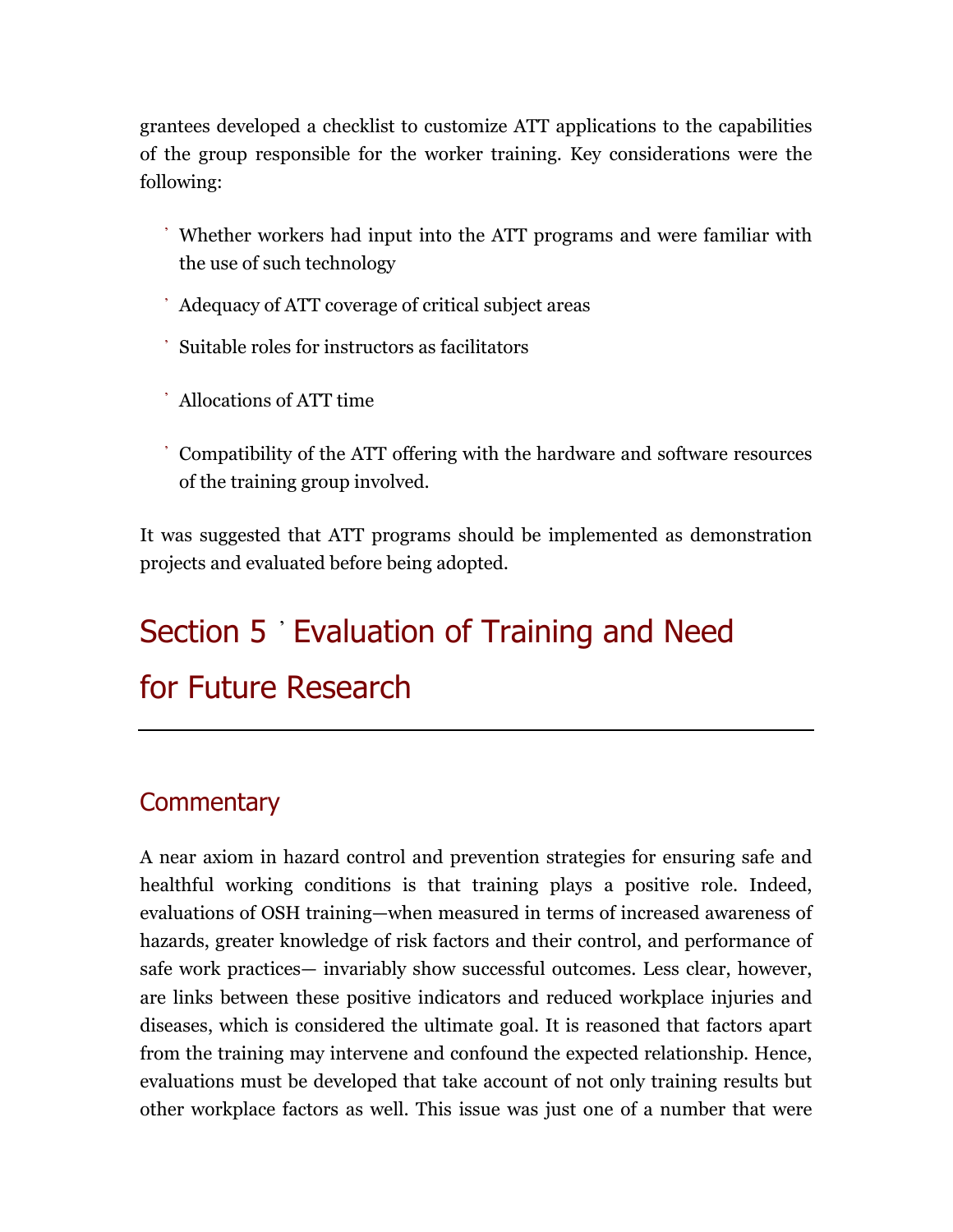grantees developed a checklist to customize ATT applications to the capabilities of the group responsible for the worker training. Key considerations were the following:

- Whether workers had input into the ATT programs and were familiar with the use of such technology
- Adequacy of ATT coverage of critical subject areas
- Suitable roles for instructors as facilitators
- Allocations of ATT time
- Compatibility of the ATT offering with the hardware and software resources of the training group involved.

It was suggested that ATT programs should be implemented as demonstration projects and evaluated before being adopted.

# Section 5 ’ Evaluation of Training and Need for Future Research

## Commentary

A near axiom in hazard control and prevention strategies for ensuring safe and healthful working conditions is that training plays a positive role. Indeed, evaluations of OSH training—when measured in terms of increased awareness of hazards, greater knowledge of risk factors and their control, and performance of safe work practices— invariably show successful outcomes. Less clear, however, are links between these positive indicators and reduced workplace injuries and diseases, which is considered the ultimate goal. It is reasoned that factors apart from the training may intervene and confound the expected relationship. Hence, evaluations must be developed that take account of not only training results but other workplace factors as well. This issue was just one of a number that were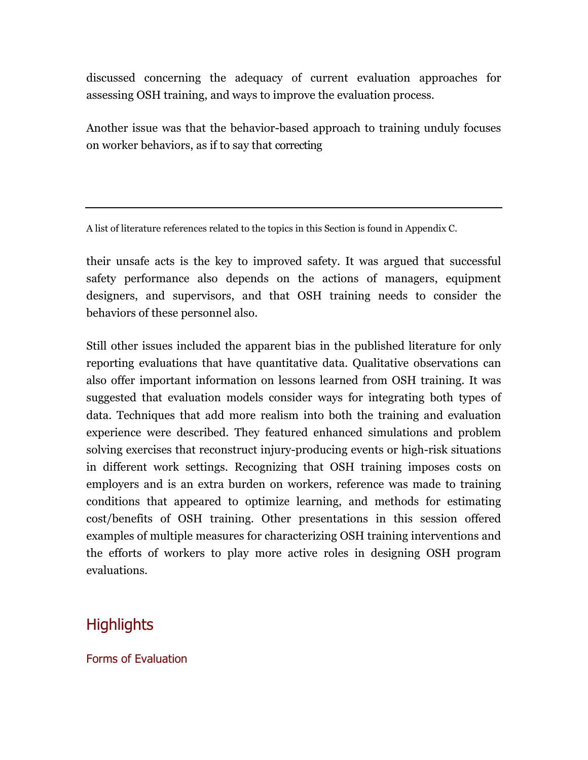discussed concerning the adequacy of current evaluation approaches for assessing OSH training, and ways to improve the evaluation process.

Another issue was that the behavior-based approach to training unduly focuses on worker behaviors, as if to say that correcting their unsafe acts is the key to improved safety. It was argued that successful safety performance also depends on the actions of managers, equipment designers, and supervisors, and that OSH training needs to consider the behaviors of these personnel also.

Still other issues included the apparent bias in the published literature for only reporting evaluations that have quantitative data. Qualitative observations can also offer important information on lessons learned from OSH training. It was suggested that evaluation models consider ways for integrating both types of data. Techniques that add more realism into both the training and evaluation experience were described. They featured enhanced simulations and problem solving exercises that reconstruct injury-producing events or high-risk situations in different work settings. Recognizing that OSH training imposes costs on employers and is an extra burden on workers, reference was made to training conditions that appeared to optimize learning, and methods for estimating cost/benefits of OSH training. Other presentations in this session offered examples of multiple measures for characterizing OSH training interventions and the efforts of workers to play more active roles in designing OSH program evaluations.

---

A list of literature references related to the topics in this Section is found in Appendix C.

## Highlights

### Forms of Evaluation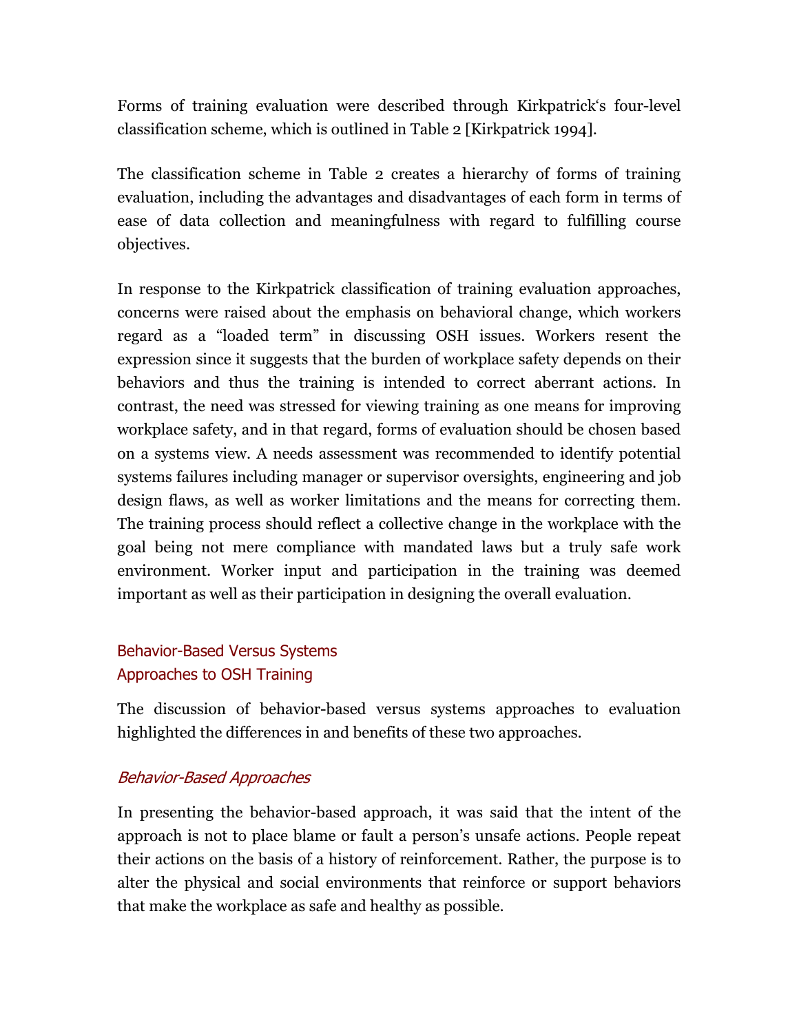Forms of training evaluation were described through Kirkpatrick's four-level classification scheme, which is outlined in Table 2 [Kirkpatrick 1994].

The classification scheme in Table 2 creates a hierarchy of forms of training evaluation, including the advantages and disadvantages of each form in terms of ease of data collection and meaningfulness with regard to fulfilling course objectives.

In response to the Kirkpatrick classification of training evaluation approaches, concerns were raised about the emphasis on behavioral change, which workers regard as a "loaded term" in discussing OSH issues. Workers resent the expression since it suggests that the burden of workplace safety depends on their behaviors and thus the training is intended to correct aberrant actions. In contrast, the need was stressed for viewing training as one means for improving workplace safety, and in that regard, forms of evaluation should be chosen based on a systems view. A needs assessment was recommended to identify potential systems failures including manager or supervisor oversights, engineering and job design flaws, as well as worker limitations and the means for correcting them. The training process should reflect a collective change in the workplace with the goal being not mere compliance with mandated laws but a truly safe work environment. Worker input and participation in the training was deemed important as well as their participation in designing the overall evaluation.

## Behavior-Based Versus Systems Approaches to OSH Training

The discussion of behavior-based versus systems approaches to evaluation highlighted the differences in and benefits of these two approaches.

### *Behavior-Based Approaches*

In presenting the behavior-based approach, it was said that the intent of the approach is not to place blame or fault a person's unsafe actions. People repeat their actions on the basis of a history of reinforcement. Rather, the purpose is to alter the physical and social environments that reinforce or support behaviors that make the workplace as safe and healthy as possible.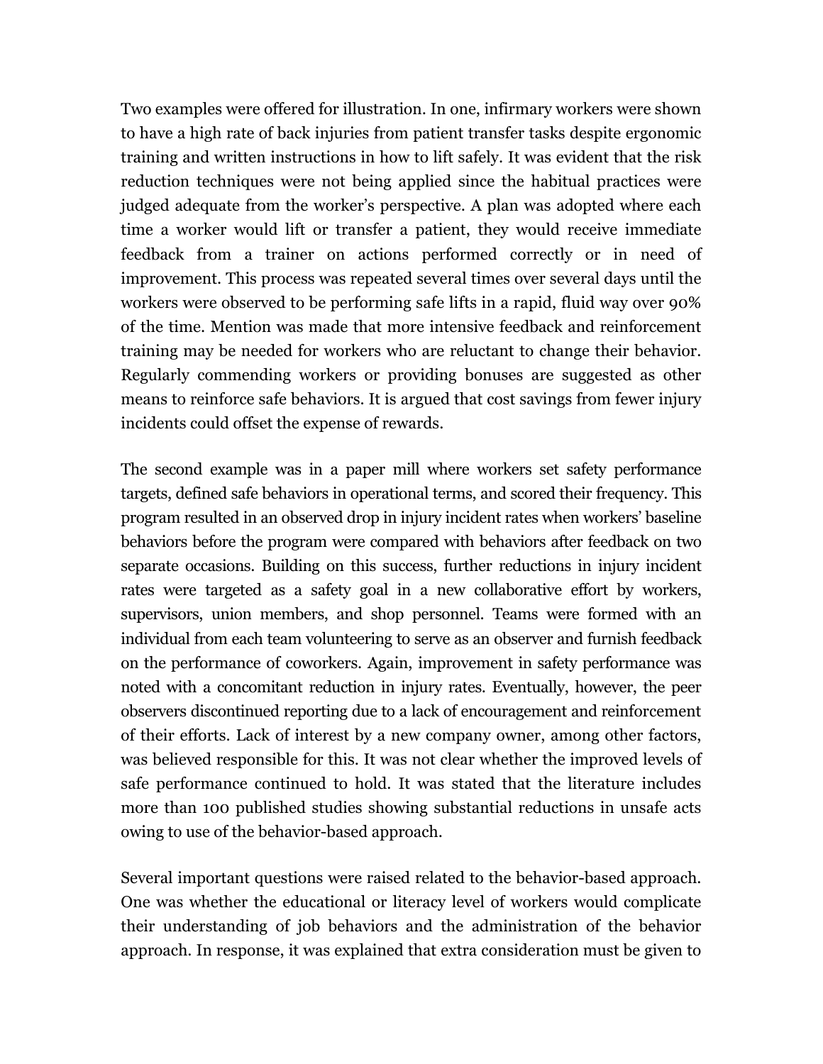Two examples were offered for illustration. In one, infirmary workers were shown to have a high rate of back injuries from patient transfer tasks despite ergonomic training and written instructions in how to lift safely. It was evident that the risk reduction techniques were not being applied since the habitual practices were judged adequate from the worker's perspective. A plan was adopted where each time a worker would lift or transfer a patient, they would receive immediate feedback from a trainer on actions performed correctly or in need of improvement. This process was repeated several times over several days until the workers were observed to be performing safe lifts in a rapid, fluid way over 90% of the time. Mention was made that more intensive feedback and reinforcement training may be needed for workers who are reluctant to change their behavior. Regularly commending workers or providing bonuses are suggested as other means to reinforce safe behaviors. It is argued that cost savings from fewer injury incidents could offset the expense of rewards.

The second example was in a paper mill where workers set safety performance targets, defined safe behaviors in operational terms, and scored their frequency. This program resulted in an observed drop in injury incident rates when workers' baseline behaviors before the program were compared with behaviors after feedback on two separate occasions. Building on this success, further reductions in injury incident rates were targeted as a safety goal in a new collaborative effort by workers, supervisors, union members, and shop personnel. Teams were formed with an individual from each team volunteering to serve as an observer and furnish feedback on the performance of coworkers. Again, improvement in safety performance was noted with a concomitant reduction in injury rates. Eventually, however, the peer observers discontinued reporting due to a lack of encouragement and reinforcement of their efforts. Lack of interest by a new company owner, among other factors, was believed responsible for this. It was not clear whether the improved levels of safe performance continued to hold. It was stated that the literature includes more than 100 published studies showing substantial reductions in unsafe acts owing to use of the behavior-based approach.

Several important questions were raised related to the behavior-based approach. One was whether the educational or literacy level of workers would complicate their understanding of job behaviors and the administration of the behavior approach. In response, it was explained that extra consideration must be given to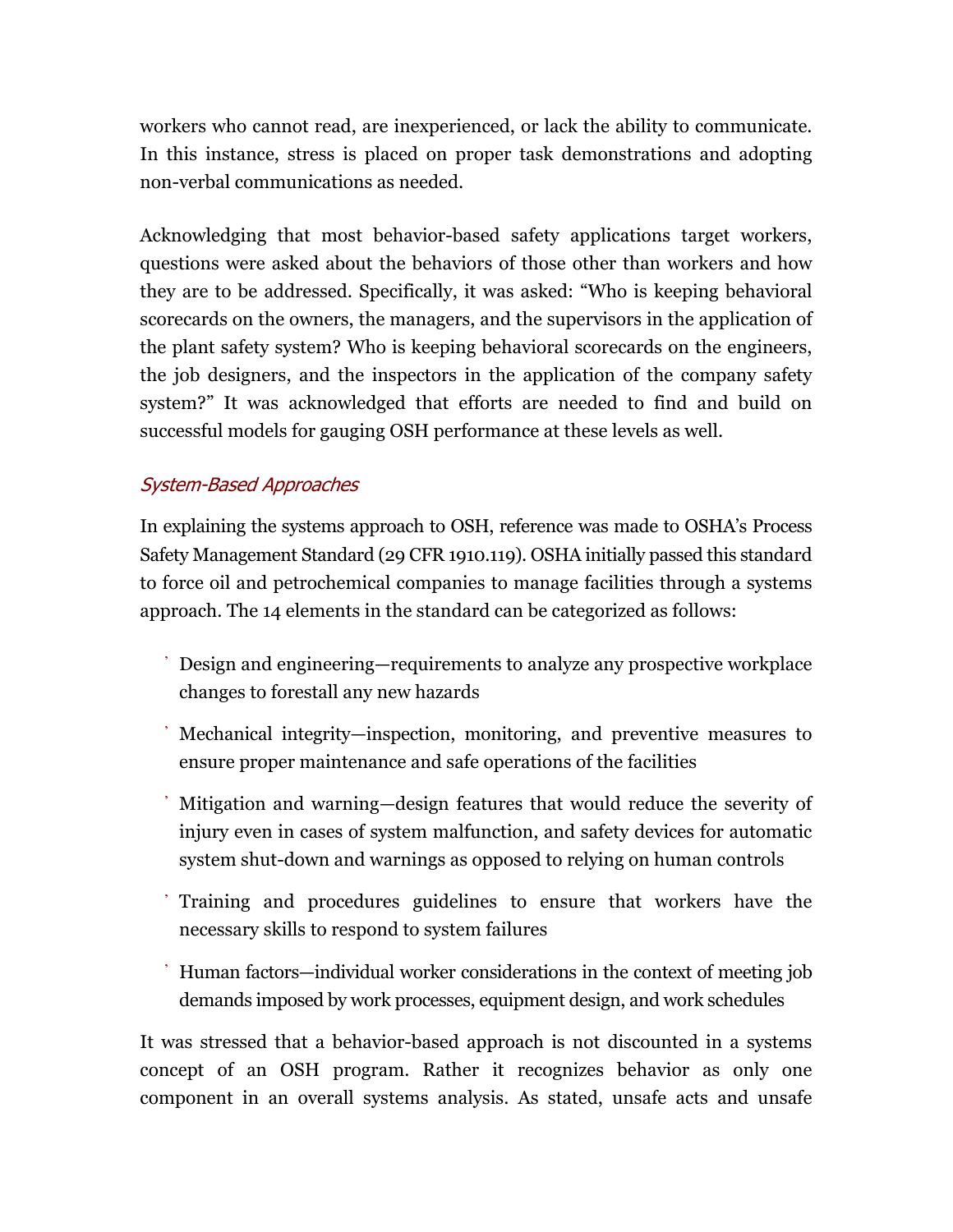workers who cannot read, are inexperienced, or lack the ability to communicate. In this instance, stress is placed on proper task demonstrations and adopting non-verbal communications as needed.

Acknowledging that most behavior-based safety applications target workers, questions were asked about the behaviors of those other than workers and how they are to be addressed. Specifically, it was asked: "Who is keeping behavioral scorecards on the owners, the managers, and the supervisors in the application of the plant safety system? Who is keeping behavioral scorecards on the engineers, the job designers, and the inspectors in the application of the company safety system?" It was acknowledged that efforts are needed to find and build on successful models for gauging OSH performance at these levels as well.

### *System-Based Approaches*

In explaining the systems approach to OSH, reference was made to OSHA's Process Safety Management Standard (29 CFR 1910.119). OSHA initially passed this standard to force oil and petrochemical companies to manage facilities through a systems approach. The 14 elements in the standard can be categorized as follows:

- Design and engineering—requirements to analyze any prospective workplace changes to forestall any new hazards
- Mechanical integrity—inspection, monitoring, and preventive measures to ensure proper maintenance and safe operations of the facilities
- Mitigation and warning—design features that would reduce the severity of injury even in cases of system malfunction, and safety devices for automatic system shut-down and warnings as opposed to relying on human controls
- Training and procedures guidelines to ensure that workers have the necessary skills to respond to system failures
- Human factors—individual worker considerations in the context of meeting job demands imposed by work processes, equipment design, and work schedules

It was stressed that a behavior-based approach is not discounted in a systems concept of an OSH program. Rather it recognizes behavior as only one component in an overall systems analysis. As stated, unsafe acts and unsafe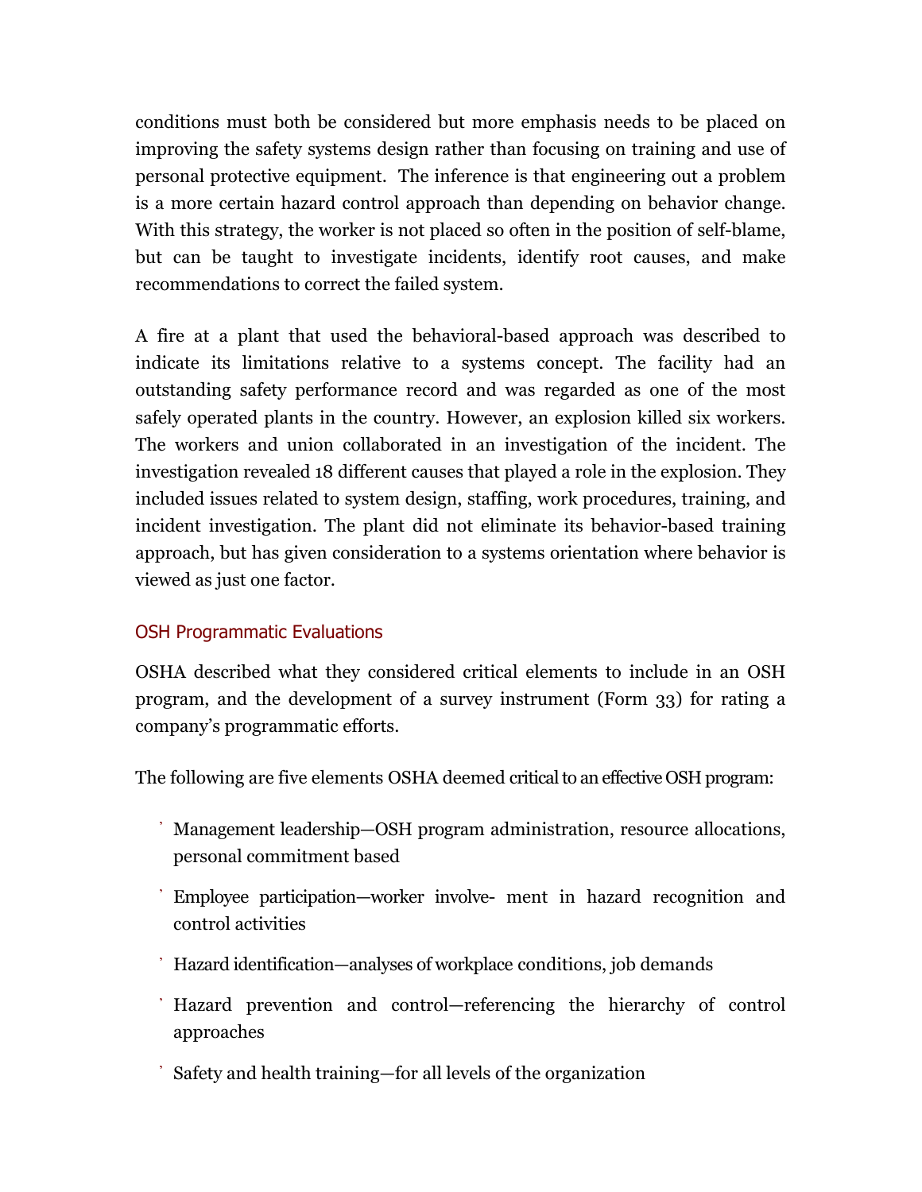conditions must both be considered but more emphasis needs to be placed on improving the safety systems design rather than focusing on training and use of personal protective equipment. The inference is that engineering out a problem is a more certain hazard control approach than depending on behavior change. With this strategy, the worker is not placed so often in the position of self-blame, but can be taught to investigate incidents, identify root causes, and make recommendations to correct the failed system.

A fire at a plant that used the behavioral-based approach was described to indicate its limitations relative to a systems concept. The facility had an outstanding safety performance record and was regarded as one of the most safely operated plants in the country. However, an explosion killed six workers. The workers and union collaborated in an investigation of the incident. The investigation revealed 18 different causes that played a role in the explosion. They included issues related to system design, staffing, work procedures, training, and incident investigation. The plant did not eliminate its behavior-based training approach, but has given consideration to a systems orientation where behavior is viewed as just one factor.

## OSH Programmatic Evaluations

OSHA described what they considered critical elements to include in an OSH program, and the development of a survey instrument (Form 33) for rating a company's programmatic efforts.

The following are five elements OSHA deemed critical to an effective OSH program:

- Management leadership—OSH program administration, resource allocations, personal commitment based
- Employee participation—worker involve- ment in hazard recognition and control activities
- Hazard identification—analyses of workplace conditions, job demands
- Hazard prevention and control—referencing the hierarchy of control approaches
- Safety and health training—for all levels of the organization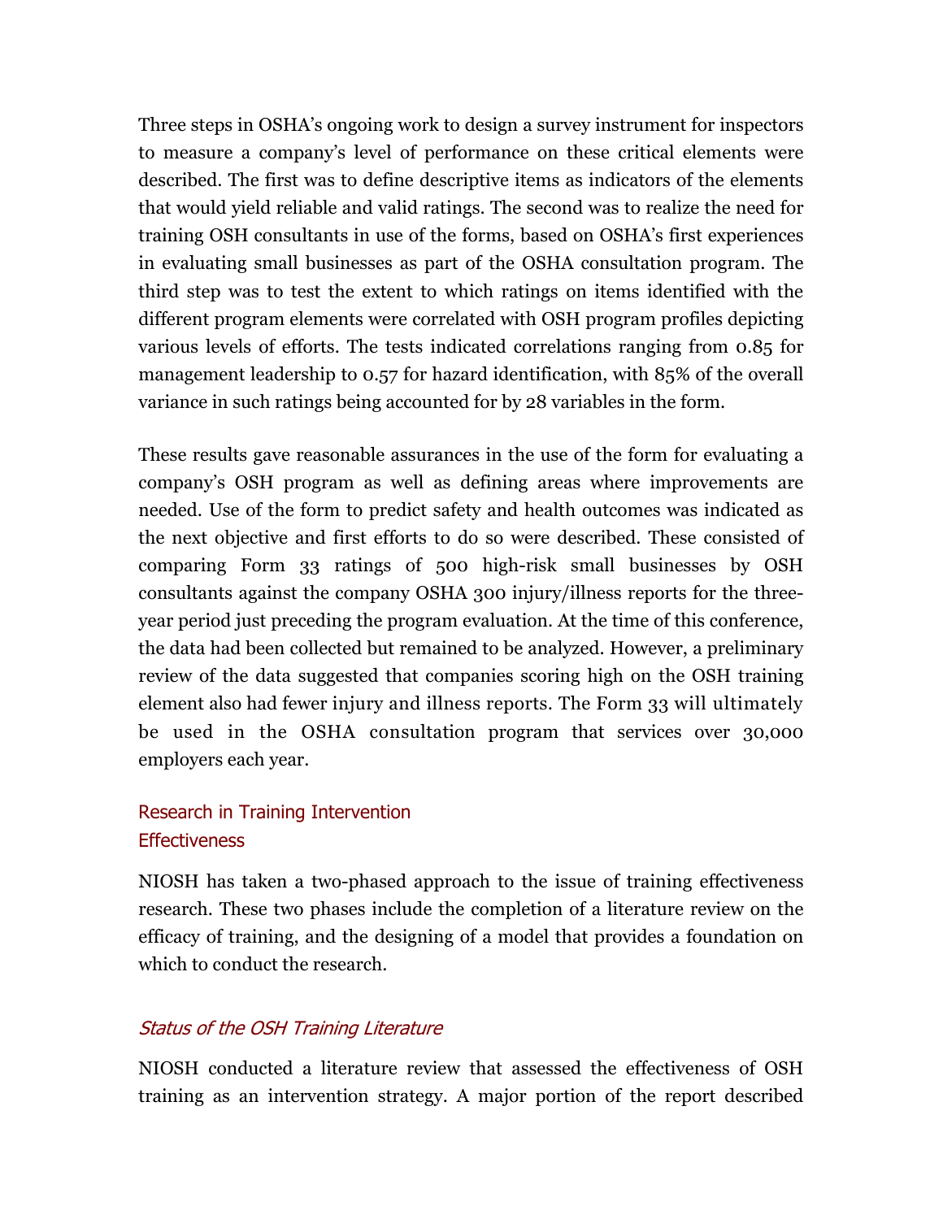Three steps in OSHA's ongoing work to design a survey instrument for inspectors to measure a company's level of performance on these critical elements were described. The first was to define descriptive items as indicators of the elements that would yield reliable and valid ratings. The second was to realize the need for training OSH consultants in use of the forms, based on OSHA's first experiences in evaluating small businesses as part of the OSHA consultation program. The third step was to test the extent to which ratings on items identified with the different program elements were correlated with OSH program profiles depicting various levels of efforts. The tests indicated correlations ranging from 0.85 for management leadership to 0.57 for hazard identification, with 85% of the overall variance in such ratings being accounted for by 28 variables in the form.

These results gave reasonable assurances in the use of the form for evaluating a company's OSH program as well as defining areas where improvements are needed. Use of the form to predict safety and health outcomes was indicated as the next objective and first efforts to do so were described. These consisted of comparing Form 33 ratings of 500 high-risk small businesses by OSH consultants against the company OSHA 300 injury/illness reports for the three-year period just preceding the program evaluation. At the time of this conference, the data had been collected but remained to be analyzed. However, a preliminary review of the data suggested that companies scoring high on the OSH training element also had fewer injury and illness reports. The Form 33 will ultimately be used in the OSHA consultation program that services over 30,000 employers each year.

## Research in Training Intervention Effectiveness

NIOSH has taken a two-phased approach to the issue of training effectiveness research. These two phases include the completion of a literature review on the efficacy of training, and the designing of a model that provides a foundation on which to conduct the research.

### *Status of the OSH Training Literature*

NIOSH conducted a literature review that assessed the effectiveness of OSH training as an intervention strategy. A major portion of the report described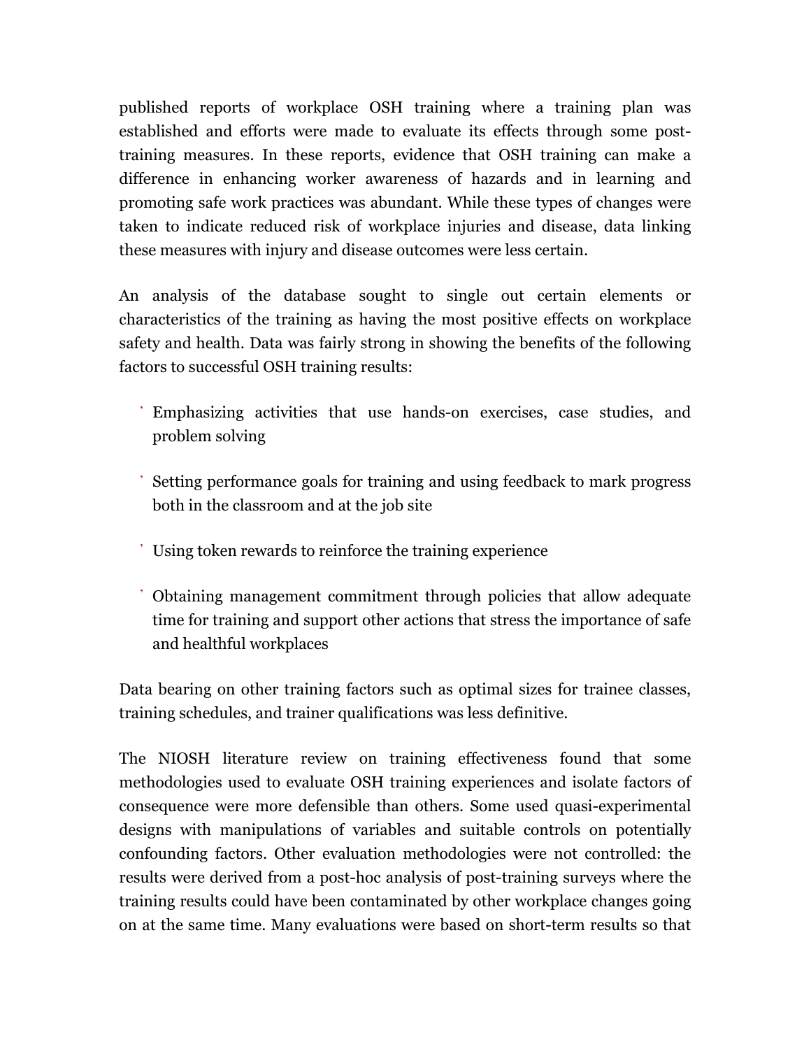published reports of workplace OSH training where a training plan was established and efforts were made to evaluate its effects through some post-training measures. In these reports, evidence that OSH training can make a difference in enhancing worker awareness of hazards and in learning and promoting safe work practices was abundant. While these types of changes were taken to indicate reduced risk of workplace injuries and disease, data linking these measures with injury and disease outcomes were less certain.

An analysis of the database sought to single out certain elements or characteristics of the training as having the most positive effects on workplace safety and health. Data was fairly strong in showing the benefits of the following factors to successful OSH training results:

- Emphasizing activities that use hands-on exercises, case studies, and problem solving
- Setting performance goals for training and using feedback to mark progress both in the classroom and at the job site
- Using token rewards to reinforce the training experience
- Obtaining management commitment through policies that allow adequate time for training and support other actions that stress the importance of safe and healthful workplaces

Data bearing on other training factors such as optimal sizes for trainee classes, training schedules, and trainer qualifications was less definitive.

The NIOSH literature review on training effectiveness found that some methodologies used to evaluate OSH training experiences and isolate factors of consequence were more defensible than others. Some used quasi-experimental designs with manipulations of variables and suitable controls on potentially confounding factors. Other evaluation methodologies were not controlled: the results were derived from a post-hoc analysis of post-training surveys where the training results could have been contaminated by other workplace changes going on at the same time. Many evaluations were based on short-term results so that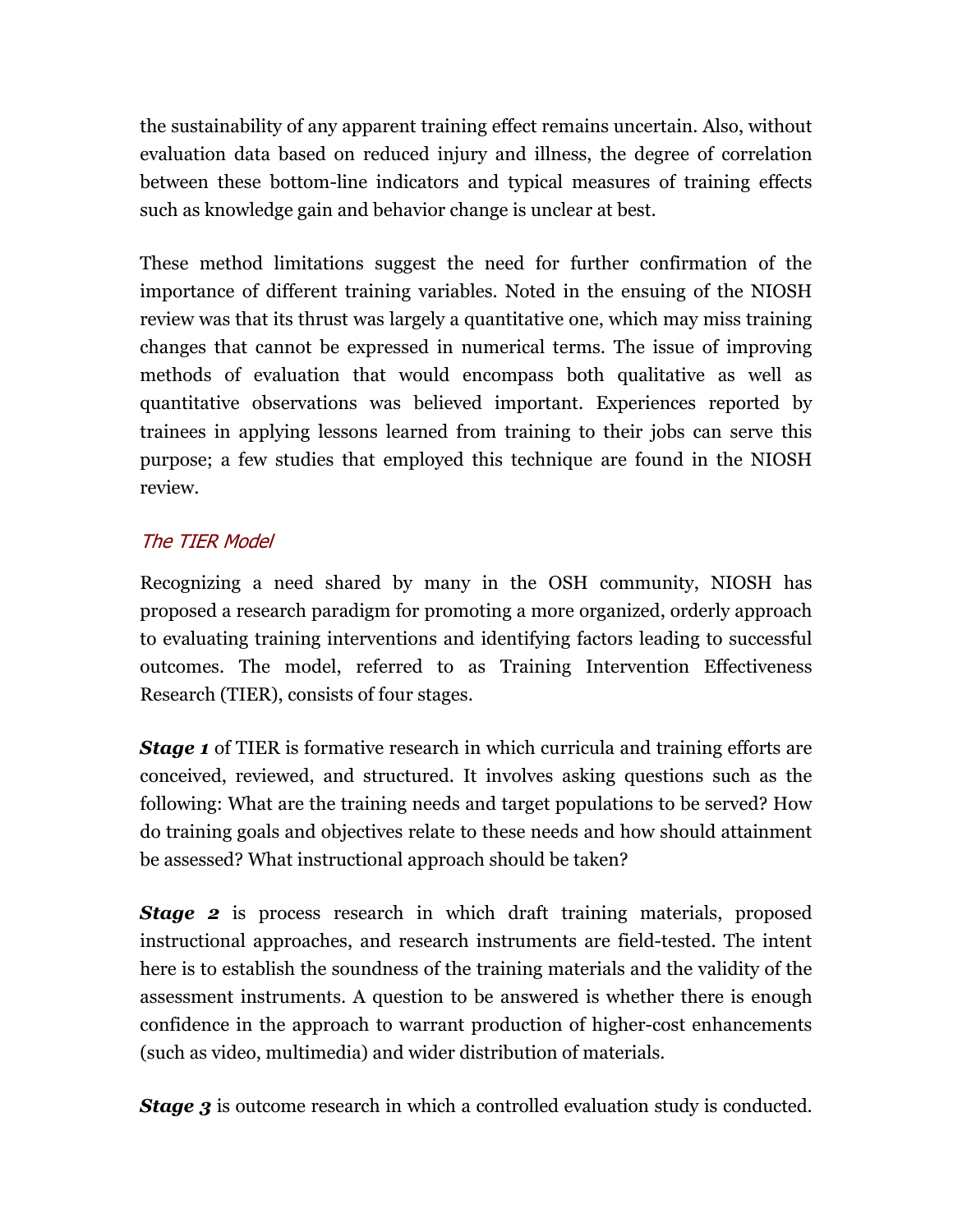the sustainability of any apparent training effect remains uncertain. Also, without evaluation data based on reduced injury and illness, the degree of correlation between these bottom-line indicators and typical measures of training effects such as knowledge gain and behavior change is unclear at best.

These method limitations suggest the need for further confirmation of the importance of different training variables. Noted in the ensuing of the NIOSH review was that its thrust was largely a quantitative one, which may miss training changes that cannot be expressed in numerical terms. The issue of improving methods of evaluation that would encompass both qualitative as well as quantitative observations was believed important. Experiences reported by trainees in applying lessons learned from training to their jobs can serve this purpose; a few studies that employed this technique are found in the NIOSH review.

### *The TIER Model*

Recognizing a need shared by many in the OSH community, NIOSH has proposed a research paradigm for promoting a more organized, orderly approach to evaluating training interventions and identifying factors leading to successful outcomes. The model, referred to as Training Intervention Effectiveness Research (TIER), consists of four stages.

***Stage 1*** of TIER is formative research in which curricula and training efforts are conceived, reviewed, and structured. It involves asking questions such as the following: What are the training needs and target populations to be served? How do training goals and objectives relate to these needs and how should attainment be assessed? What instructional approach should be taken?

***Stage 2*** is process research in which draft training materials, proposed instructional approaches, and research instruments are field-tested. The intent here is to establish the soundness of the training materials and the validity of the assessment instruments. A question to be answered is whether there is enough confidence in the approach to warrant production of higher-cost enhancements (such as video, multimedia) and wider distribution of materials.

***Stage 3*** is outcome research in which a controlled evaluation study is conducted.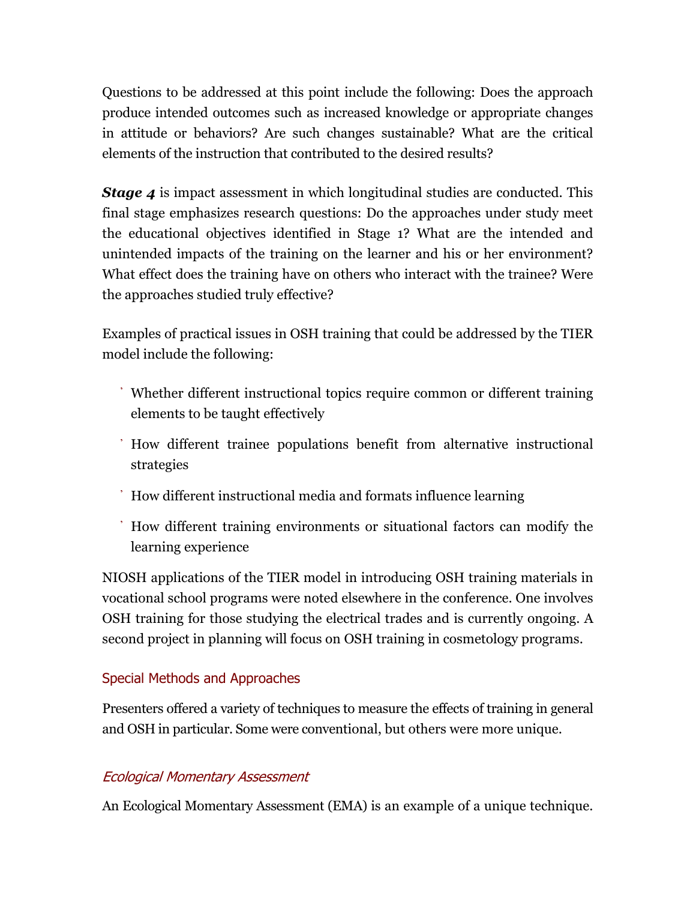Questions to be addressed at this point include the following: Does the approach produce intended outcomes such as increased knowledge or appropriate changes in attitude or behaviors? Are such changes sustainable? What are the critical elements of the instruction that contributed to the desired results?

***Stage 4*** is impact assessment in which longitudinal studies are conducted. This final stage emphasizes research questions: Do the approaches under study meet the educational objectives identified in Stage 1? What are the intended and unintended impacts of the training on the learner and his or her environment? What effect does the training have on others who interact with the trainee? Were the approaches studied truly effective?

Examples of practical issues in OSH training that could be addressed by the TIER model include the following:

- Whether different instructional topics require common or different training elements to be taught effectively
- How different trainee populations benefit from alternative instructional strategies
- How different instructional media and formats influence learning
- How different training environments or situational factors can modify the learning experience

NIOSH applications of the TIER model in introducing OSH training materials in vocational school programs were noted elsewhere in the conference. One involves OSH training for those studying the electrical trades and is currently ongoing. A second project in planning will focus on OSH training in cosmetology programs.

### Special Methods and Approaches

Presenters offered a variety of techniques to measure the effects of training in general and OSH in particular. Some were conventional, but others were more unique.

#### *Ecological Momentary Assessment*

An Ecological Momentary Assessment (EMA) is an example of a unique technique.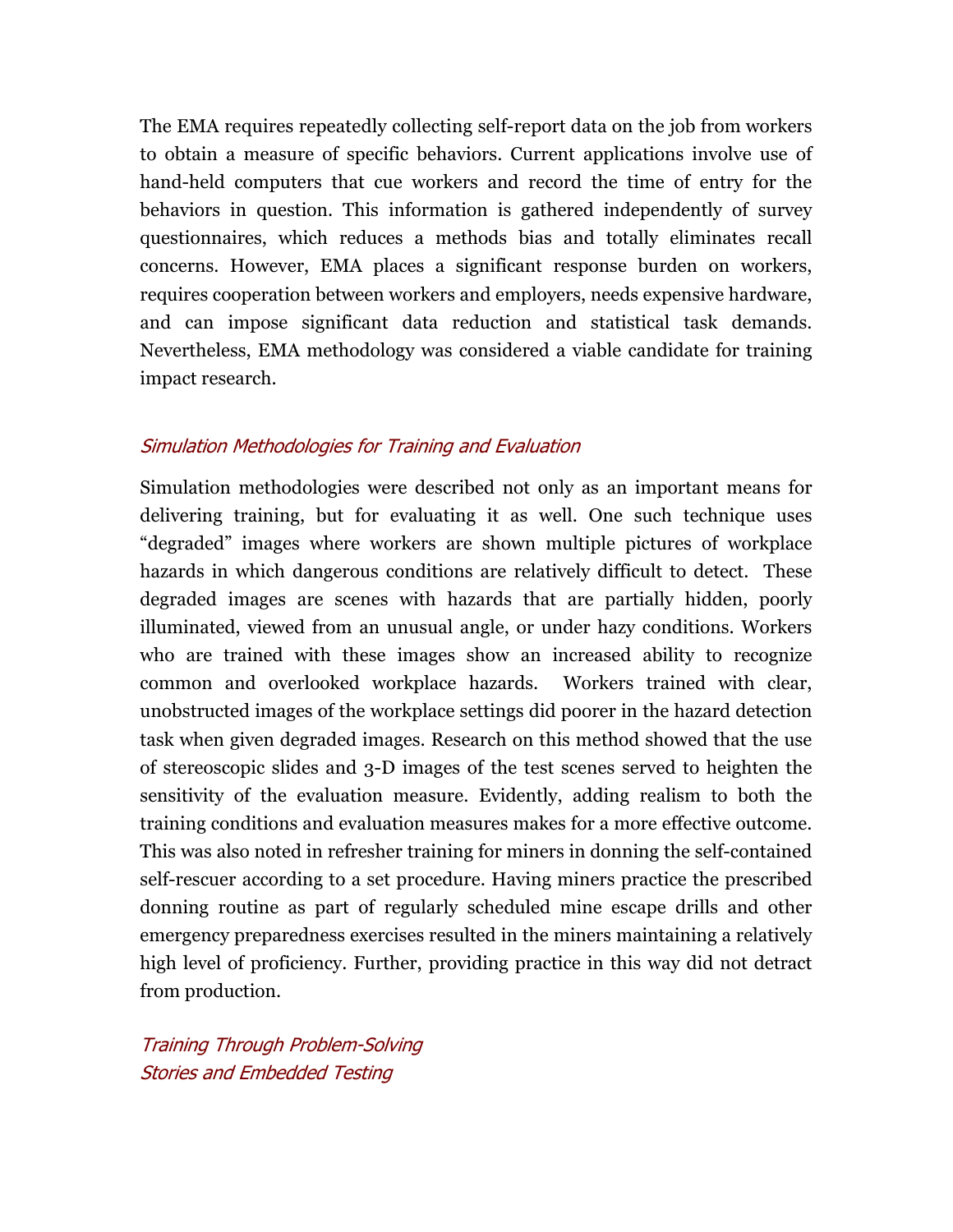The EMA requires repeatedly collecting self-report data on the job from workers to obtain a measure of specific behaviors. Current applications involve use of hand-held computers that cue workers and record the time of entry for the behaviors in question. This information is gathered independently of survey questionnaires, which reduces a methods bias and totally eliminates recall concerns. However, EMA places a significant response burden on workers, requires cooperation between workers and employers, needs expensive hardware, and can impose significant data reduction and statistical task demands. Nevertheless, EMA methodology was considered a viable candidate for training impact research.

### *Simulation Methodologies for Training and Evaluation*

Simulation methodologies were described not only as an important means for delivering training, but for evaluating it as well. One such technique uses "degraded" images where workers are shown multiple pictures of workplace hazards in which dangerous conditions are relatively difficult to detect. These degraded images are scenes with hazards that are partially hidden, poorly illuminated, viewed from an unusual angle, or under hazy conditions. Workers who are trained with these images show an increased ability to recognize common and overlooked workplace hazards. Workers trained with clear, unobstructed images of the workplace settings did poorer in the hazard detection task when given degraded images. Research on this method showed that the use of stereoscopic slides and 3-D images of the test scenes served to heighten the sensitivity of the evaluation measure. Evidently, adding realism to both the training conditions and evaluation measures makes for a more effective outcome. This was also noted in refresher training for miners in donning the self-contained self-rescuer according to a set procedure. Having miners practice the prescribed donning routine as part of regularly scheduled mine escape drills and other emergency preparedness exercises resulted in the miners maintaining a relatively high level of proficiency. Further, providing practice in this way did not detract from production.

### *Training Through Problem-Solving Stories and Embedded Testing*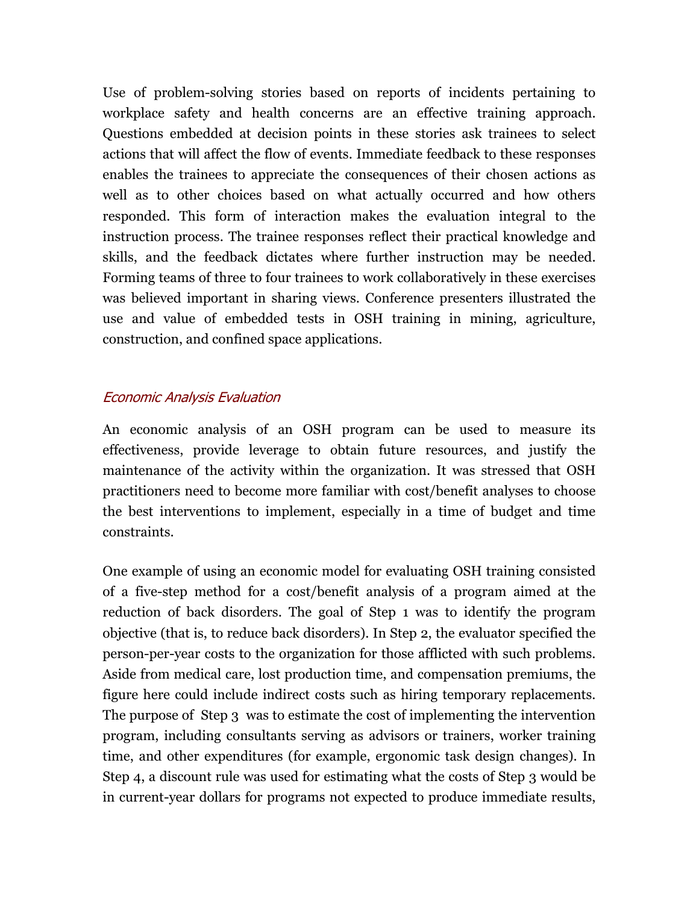Use of problem-solving stories based on reports of incidents pertaining to workplace safety and health concerns are an effective training approach. Questions embedded at decision points in these stories ask trainees to select actions that will affect the flow of events. Immediate feedback to these responses enables the trainees to appreciate the consequences of their chosen actions as well as to other choices based on what actually occurred and how others responded. This form of interaction makes the evaluation integral to the instruction process. The trainee responses reflect their practical knowledge and skills, and the feedback dictates where further instruction may be needed. Forming teams of three to four trainees to work collaboratively in these exercises was believed important in sharing views. Conference presenters illustrated the use and value of embedded tests in OSH training in mining, agriculture, construction, and confined space applications.

### *Economic Analysis Evaluation*

An economic analysis of an OSH program can be used to measure its effectiveness, provide leverage to obtain future resources, and justify the maintenance of the activity within the organization. It was stressed that OSH practitioners need to become more familiar with cost/benefit analyses to choose the best interventions to implement, especially in a time of budget and time constraints.

One example of using an economic model for evaluating OSH training consisted of a five-step method for a cost/benefit analysis of a program aimed at the reduction of back disorders. The goal of Step 1 was to identify the program objective (that is, to reduce back disorders). In Step 2, the evaluator specified the person-per-year costs to the organization for those afflicted with such problems. Aside from medical care, lost production time, and compensation premiums, the figure here could include indirect costs such as hiring temporary replacements. The purpose of Step 3 was to estimate the cost of implementing the intervention program, including consultants serving as advisors or trainers, worker training time, and other expenditures (for example, ergonomic task design changes). In Step 4, a discount rule was used for estimating what the costs of Step 3 would be in current-year dollars for programs not expected to produce immediate results,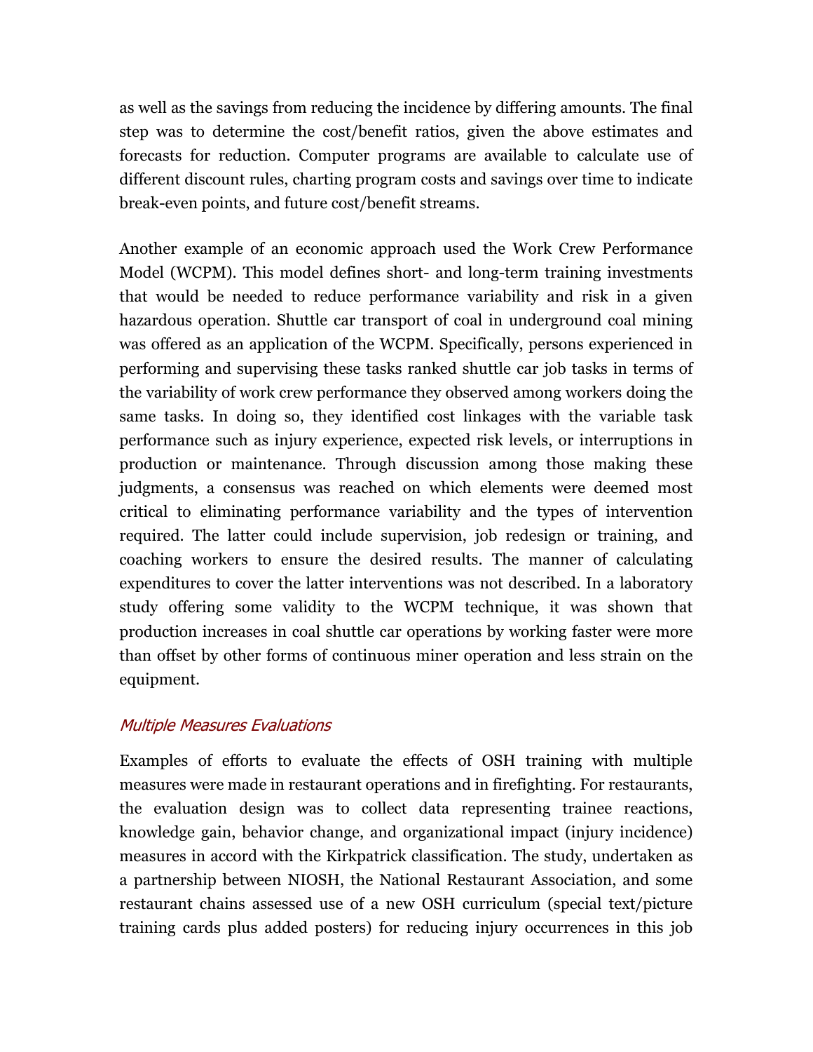as well as the savings from reducing the incidence by differing amounts. The final step was to determine the cost/benefit ratios, given the above estimates and forecasts for reduction. Computer programs are available to calculate use of different discount rules, charting program costs and savings over time to indicate break-even points, and future cost/benefit streams.

Another example of an economic approach used the Work Crew Performance Model (WCPM). This model defines short- and long-term training investments that would be needed to reduce performance variability and risk in a given hazardous operation. Shuttle car transport of coal in underground coal mining was offered as an application of the WCPM. Specifically, persons experienced in performing and supervising these tasks ranked shuttle car job tasks in terms of the variability of work crew performance they observed among workers doing the same tasks. In doing so, they identified cost linkages with the variable task performance such as injury experience, expected risk levels, or interruptions in production or maintenance. Through discussion among those making these judgments, a consensus was reached on which elements were deemed most critical to eliminating performance variability and the types of intervention required. The latter could include supervision, job redesign or training, and coaching workers to ensure the desired results. The manner of calculating expenditures to cover the latter interventions was not described. In a laboratory study offering some validity to the WCPM technique, it was shown that production increases in coal shuttle car operations by working faster were more than offset by other forms of continuous miner operation and less strain on the equipment.

### *Multiple Measures Evaluations*

Examples of efforts to evaluate the effects of OSH training with multiple measures were made in restaurant operations and in firefighting. For restaurants, the evaluation design was to collect data representing trainee reactions, knowledge gain, behavior change, and organizational impact (injury incidence) measures in accord with the Kirkpatrick classification. The study, undertaken as a partnership between NIOSH, the National Restaurant Association, and some restaurant chains assessed use of a new OSH curriculum (special text/picture training cards plus added posters) for reducing injury occurrences in this job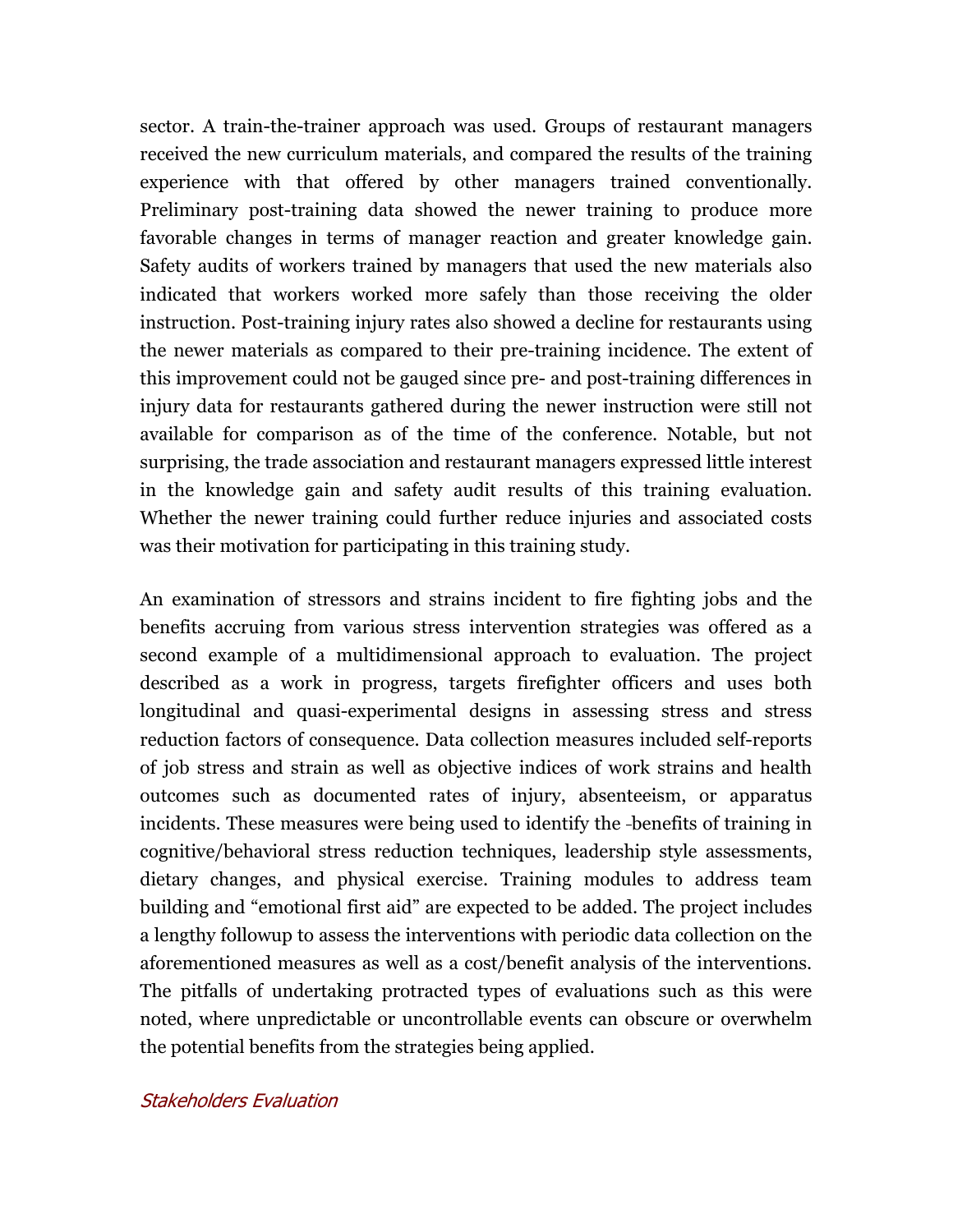sector. A train-the-trainer approach was used. Groups of restaurant managers received the new curriculum materials, and compared the results of the training experience with that offered by other managers trained conventionally. Preliminary post-training data showed the newer training to produce more favorable changes in terms of manager reaction and greater knowledge gain. Safety audits of workers trained by managers that used the new materials also indicated that workers worked more safely than those receiving the older instruction. Post-training injury rates also showed a decline for restaurants using the newer materials as compared to their pre-training incidence. The extent of this improvement could not be gauged since pre- and post-training differences in injury data for restaurants gathered during the newer instruction were still not available for comparison as of the time of the conference. Notable, but not surprising, the trade association and restaurant managers expressed little interest in the knowledge gain and safety audit results of this training evaluation. Whether the newer training could further reduce injuries and associated costs was their motivation for participating in this training study.

An examination of stressors and strains incident to fire fighting jobs and the benefits accruing from various stress intervention strategies was offered as a second example of a multidimensional approach to evaluation. The project described as a work in progress, targets firefighter officers and uses both longitudinal and quasi-experimental designs in assessing stress and stress reduction factors of consequence. Data collection measures included self-reports of job stress and strain as well as objective indices of work strains and health outcomes such as documented rates of injury, absenteeism, or apparatus incidents. These measures were being used to identify the benefits of training in cognitive/behavioral stress reduction techniques, leadership style assessments, dietary changes, and physical exercise. Training modules to address team building and "emotional first aid" are expected to be added. The project includes a lengthy followup to assess the interventions with periodic data collection on the aforementioned measures as well as a cost/benefit analysis of the interventions. The pitfalls of undertaking protracted types of evaluations such as this were noted, where unpredictable or uncontrollable events can obscure or overwhelm the potential benefits from the strategies being applied.

### *Stakeholders Evaluation*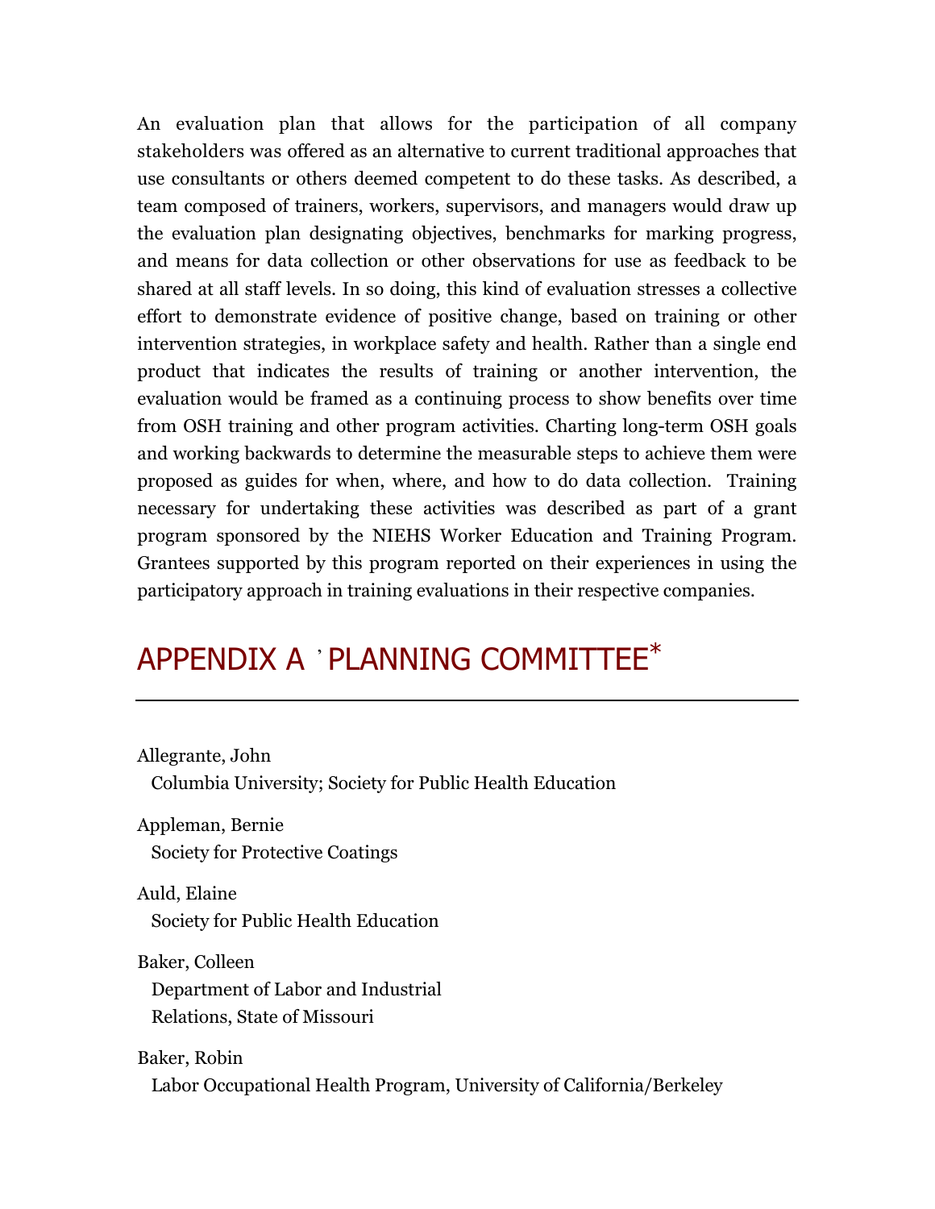An evaluation plan that allows for the participation of all company stakeholders was offered as an alternative to current traditional approaches that use consultants or others deemed competent to do these tasks. As described, a team composed of trainers, workers, supervisors, and managers would draw up the evaluation plan designating objectives, benchmarks for marking progress, and means for data collection or other observations for use as feedback to be shared at all staff levels. In so doing, this kind of evaluation stresses a collective effort to demonstrate evidence of positive change, based on training or other intervention strategies, in workplace safety and health. Rather than a single end product that indicates the results of training or another intervention, the evaluation would be framed as a continuing process to show benefits over time from OSH training and other program activities. Charting long-term OSH goals and working backwards to determine the measurable steps to achieve them were proposed as guides for when, where, and how to do data collection. Training necessary for undertaking these activities was described as part of a grant program sponsored by the NIEHS Worker Education and Training Program. Grantees supported by this program reported on their experiences in using the participatory approach in training evaluations in their respective companies.

# APPENDIX A ' PLANNING COMMITTEE*

Allegrante, John
Columbia University; Society for Public Health Education

Appleman, Bernie
Society for Protective Coatings

Auld, Elaine
Society for Public Health Education

Baker, Colleen
Department of Labor and Industrial Relations, State of Missouri

Baker, Robin
Labor Occupational Health Program, University of California/Berkeley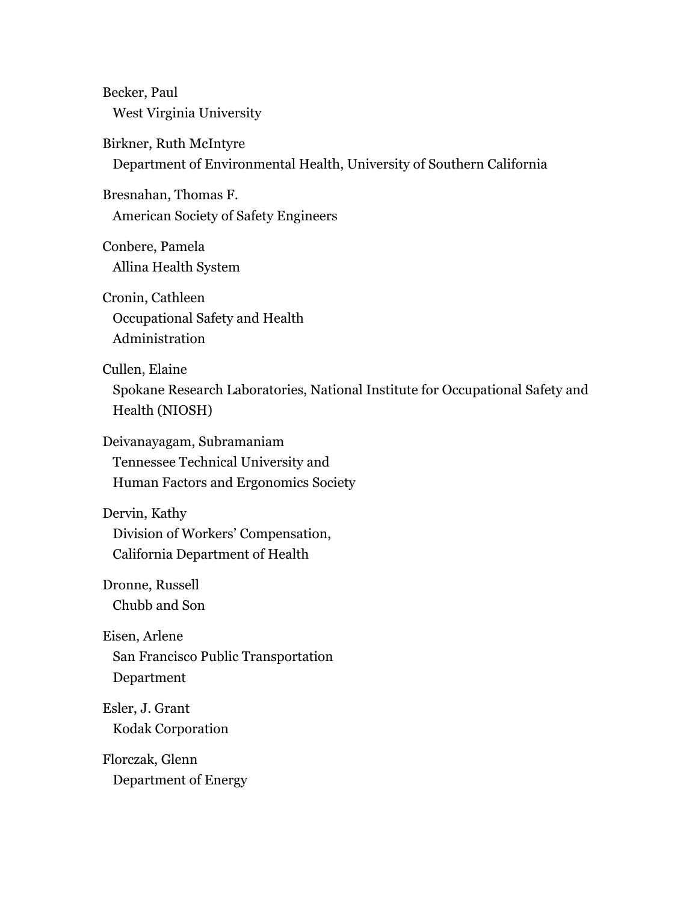Becker, Paul
West Virginia University

Birkner, Ruth McIntyre
Department of Environmental Health, University of Southern California

Bresnahan, Thomas F.
American Society of Safety Engineers

Conbere, Pamela
Allina Health System

Cronin, Cathleen
Occupational Safety and Health Administration

Cullen, Elaine
Spokane Research Laboratories, National Institute for Occupational Safety and Health (NIOSH)

Deivanayagam, Subramaniam
Tennessee Technical University and Human Factors and Ergonomics Society

Dervin, Kathy
Division of Workers' Compensation, California Department of Health

Dronne, Russell
Chubb and Son

Eisen, Arlene
San Francisco Public Transportation Department

Esler, J. Grant
Kodak Corporation

Florczak, Glenn
Department of Energy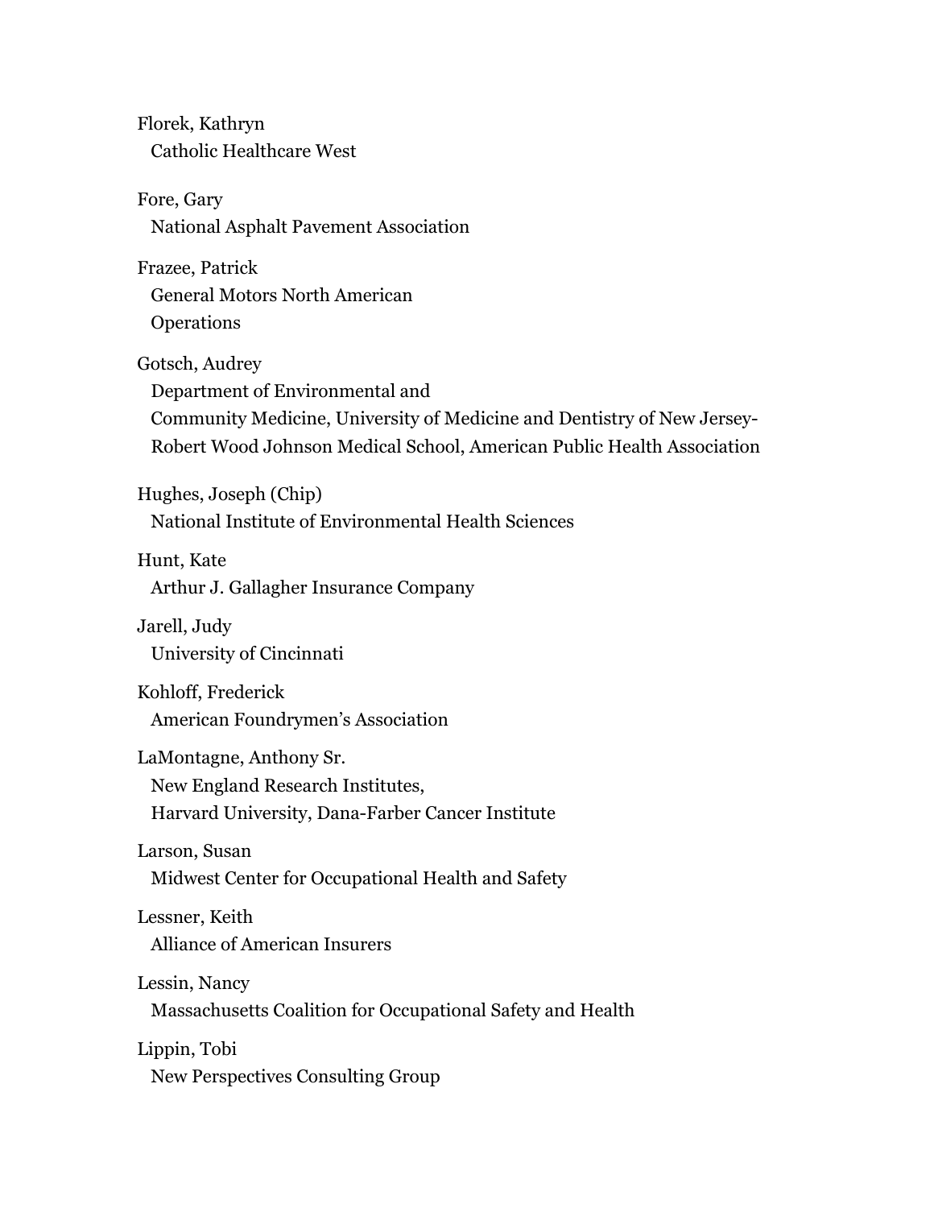Florek, Kathryn
Catholic Healthcare West

Fore, Gary
National Asphalt Pavement Association

Frazee, Patrick
General Motors North American
Operations

Gotsch, Audrey
Department of Environmental and
Community Medicine, University of Medicine and Dentistry of New Jersey-
Robert Wood Johnson Medical School, American Public Health Association

Hughes, Joseph (Chip)
National Institute of Environmental Health Sciences

Hunt, Kate
Arthur J. Gallagher Insurance Company

Jarell, Judy
University of Cincinnati

Kohloff, Frederick
American Foundrymen's Association

LaMontagne, Anthony Sr.
New England Research Institutes,
Harvard University, Dana-Farber Cancer Institute

Larson, Susan
Midwest Center for Occupational Health and Safety

Lessner, Keith
Alliance of American Insurers

Lessin, Nancy
Massachusetts Coalition for Occupational Safety and Health

Lippin, Tobi
New Perspectives Consulting Group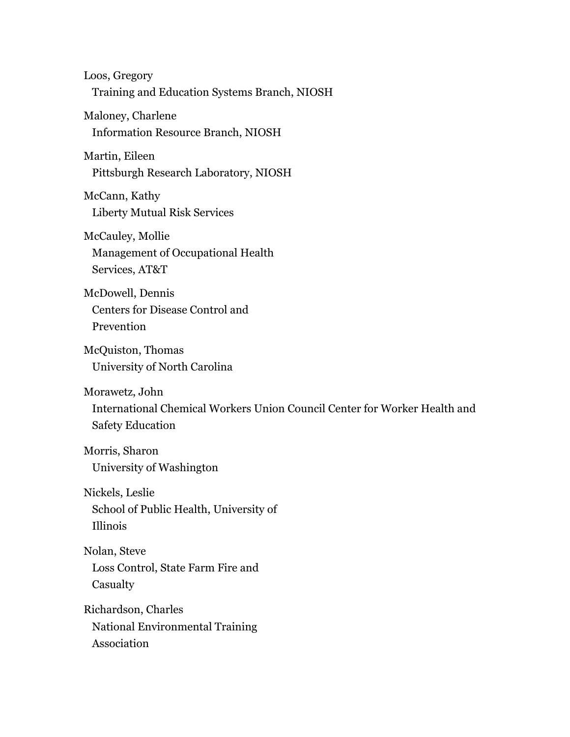Loos, Gregory
Training and Education Systems Branch, NIOSH

Maloney, Charlene
Information Resource Branch, NIOSH

Martin, Eileen
Pittsburgh Research Laboratory, NIOSH

McCann, Kathy
Liberty Mutual Risk Services

McCauley, Mollie
Management of Occupational Health Services, AT&T

McDowell, Dennis
Centers for Disease Control and Prevention

McQuiston, Thomas
University of North Carolina

Morawetz, John
International Chemical Workers Union Council Center for Worker Health and Safety Education

Morris, Sharon
University of Washington

Nickels, Leslie
School of Public Health, University of Illinois

Nolan, Steve
Loss Control, State Farm Fire and Casualty

Richardson, Charles
National Environmental Training Association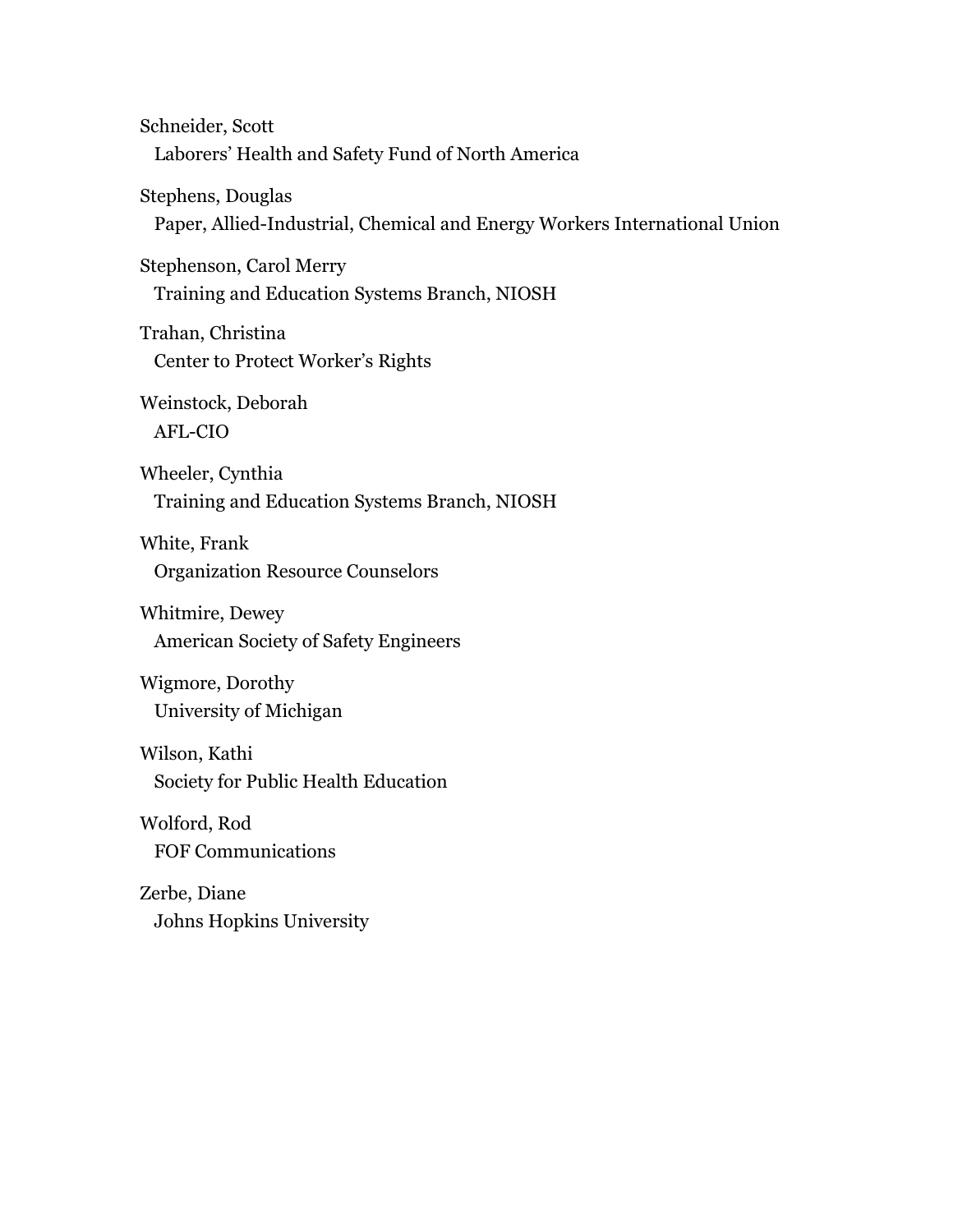Schneider, Scott
  Laborers' Health and Safety Fund of North America

Stephens, Douglas
  Paper, Allied-Industrial, Chemical and Energy Workers International Union

Stephenson, Carol Merry
  Training and Education Systems Branch, NIOSH

Trahan, Christina
  Center to Protect Worker's Rights

Weinstock, Deborah
  AFL-CIO

Wheeler, Cynthia
  Training and Education Systems Branch, NIOSH

White, Frank
  Organization Resource Counselors

Whitmire, Dewey
  American Society of Safety Engineers

Wigmore, Dorothy
  University of Michigan

Wilson, Kathi
  Society for Public Health Education

Wolford, Rod
  FOF Communications

Zerbe, Diane
  Johns Hopkins University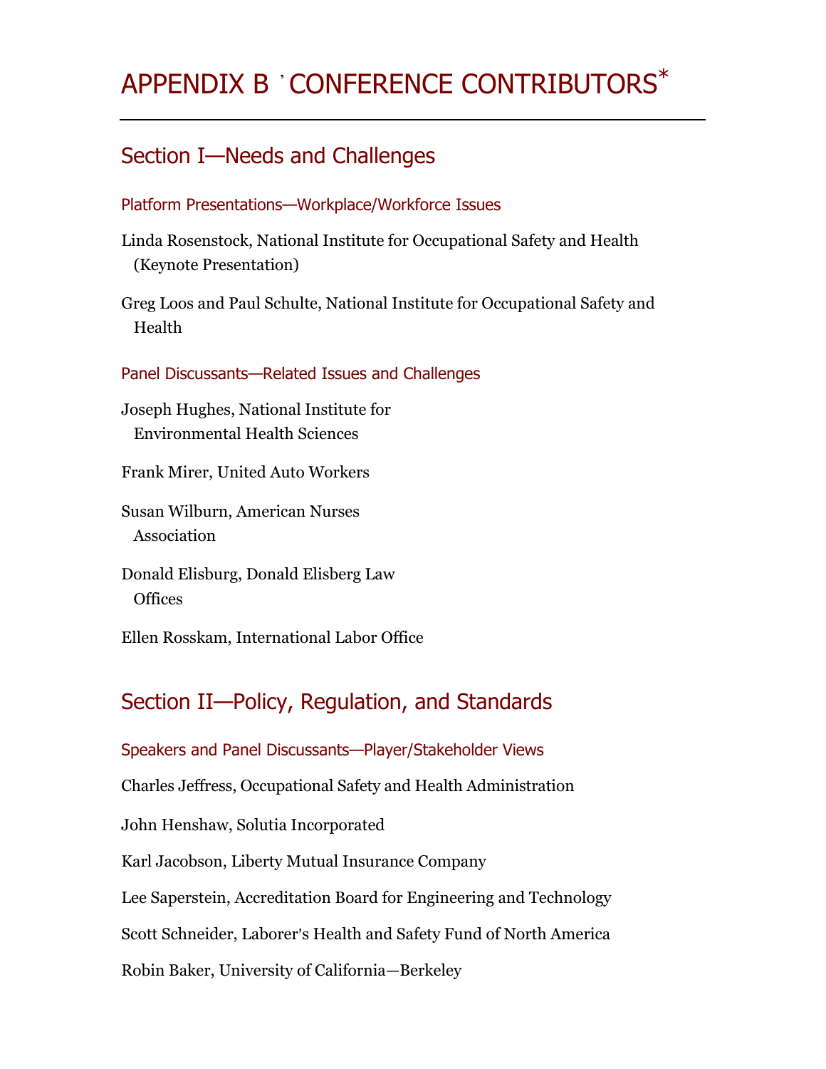# APPENDIX B ' CONFERENCE CONTRIBUTORS*

## Section I—Needs and Challenges

### Platform Presentations—Workplace/Workforce Issues

Linda Rosenstock, National Institute for Occupational Safety and Health (Keynote Presentation)

Greg Loos and Paul Schulte, National Institute for Occupational Safety and Health

### Panel Discussants—Related Issues and Challenges

Joseph Hughes, National Institute for Environmental Health Sciences

Frank Mirer, United Auto Workers

Susan Wilburn, American Nurses Association

Donald Elisburg, Donald Elisberg Law Offices

Ellen Rosskam, International Labor Office

## Section II—Policy, Regulation, and Standards

### Speakers and Panel Discussants—Player/Stakeholder Views

Charles Jeffress, Occupational Safety and Health Administration

John Henshaw, Solutia Incorporated

Karl Jacobson, Liberty Mutual Insurance Company

Lee Saperstein, Accreditation Board for Engineering and Technology

Scott Schneider, Laborer's Health and Safety Fund of North America

Robin Baker, University of California—Berkeley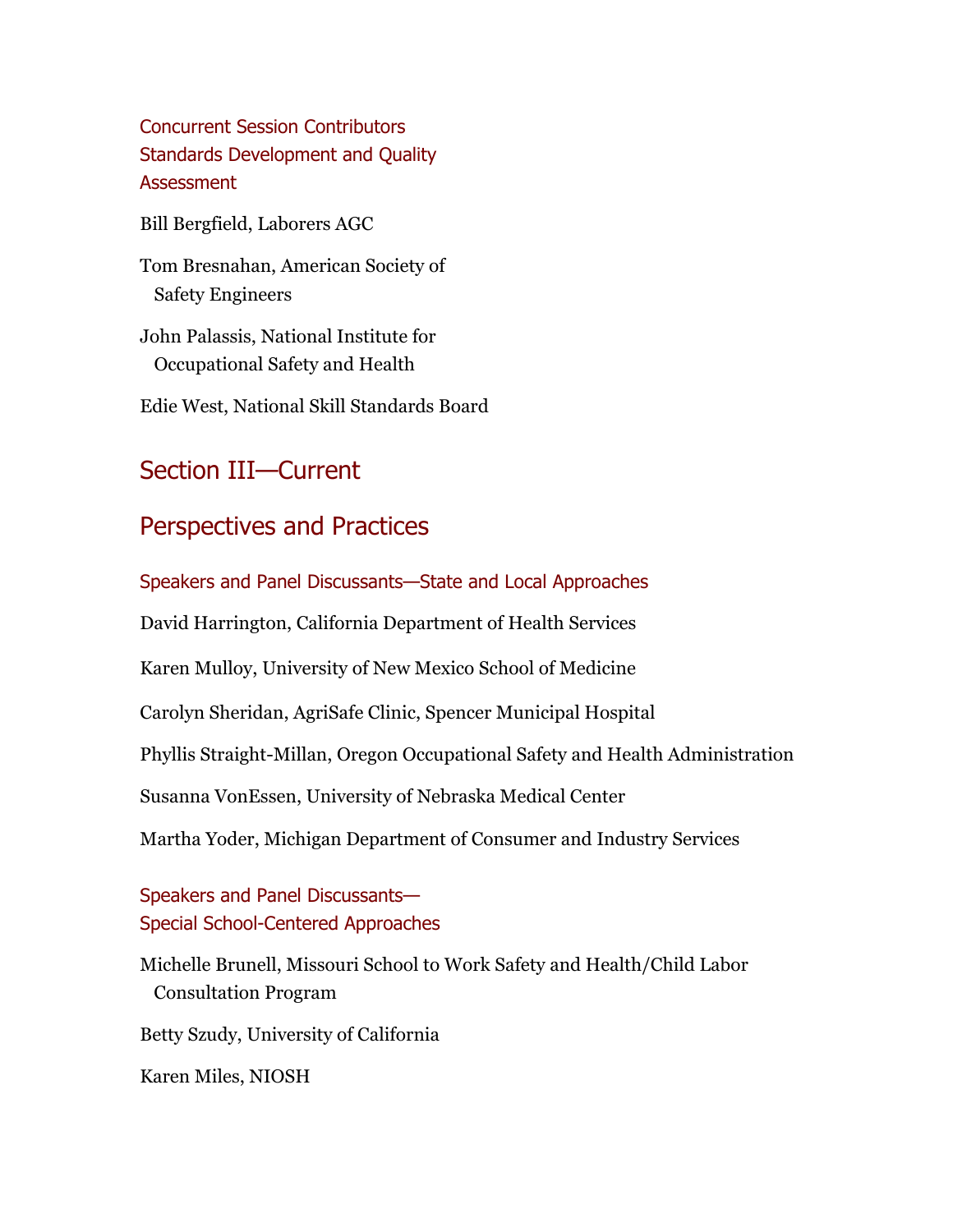### Concurrent Session Contributors Standards Development and Quality Assessment

Bill Bergfield, Laborers AGC

Tom Bresnahan, American Society of Safety Engineers

John Palassis, National Institute for Occupational Safety and Health

Edie West, National Skill Standards Board

## Section III—Current Perspectives and Practices

### Speakers and Panel Discussants—State and Local Approaches

David Harrington, California Department of Health Services

Karen Mulloy, University of New Mexico School of Medicine

Carolyn Sheridan, AgriSafe Clinic, Spencer Municipal Hospital

Phyllis Straight-Millan, Oregon Occupational Safety and Health Administration

Susanna VonEssen, University of Nebraska Medical Center

Martha Yoder, Michigan Department of Consumer and Industry Services

### Speakers and Panel Discussants—Special School-Centered Approaches

Michelle Brunell, Missouri School to Work Safety and Health/Child Labor Consultation Program

Betty Szudy, University of California

Karen Miles, NIOSH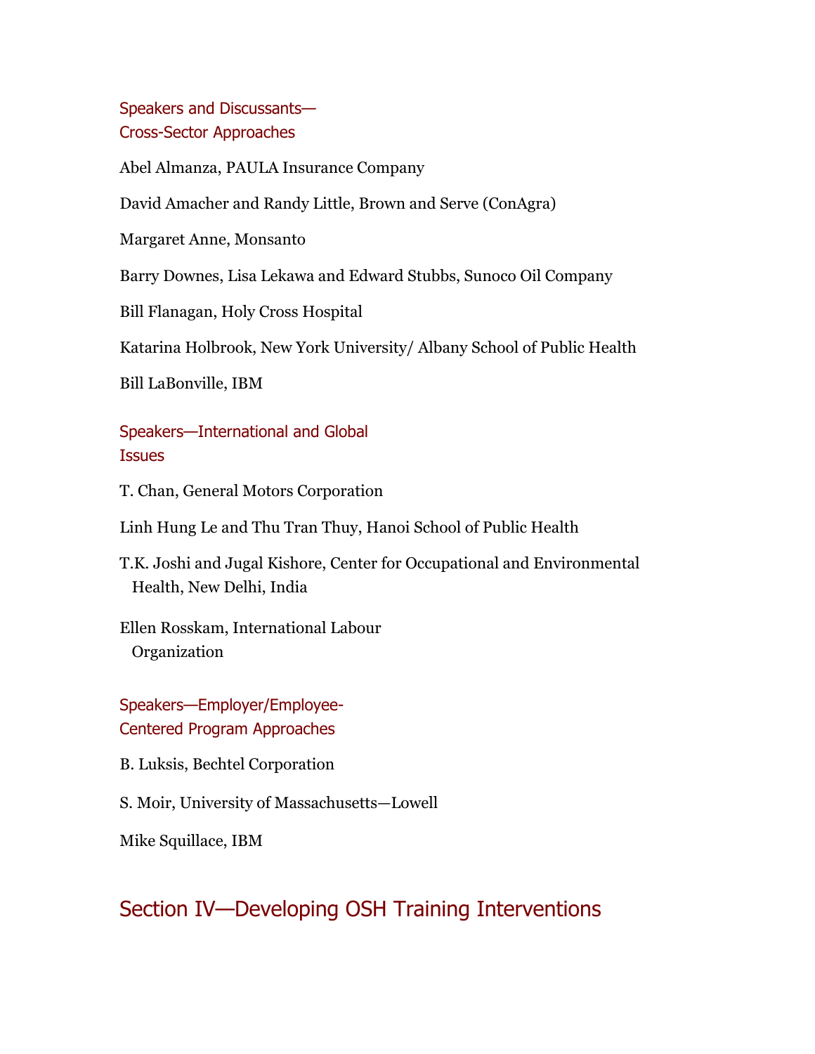### Speakers and Discussants—Cross-Sector Approaches

Abel Almanza, PAULA Insurance Company

David Amacher and Randy Little, Brown and Serve (ConAgra)

Margaret Anne, Monsanto

Barry Downes, Lisa Lekawa and Edward Stubbs, Sunoco Oil Company

Bill Flanagan, Holy Cross Hospital

Katarina Holbrook, New York University/ Albany School of Public Health

Bill LaBonville, IBM

### Speakers—International and Global Issues

T. Chan, General Motors Corporation

Linh Hung Le and Thu Tran Thuy, Hanoi School of Public Health

T.K. Joshi and Jugal Kishore, Center for Occupational and Environmental Health, New Delhi, India

Ellen Rosskam, International Labour Organization

### Speakers—Employer/Employee-Centered Program Approaches

B. Luksis, Bechtel Corporation

S. Moir, University of Massachusetts—Lowell

Mike Squillace, IBM

## Section IV—Developing OSH Training Interventions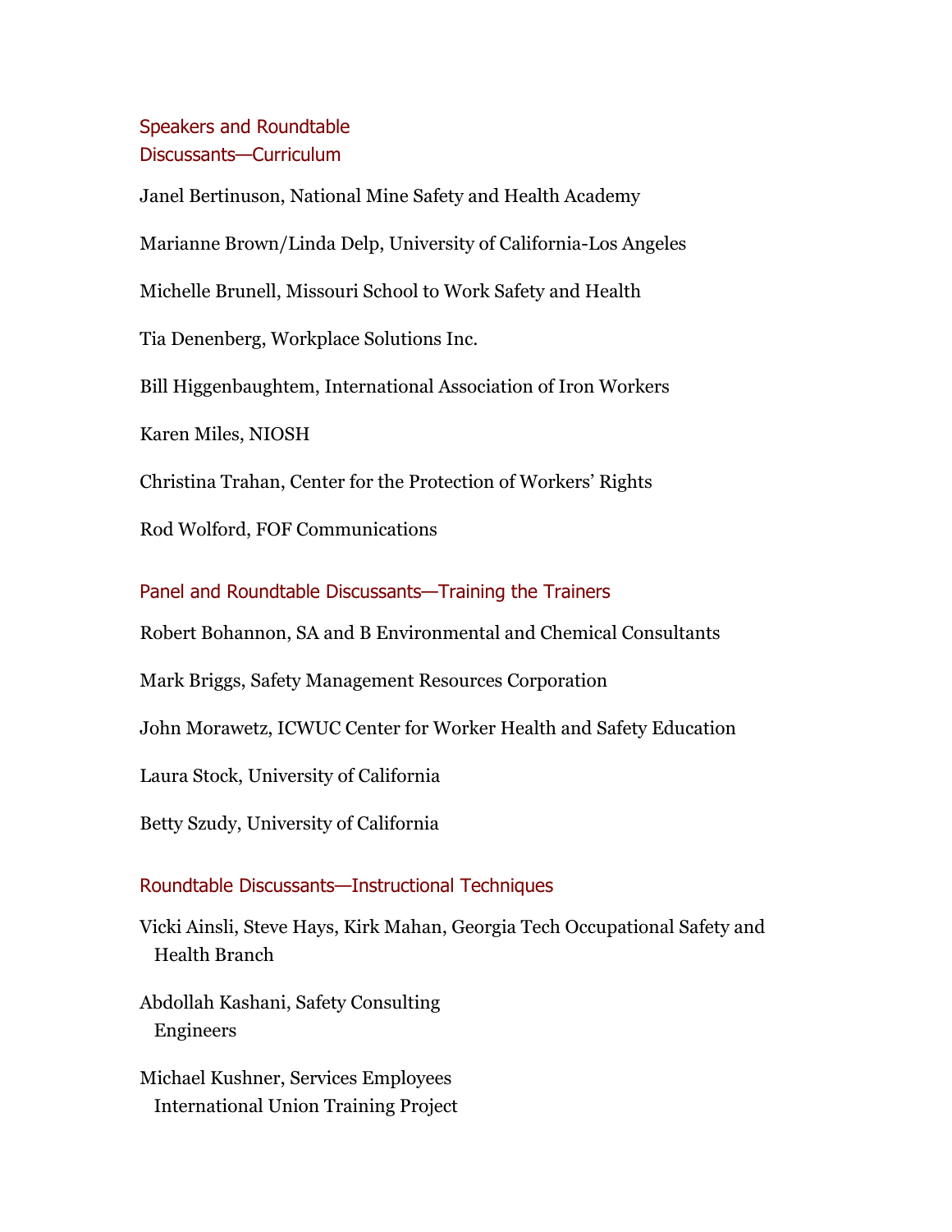## Speakers and Roundtable Discussants—Curriculum

Janel Bertinuson, National Mine Safety and Health Academy

Marianne Brown/Linda Delp, University of California-Los Angeles

Michelle Brunell, Missouri School to Work Safety and Health

Tia Denenberg, Workplace Solutions Inc.

Bill Higgenbaughtem, International Association of Iron Workers

Karen Miles, NIOSH

Christina Trahan, Center for the Protection of Workers' Rights

Rod Wolford, FOF Communications

## Panel and Roundtable Discussants—Training the Trainers

Robert Bohannon, SA and B Environmental and Chemical Consultants

Mark Briggs, Safety Management Resources Corporation

John Morawetz, ICWUC Center for Worker Health and Safety Education

Laura Stock, University of California

Betty Szudy, University of California

## Roundtable Discussants—Instructional Techniques

Vicki Ainsli, Steve Hays, Kirk Mahan, Georgia Tech Occupational Safety and Health Branch

Abdollah Kashani, Safety Consulting Engineers

Michael Kushner, Services Employees International Union Training Project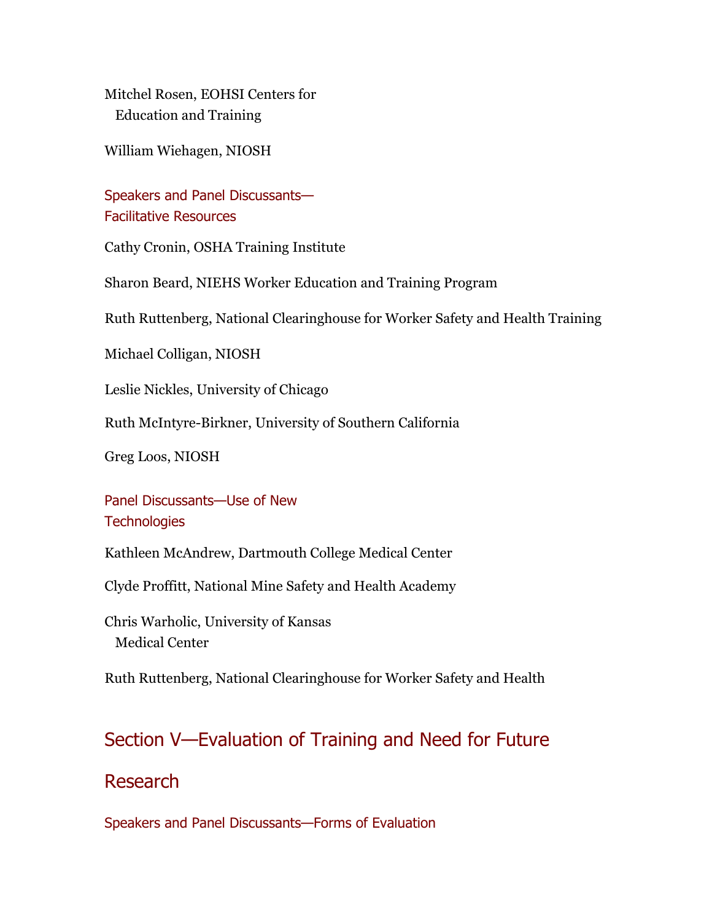Mitchel Rosen, EOHSI Centers for Education and Training

William Wiehagen, NIOSH

### Speakers and Panel Discussants—Facilitative Resources

Cathy Cronin, OSHA Training Institute

Sharon Beard, NIEHS Worker Education and Training Program

Ruth Ruttenberg, National Clearinghouse for Worker Safety and Health Training

Michael Colligan, NIOSH

Leslie Nickles, University of Chicago

Ruth McIntyre-Birkner, University of Southern California

Greg Loos, NIOSH

### Panel Discussants—Use of New Technologies

Kathleen McAndrew, Dartmouth College Medical Center

Clyde Proffitt, National Mine Safety and Health Academy

Chris Warholic, University of Kansas Medical Center

Ruth Ruttenberg, National Clearinghouse for Worker Safety and Health

## Section V—Evaluation of Training and Need for Future Research

### Speakers and Panel Discussants—Forms of Evaluation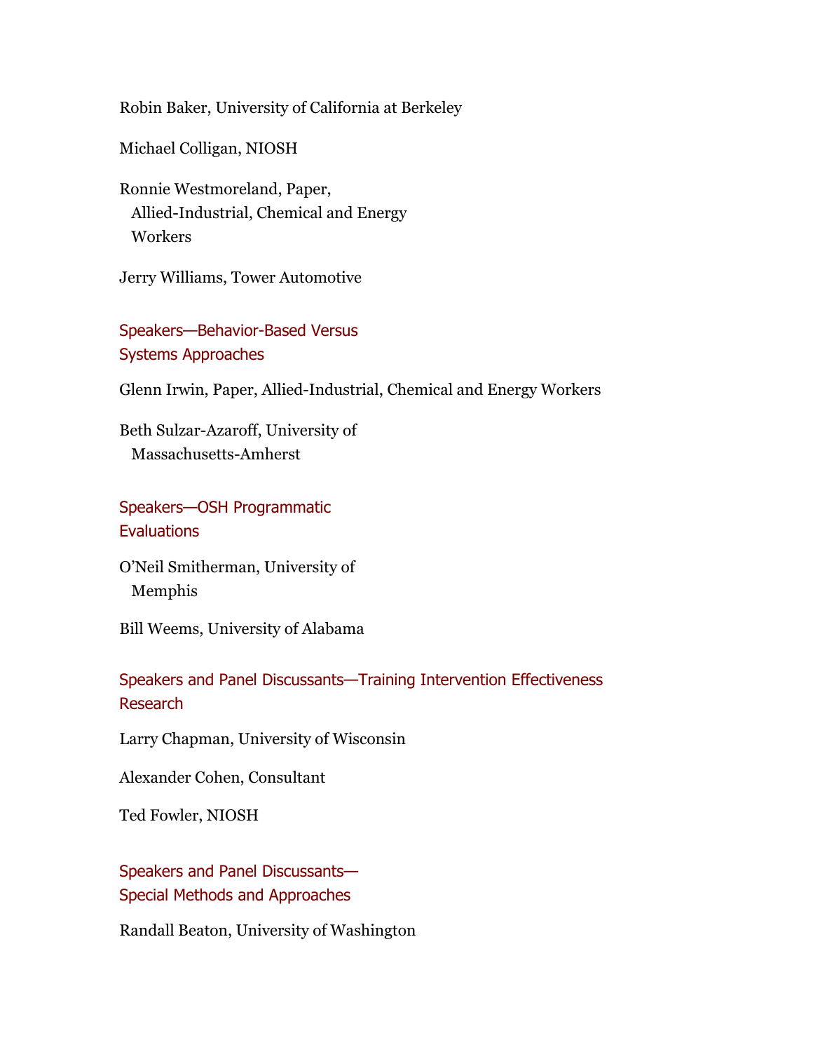Robin Baker, University of California at Berkeley

Michael Colligan, NIOSH

Ronnie Westmoreland, Paper, Allied-Industrial, Chemical and Energy Workers

Jerry Williams, Tower Automotive

### Speakers—Behavior-Based Versus Systems Approaches

Glenn Irwin, Paper, Allied-Industrial, Chemical and Energy Workers

Beth Sulzar-Azaroff, University of Massachusetts-Amherst

### Speakers—OSH Programmatic Evaluations

O'Neil Smitherman, University of Memphis

Bill Weems, University of Alabama

### Speakers and Panel Discussants—Training Intervention Effectiveness Research

Larry Chapman, University of Wisconsin

Alexander Cohen, Consultant

Ted Fowler, NIOSH

### Speakers and Panel Discussants—Special Methods and Approaches

Randall Beaton, University of Washington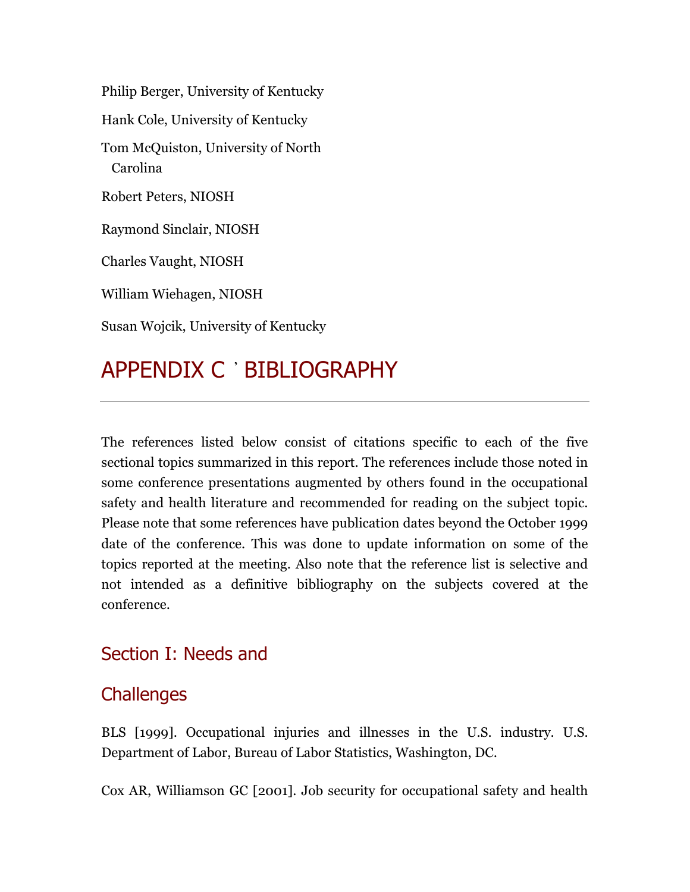Philip Berger, University of Kentucky

Hank Cole, University of Kentucky

Tom McQuiston, University of North Carolina

Robert Peters, NIOSH

Raymond Sinclair, NIOSH

Charles Vaught, NIOSH

William Wiehagen, NIOSH

Susan Wojcik, University of Kentucky

# APPENDIX C ' BIBLIOGRAPHY

The references listed below consist of citations specific to each of the five sectional topics summarized in this report. The references include those noted in some conference presentations augmented by others found in the occupational safety and health literature and recommended for reading on the subject topic. Please note that some references have publication dates beyond the October 1999 date of the conference. This was done to update information on some of the topics reported at the meeting. Also note that the reference list is selective and not intended as a definitive bibliography on the subjects covered at the conference.

## Section I: Needs and Challenges

BLS [1999]. Occupational injuries and illnesses in the U.S. industry. U.S. Department of Labor, Bureau of Labor Statistics, Washington, DC.

Cox AR, Williamson GC [2001]. Job security for occupational safety and health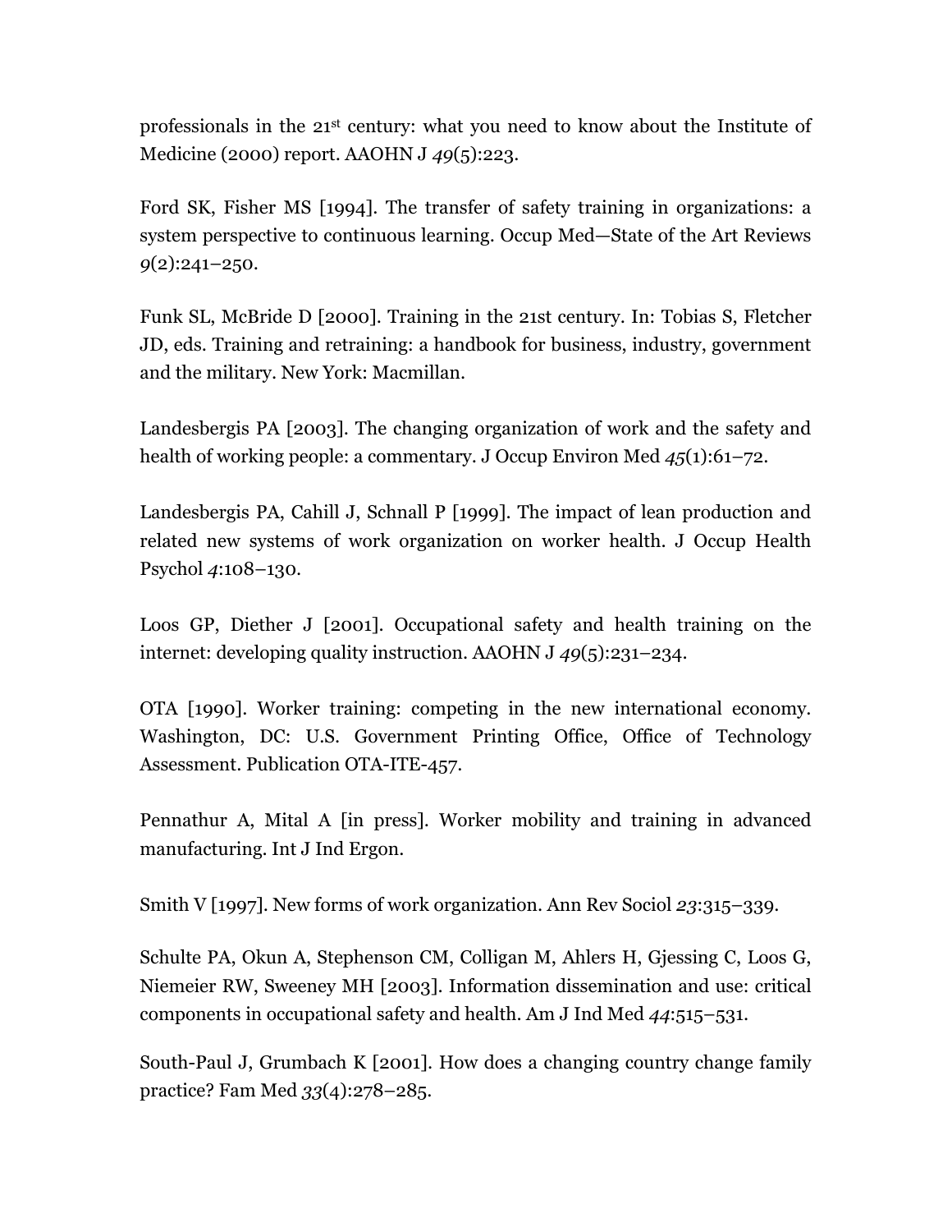professionals in the 21st century: what you need to know about the Institute of Medicine (2000) report. AAOHN J *49*(5):223.

Ford SK, Fisher MS [1994]. The transfer of safety training in organizations: a system perspective to continuous learning. Occup Med—State of the Art Reviews *9*(2):241–250.

Funk SL, McBride D [2000]. Training in the 21st century. In: Tobias S, Fletcher JD, eds. Training and retraining: a handbook for business, industry, government and the military. New York: Macmillan.

Landesbergis PA [2003]. The changing organization of work and the safety and health of working people: a commentary. J Occup Environ Med *45*(1):61–72.

Landesbergis PA, Cahill J, Schnall P [1999]. The impact of lean production and related new systems of work organization on worker health. J Occup Health Psychol *4*:108–130.

Loos GP, Diether J [2001]. Occupational safety and health training on the internet: developing quality instruction. AAOHN J *49*(5):231–234.

OTA [1990]. Worker training: competing in the new international economy. Washington, DC: U.S. Government Printing Office, Office of Technology Assessment. Publication OTA-ITE-457.

Pennathur A, Mital A [in press]. Worker mobility and training in advanced manufacturing. Int J Ind Ergon.

Smith V [1997]. New forms of work organization. Ann Rev Sociol *23*:315–339.

Schulte PA, Okun A, Stephenson CM, Colligan M, Ahlers H, Gjessing C, Loos G, Niemeier RW, Sweeney MH [2003]. Information dissemination and use: critical components in occupational safety and health. Am J Ind Med *44*:515–531.

South-Paul J, Grumbach K [2001]. How does a changing country change family practice? Fam Med *33*(4):278–285.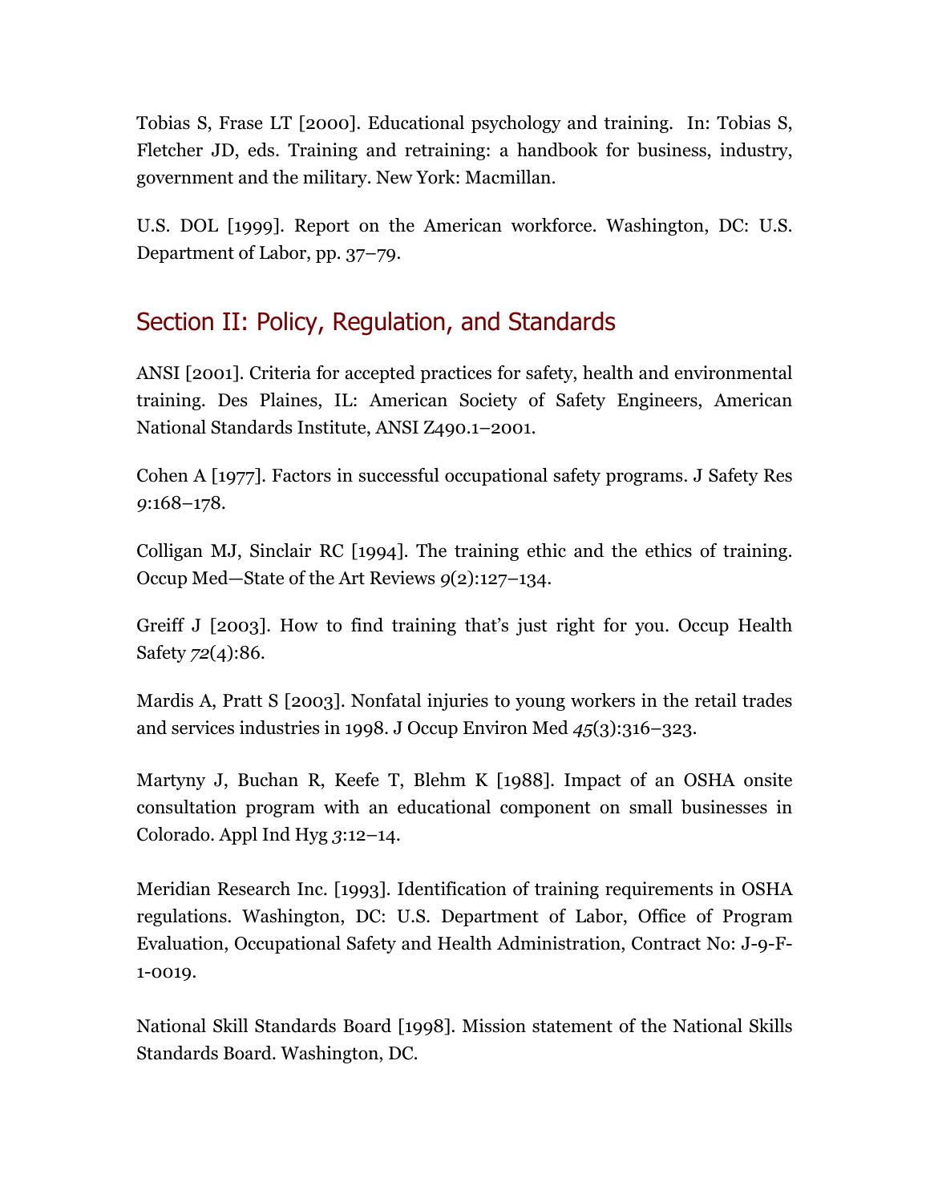Tobias S, Frase LT [2000]. Educational psychology and training. In: Tobias S, Fletcher JD, eds. Training and retraining: a handbook for business, industry, government and the military. New York: Macmillan.

U.S. DOL [1999]. Report on the American workforce. Washington, DC: U.S. Department of Labor, pp. 37–79.

## Section II: Policy, Regulation, and Standards

ANSI [2001]. Criteria for accepted practices for safety, health and environmental training. Des Plaines, IL: American Society of Safety Engineers, American National Standards Institute, ANSI Z490.1–2001.

Cohen A [1977]. Factors in successful occupational safety programs. J Safety Res *9*:168–178.

Colligan MJ, Sinclair RC [1994]. The training ethic and the ethics of training. Occup Med—State of the Art Reviews *9*(2):127–134.

Greiff J [2003]. How to find training that's just right for you. Occup Health Safety *72*(4):86.

Mardis A, Pratt S [2003]. Nonfatal injuries to young workers in the retail trades and services industries in 1998. J Occup Environ Med *45*(3):316–323.

Martyny J, Buchan R, Keefe T, Blehm K [1988]. Impact of an OSHA onsite consultation program with an educational component on small businesses in Colorado. Appl Ind Hyg *3*:12–14.

Meridian Research Inc. [1993]. Identification of training requirements in OSHA regulations. Washington, DC: U.S. Department of Labor, Office of Program Evaluation, Occupational Safety and Health Administration, Contract No: J-9-F-1-0019.

National Skill Standards Board [1998]. Mission statement of the National Skills Standards Board. Washington, DC.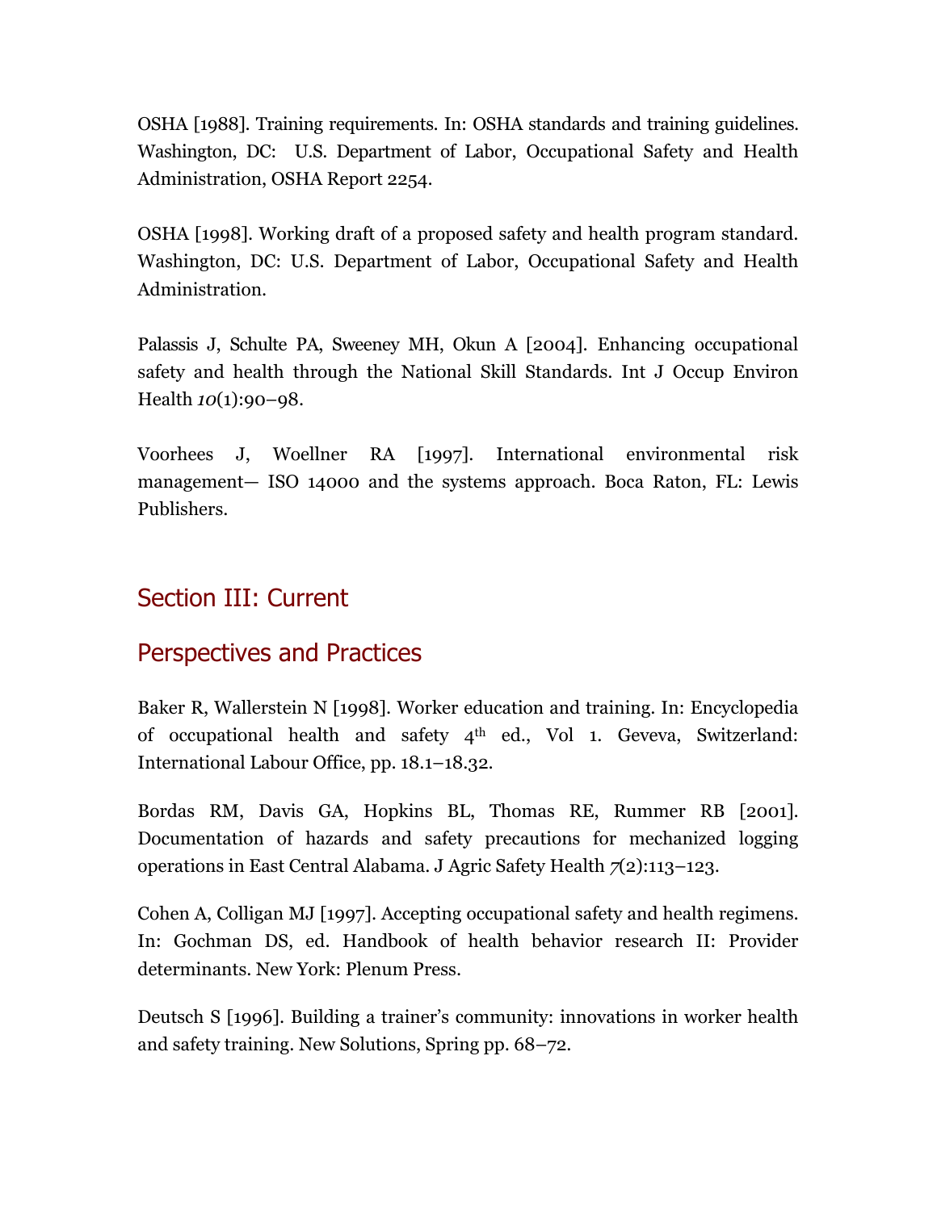OSHA [1988]. Training requirements. In: OSHA standards and training guidelines. Washington, DC: U.S. Department of Labor, Occupational Safety and Health Administration, OSHA Report 2254.

OSHA [1998]. Working draft of a proposed safety and health program standard. Washington, DC: U.S. Department of Labor, Occupational Safety and Health Administration.

Palassis J, Schulte PA, Sweeney MH, Okun A [2004]. Enhancing occupational safety and health through the National Skill Standards. Int J Occup Environ Health *10*(1):90–98.

Voorhees J, Woellner RA [1997]. International environmental risk management— ISO 14000 and the systems approach. Boca Raton, FL: Lewis Publishers.

## Section III: Current Perspectives and Practices

Baker R, Wallerstein N [1998]. Worker education and training. In: Encyclopedia of occupational health and safety 4th ed., Vol 1. Geveva, Switzerland: International Labour Office, pp. 18.1–18.32.

Bordas RM, Davis GA, Hopkins BL, Thomas RE, Rummer RB [2001]. Documentation of hazards and safety precautions for mechanized logging operations in East Central Alabama. J Agric Safety Health *7*(2):113–123.

Cohen A, Colligan MJ [1997]. Accepting occupational safety and health regimens. In: Gochman DS, ed. Handbook of health behavior research II: Provider determinants. New York: Plenum Press.

Deutsch S [1996]. Building a trainer's community: innovations in worker health and safety training. New Solutions, Spring pp. 68–72.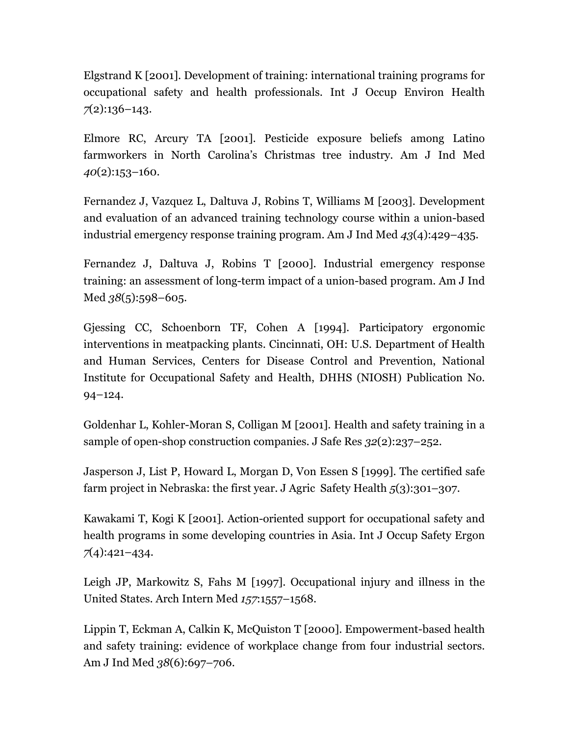Elgstrand K [2001]. Development of training: international training programs for occupational safety and health professionals. Int J Occup Environ Health *7*(2):136–143.

Elmore RC, Arcury TA [2001]. Pesticide exposure beliefs among Latino farmworkers in North Carolina's Christmas tree industry. Am J Ind Med *40*(2):153–160.

Fernandez J, Vazquez L, Daltuva J, Robins T, Williams M [2003]. Development and evaluation of an advanced training technology course within a union-based industrial emergency response training program. Am J Ind Med *43*(4):429–435.

Fernandez J, Daltuva J, Robins T [2000]. Industrial emergency response training: an assessment of long-term impact of a union-based program. Am J Ind Med *38*(5):598–605.

Gjessing CC, Schoenborn TF, Cohen A [1994]. Participatory ergonomic interventions in meatpacking plants. Cincinnati, OH: U.S. Department of Health and Human Services, Centers for Disease Control and Prevention, National Institute for Occupational Safety and Health, DHHS (NIOSH) Publication No. 94–124.

Goldenhar L, Kohler-Moran S, Colligan M [2001]. Health and safety training in a sample of open-shop construction companies. J Safe Res *32*(2):237–252.

Jasperson J, List P, Howard L, Morgan D, Von Essen S [1999]. The certified safe farm project in Nebraska: the first year. J Agric Safety Health *5*(3):301–307.

Kawakami T, Kogi K [2001]. Action-oriented support for occupational safety and health programs in some developing countries in Asia. Int J Occup Safety Ergon *7*(4):421–434.

Leigh JP, Markowitz S, Fahs M [1997]. Occupational injury and illness in the United States. Arch Intern Med *157*:1557–1568.

Lippin T, Eckman A, Calkin K, McQuiston T [2000]. Empowerment-based health and safety training: evidence of workplace change from four industrial sectors. Am J Ind Med *38*(6):697–706.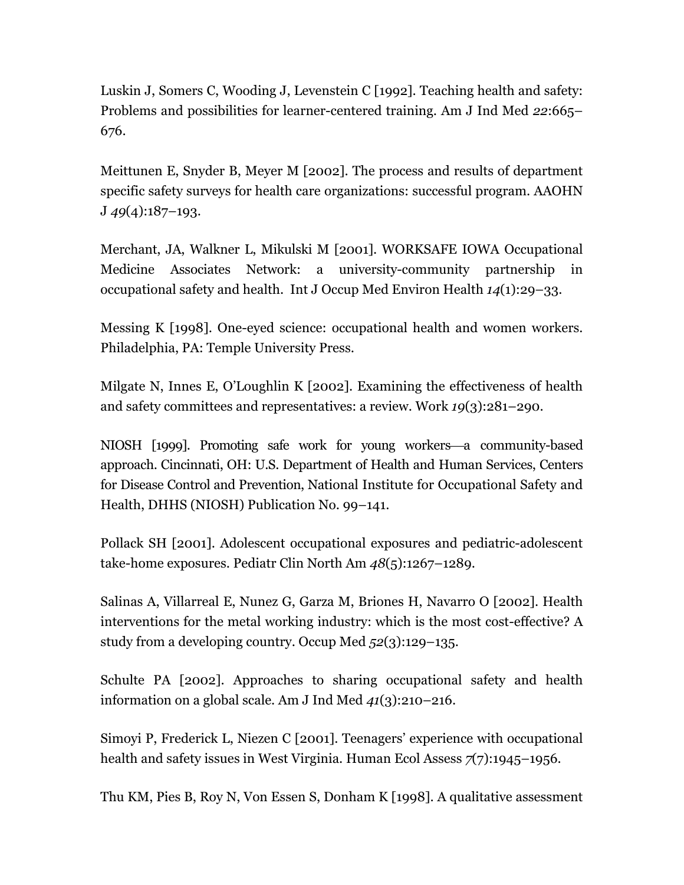Luskin J, Somers C, Wooding J, Levenstein C [1992]. Teaching health and safety: Problems and possibilities for learner-centered training. Am J Ind Med *22*:665–676.

Meittunen E, Snyder B, Meyer M [2002]. The process and results of department specific safety surveys for health care organizations: successful program. AAOHN J *49*(4):187–193.

Merchant, JA, Walkner L, Mikulski M [2001]. WORKSAFE IOWA Occupational Medicine Associates Network: a university-community partnership in occupational safety and health. Int J Occup Med Environ Health *14*(1):29–33.

Messing K [1998]. One-eyed science: occupational health and women workers. Philadelphia, PA: Temple University Press.

Milgate N, Innes E, O'Loughlin K [2002]. Examining the effectiveness of health and safety committees and representatives: a review. Work *19*(3):281–290.

NIOSH [1999]. Promoting safe work for young workers—a community-based approach. Cincinnati, OH: U.S. Department of Health and Human Services, Centers for Disease Control and Prevention, National Institute for Occupational Safety and Health, DHHS (NIOSH) Publication No. 99–141.

Pollack SH [2001]. Adolescent occupational exposures and pediatric-adolescent take-home exposures. Pediatr Clin North Am *48*(5):1267–1289.

Salinas A, Villarreal E, Nunez G, Garza M, Briones H, Navarro O [2002]. Health interventions for the metal working industry: which is the most cost-effective? A study from a developing country. Occup Med *52*(3):129–135.

Schulte PA [2002]. Approaches to sharing occupational safety and health information on a global scale. Am J Ind Med *41*(3):210–216.

Simoyi P, Frederick L, Niezen C [2001]. Teenagers' experience with occupational health and safety issues in West Virginia. Human Ecol Assess *7*(7):1945–1956.

Thu KM, Pies B, Roy N, Von Essen S, Donham K [1998]. A qualitative assessment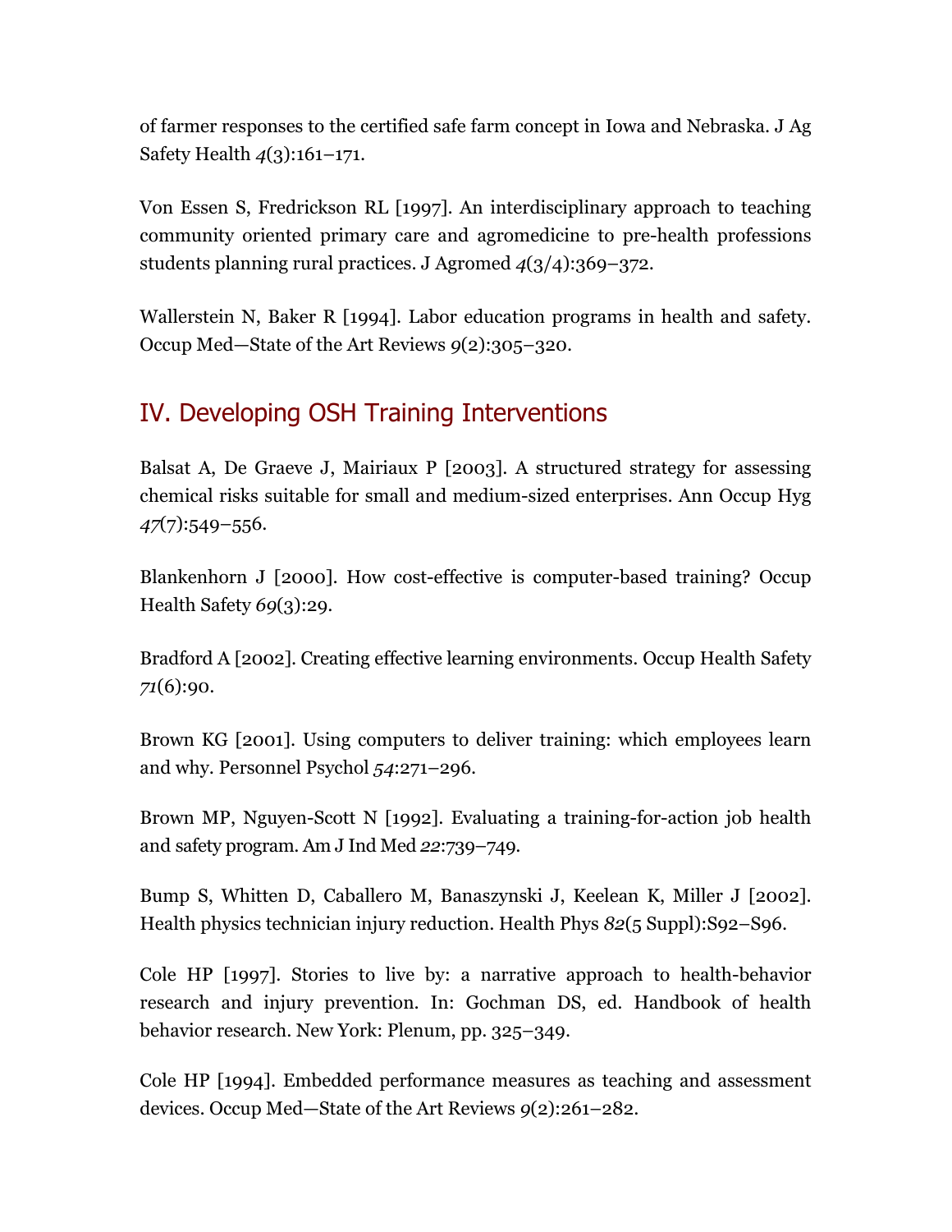of farmer responses to the certified safe farm concept in Iowa and Nebraska. J Ag Safety Health *4*(3):161–171.

Von Essen S, Fredrickson RL [1997]. An interdisciplinary approach to teaching community oriented primary care and agromedicine to pre-health professions students planning rural practices. J Agromed *4*(3/4):369–372.

Wallerstein N, Baker R [1994]. Labor education programs in health and safety. Occup Med—State of the Art Reviews *9*(2):305–320.

## IV. Developing OSH Training Interventions

Balsat A, De Graeve J, Mairiaux P [2003]. A structured strategy for assessing chemical risks suitable for small and medium-sized enterprises. Ann Occup Hyg *47*(7):549–556.

Blankenhorn J [2000]. How cost-effective is computer-based training? Occup Health Safety *69*(3):29.

Bradford A [2002]. Creating effective learning environments. Occup Health Safety *71*(6):90.

Brown KG [2001]. Using computers to deliver training: which employees learn and why. Personnel Psychol *54*:271–296.

Brown MP, Nguyen-Scott N [1992]. Evaluating a training-for-action job health and safety program. Am J Ind Med *22*:739–749.

Bump S, Whitten D, Caballero M, Banaszynski J, Keelean K, Miller J [2002]. Health physics technician injury reduction. Health Phys *82*(5 Suppl):S92–S96.

Cole HP [1997]. Stories to live by: a narrative approach to health-behavior research and injury prevention. In: Gochman DS, ed. Handbook of health behavior research. New York: Plenum, pp. 325–349.

Cole HP [1994]. Embedded performance measures as teaching and assessment devices. Occup Med—State of the Art Reviews *9*(2):261–282.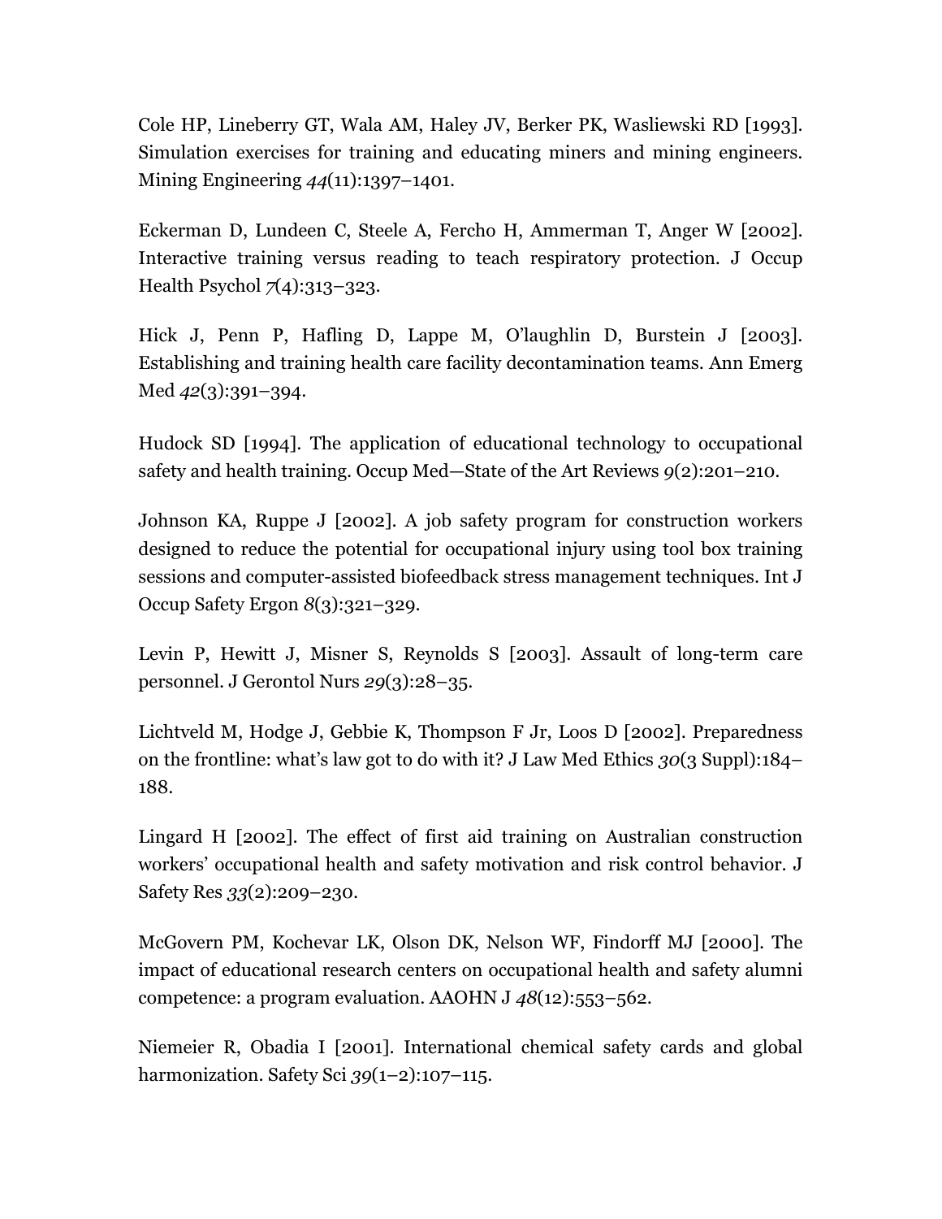Cole HP, Lineberry GT, Wala AM, Haley JV, Berker PK, Wasliewski RD [1993]. Simulation exercises for training and educating miners and mining engineers. Mining Engineering *44*(11):1397–1401.

Eckerman D, Lundeen C, Steele A, Fercho H, Ammerman T, Anger W [2002]. Interactive training versus reading to teach respiratory protection. J Occup Health Psychol *7*(4):313–323.

Hick J, Penn P, Hafling D, Lappe M, O'laughlin D, Burstein J [2003]. Establishing and training health care facility decontamination teams. Ann Emerg Med *42*(3):391–394.

Hudock SD [1994]. The application of educational technology to occupational safety and health training. Occup Med—State of the Art Reviews *9*(2):201–210.

Johnson KA, Ruppe J [2002]. A job safety program for construction workers designed to reduce the potential for occupational injury using tool box training sessions and computer-assisted biofeedback stress management techniques. Int J Occup Safety Ergon *8*(3):321–329.

Levin P, Hewitt J, Misner S, Reynolds S [2003]. Assault of long-term care personnel. J Gerontol Nurs *29*(3):28–35.

Lichtveld M, Hodge J, Gebbie K, Thompson F Jr, Loos D [2002]. Preparedness on the frontline: what's law got to do with it? J Law Med Ethics *30*(3 Suppl):184–188.

Lingard H [2002]. The effect of first aid training on Australian construction workers' occupational health and safety motivation and risk control behavior. J Safety Res *33*(2):209–230.

McGovern PM, Kochevar LK, Olson DK, Nelson WF, Findorff MJ [2000]. The impact of educational research centers on occupational health and safety alumni competence: a program evaluation. AAOHN J *48*(12):553–562.

Niemeier R, Obadia I [2001]. International chemical safety cards and global harmonization. Safety Sci *39*(1–2):107–115.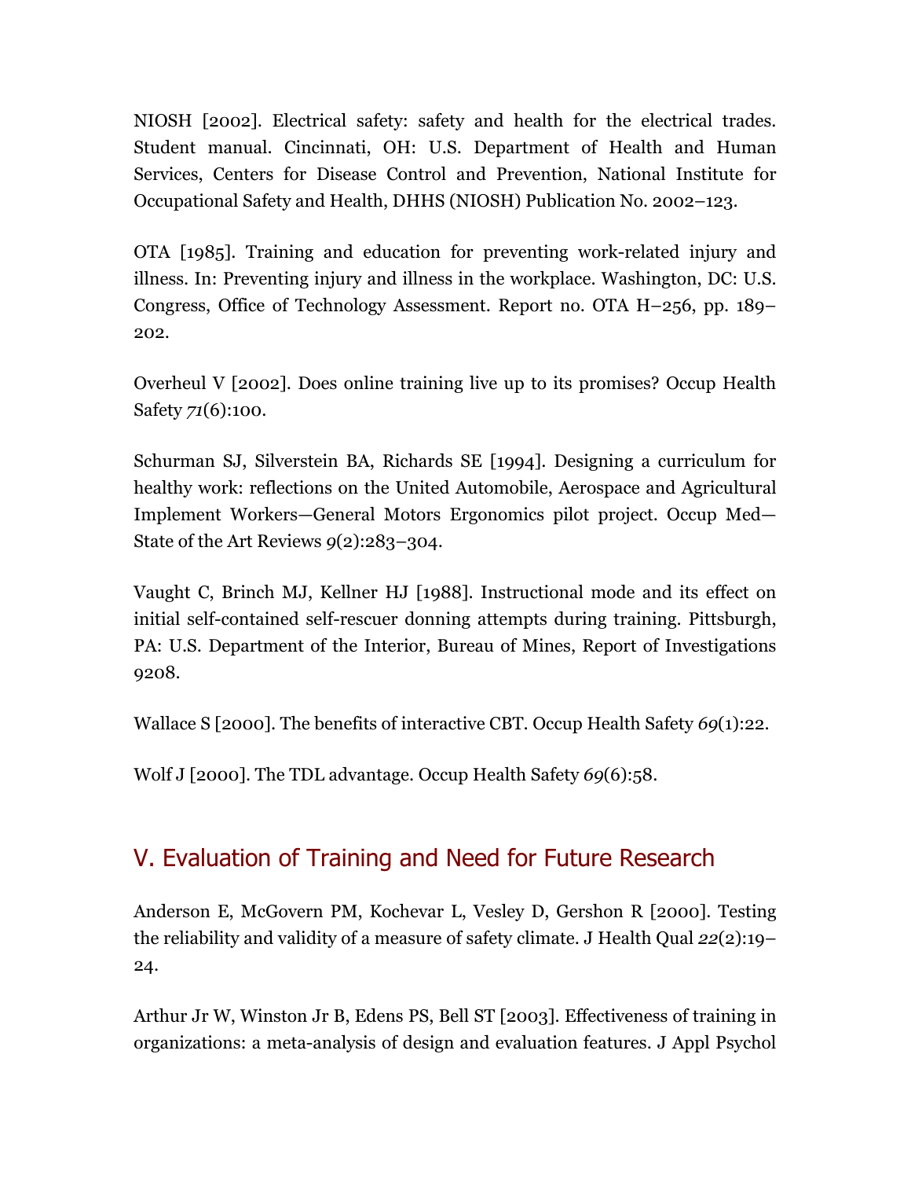NIOSH [2002]. Electrical safety: safety and health for the electrical trades. Student manual. Cincinnati, OH: U.S. Department of Health and Human Services, Centers for Disease Control and Prevention, National Institute for Occupational Safety and Health, DHHS (NIOSH) Publication No. 2002–123.

OTA [1985]. Training and education for preventing work-related injury and illness. In: Preventing injury and illness in the workplace. Washington, DC: U.S. Congress, Office of Technology Assessment. Report no. OTA H–256, pp. 189–202.

Overheul V [2002]. Does online training live up to its promises? Occup Health Safety *71*(6):100.

Schurman SJ, Silverstein BA, Richards SE [1994]. Designing a curriculum for healthy work: reflections on the United Automobile, Aerospace and Agricultural Implement Workers—General Motors Ergonomics pilot project. Occup Med—State of the Art Reviews *9*(2):283–304.

Vaught C, Brinch MJ, Kellner HJ [1988]. Instructional mode and its effect on initial self-contained self-rescuer donning attempts during training. Pittsburgh, PA: U.S. Department of the Interior, Bureau of Mines, Report of Investigations 9208.

Wallace S [2000]. The benefits of interactive CBT. Occup Health Safety *69*(1):22.

Wolf J [2000]. The TDL advantage. Occup Health Safety *69*(6):58.

## V. Evaluation of Training and Need for Future Research

Anderson E, McGovern PM, Kochevar L, Vesley D, Gershon R [2000]. Testing the reliability and validity of a measure of safety climate. J Health Qual *22*(2):19–24.

Arthur Jr W, Winston Jr B, Edens PS, Bell ST [2003]. Effectiveness of training in organizations: a meta-analysis of design and evaluation features. J Appl Psychol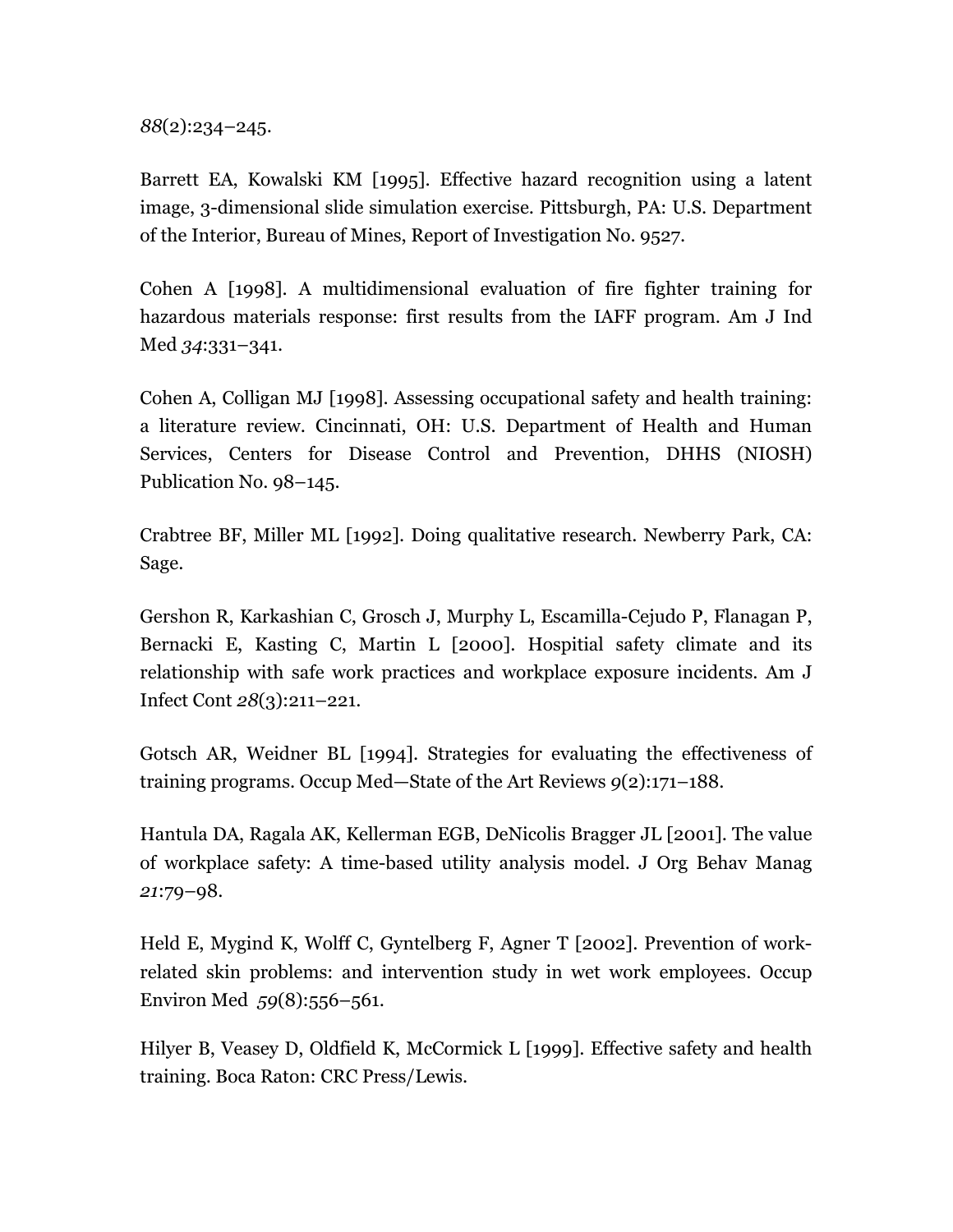*88*(2):234–245.

Barrett EA, Kowalski KM [1995]. Effective hazard recognition using a latent image, 3-dimensional slide simulation exercise. Pittsburgh, PA: U.S. Department of the Interior, Bureau of Mines, Report of Investigation No. 9527.

Cohen A [1998]. A multidimensional evaluation of fire fighter training for hazardous materials response: first results from the IAFF program. Am J Ind Med *34*:331–341.

Cohen A, Colligan MJ [1998]. Assessing occupational safety and health training: a literature review. Cincinnati, OH: U.S. Department of Health and Human Services, Centers for Disease Control and Prevention, DHHS (NIOSH) Publication No. 98–145.

Crabtree BF, Miller ML [1992]. Doing qualitative research. Newberry Park, CA: Sage.

Gershon R, Karkashian C, Grosch J, Murphy L, Escamilla-Cejudo P, Flanagan P, Bernacki E, Kasting C, Martin L [2000]. Hospitial safety climate and its relationship with safe work practices and workplace exposure incidents. Am J Infect Cont *28*(3):211–221.

Gotsch AR, Weidner BL [1994]. Strategies for evaluating the effectiveness of training programs. Occup Med—State of the Art Reviews *9*(2):171–188.

Hantula DA, Ragala AK, Kellerman EGB, DeNicolis Bragger JL [2001]. The value of workplace safety: A time-based utility analysis model. J Org Behav Manag *21*:79–98.

Held E, Mygind K, Wolff C, Gyntelberg F, Agner T [2002]. Prevention of work-related skin problems: and intervention study in wet work employees. Occup Environ Med *59*(8):556–561.

Hilyer B, Veasey D, Oldfield K, McCormick L [1999]. Effective safety and health training. Boca Raton: CRC Press/Lewis.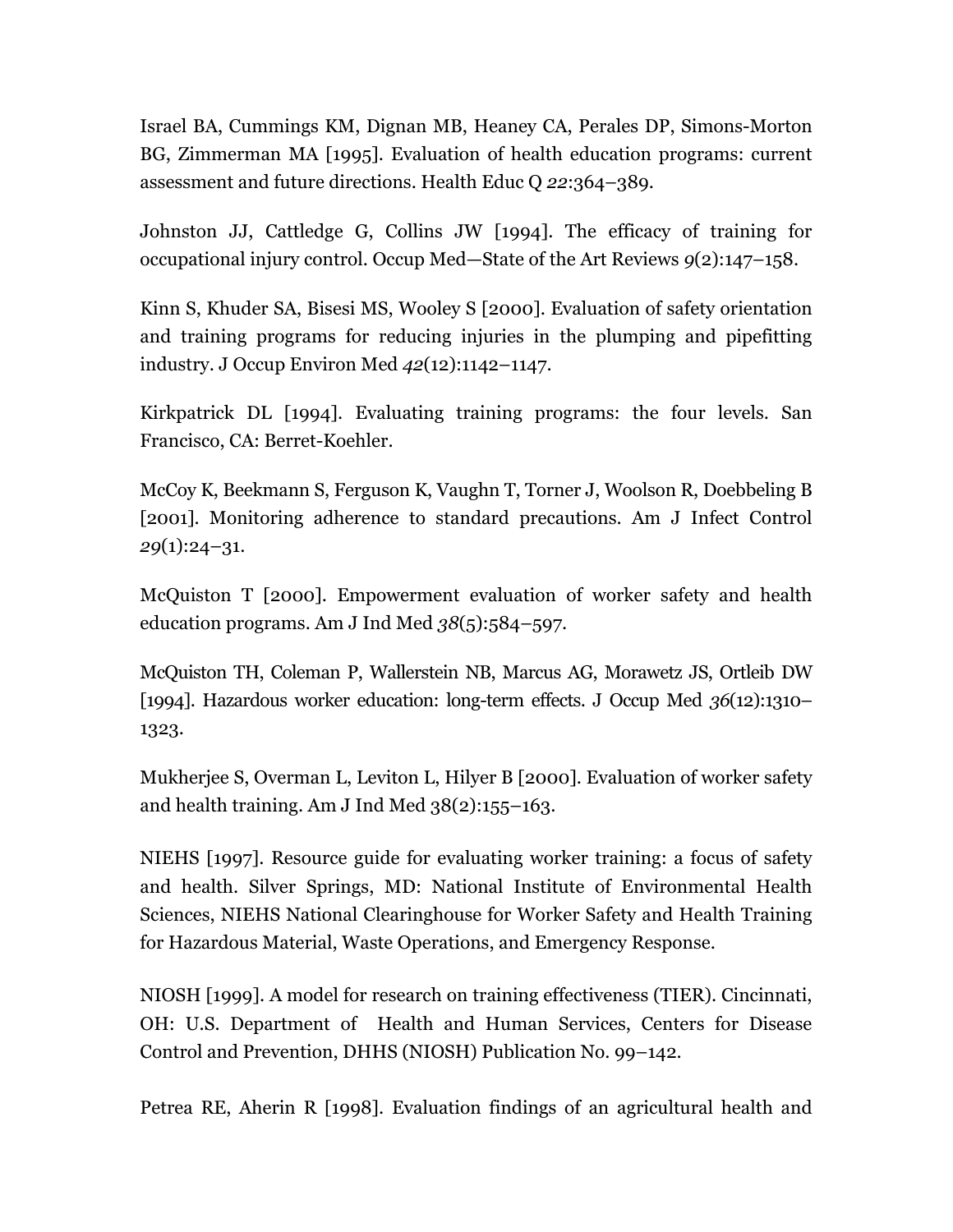Israel BA, Cummings KM, Dignan MB, Heaney CA, Perales DP, Simons-Morton BG, Zimmerman MA [1995]. Evaluation of health education programs: current assessment and future directions. Health Educ Q *22*:364–389.

Johnston JJ, Cattledge G, Collins JW [1994]. The efficacy of training for occupational injury control. Occup Med—State of the Art Reviews *9*(2):147–158.

Kinn S, Khuder SA, Bisesi MS, Wooley S [2000]. Evaluation of safety orientation and training programs for reducing injuries in the plumping and pipefitting industry. J Occup Environ Med *42*(12):1142–1147.

Kirkpatrick DL [1994]. Evaluating training programs: the four levels. San Francisco, CA: Berret-Koehler.

McCoy K, Beekmann S, Ferguson K, Vaughn T, Torner J, Woolson R, Doebbeling B [2001]. Monitoring adherence to standard precautions. Am J Infect Control *29*(1):24–31.

McQuiston T [2000]. Empowerment evaluation of worker safety and health education programs. Am J Ind Med *38*(5):584–597.

McQuiston TH, Coleman P, Wallerstein NB, Marcus AG, Morawetz JS, Ortleib DW [1994]. Hazardous worker education: long-term effects. J Occup Med *36*(12):1310–1323.

Mukherjee S, Overman L, Leviton L, Hilyer B [2000]. Evaluation of worker safety and health training. Am J Ind Med 38(2):155–163.

NIEHS [1997]. Resource guide for evaluating worker training: a focus of safety and health. Silver Springs, MD: National Institute of Environmental Health Sciences, NIEHS National Clearinghouse for Worker Safety and Health Training for Hazardous Material, Waste Operations, and Emergency Response.

NIOSH [1999]. A model for research on training effectiveness (TIER). Cincinnati, OH: U.S. Department of Health and Human Services, Centers for Disease Control and Prevention, DHHS (NIOSH) Publication No. 99–142.

Petrea RE, Aherin R [1998]. Evaluation findings of an agricultural health and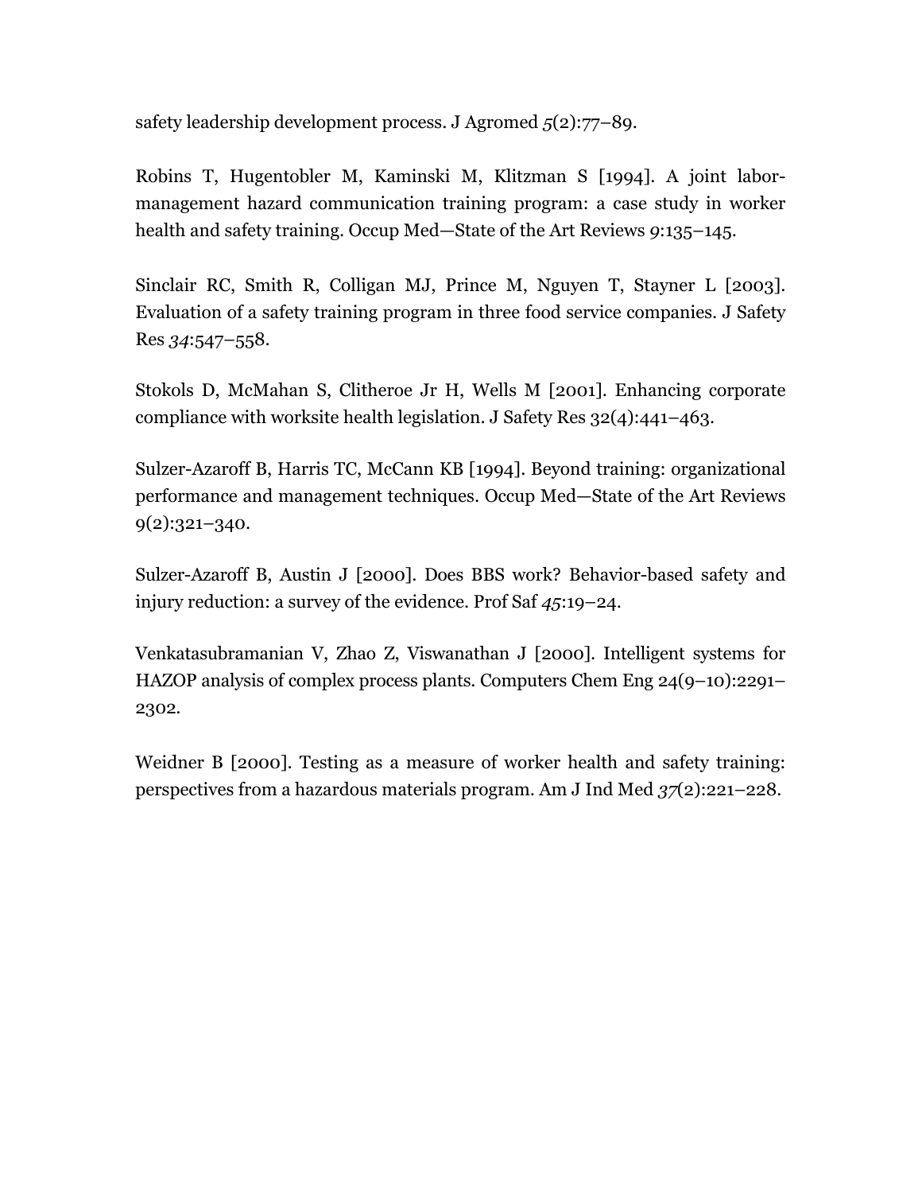safety leadership development process. J Agromed *5*(2):77–89.

Robins T, Hugentobler M, Kaminski M, Klitzman S [1994]. A joint labor-management hazard communication training program: a case study in worker health and safety training. Occup Med—State of the Art Reviews *9*:135–145.

Sinclair RC, Smith R, Colligan MJ, Prince M, Nguyen T, Stayner L [2003]. Evaluation of a safety training program in three food service companies. J Safety Res *34*:547–558.

Stokols D, McMahan S, Clitheroe Jr H, Wells M [2001]. Enhancing corporate compliance with worksite health legislation. J Safety Res 32(4):441–463.

Sulzer-Azaroff B, Harris TC, McCann KB [1994]. Beyond training: organizational performance and management techniques. Occup Med—State of the Art Reviews 9(2):321–340.

Sulzer-Azaroff B, Austin J [2000]. Does BBS work? Behavior-based safety and injury reduction: a survey of the evidence. Prof Saf *45*:19–24.

Venkatasubramanian V, Zhao Z, Viswanathan J [2000]. Intelligent systems for HAZOP analysis of complex process plants. Computers Chem Eng 24(9–10):2291–2302.

Weidner B [2000]. Testing as a measure of worker health and safety training: perspectives from a hazardous materials program. Am J Ind Med *37*(2):221–228.